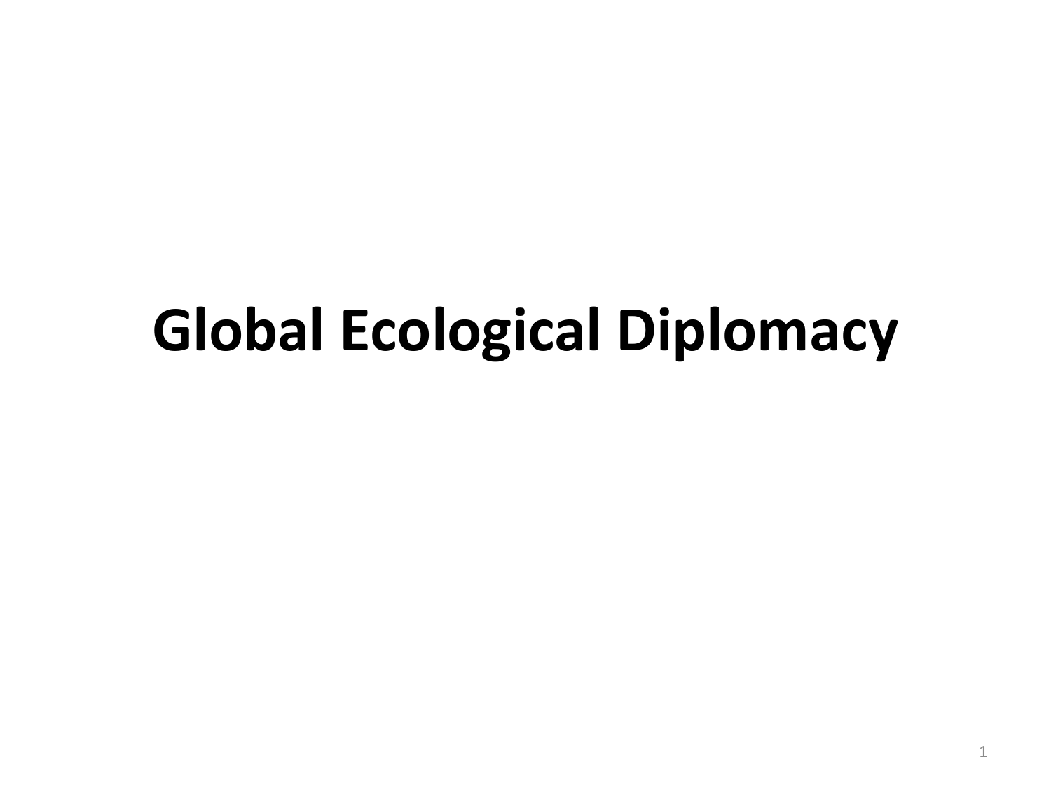# Global Ecological Diplomacy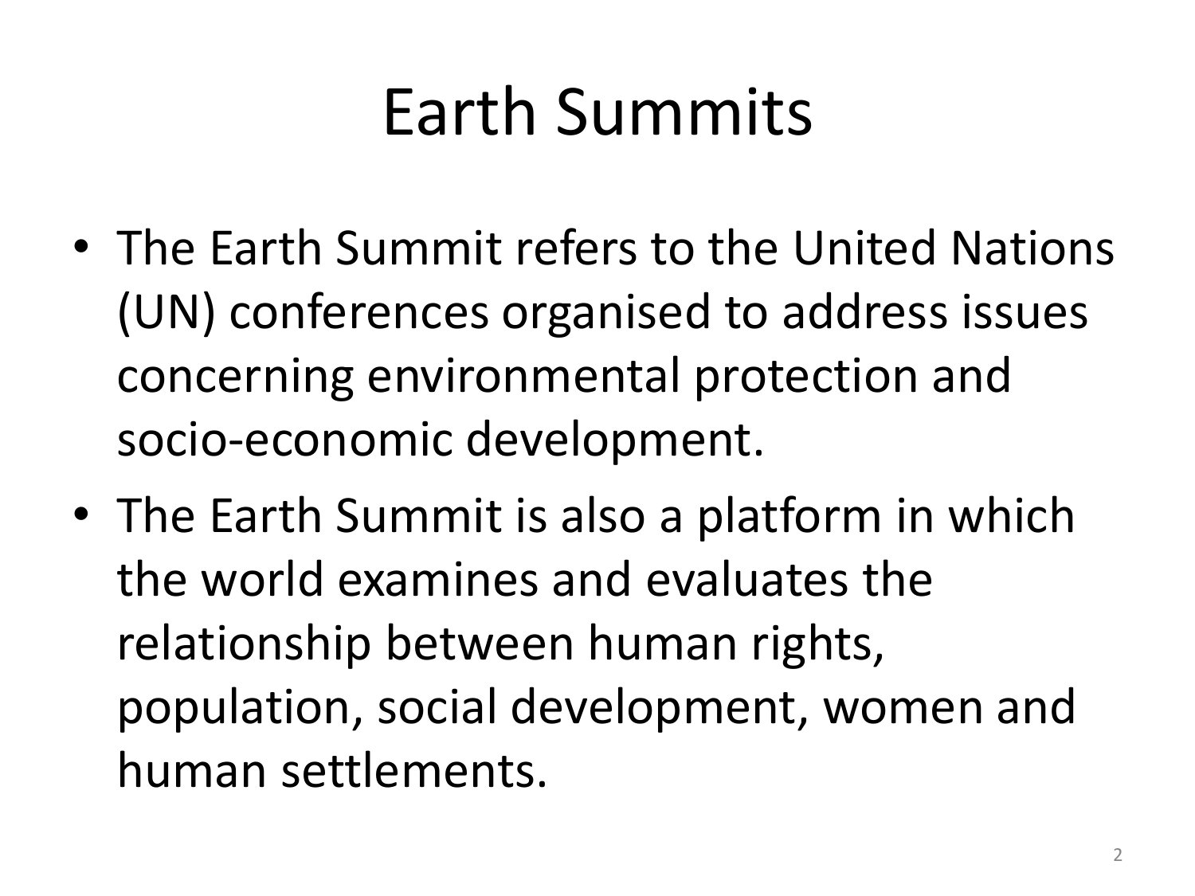# Earth Summits

- The Earth Summit refers to the United Nations (UN) conferences organised to address issues concerning environmental protection and socio-economic development.
- The Earth Summit is also a platform in which the world examines and evaluates the relationship between human rights, population, social development, women and human settlements.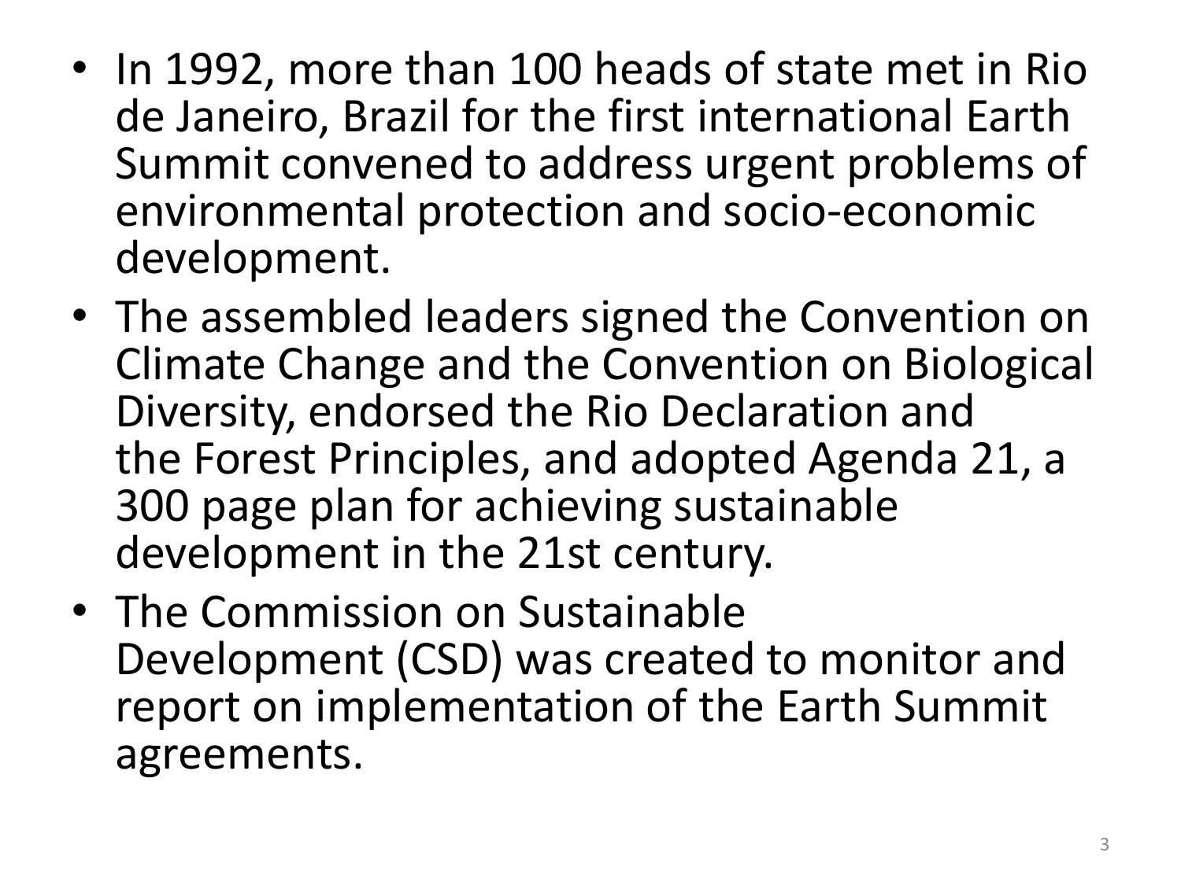- In 1992, more than 100 heads of state met in Rio de Janeiro, Brazil for the first international Earth Summit convened to address urgent problems of environmental protection and socio-economic development.
- The assembled leaders signed the Convention on Climate Change and the Convention on Biological Diversity, endorsed the Rio Declaration and the Forest Principles, and adopted Agenda 21, a 300 page plan for achieving sustainable development in the 21st century.
- The Commission on Sustainable Development (CSD) was created to monitor and report on implementation of the Earth Summit agreements.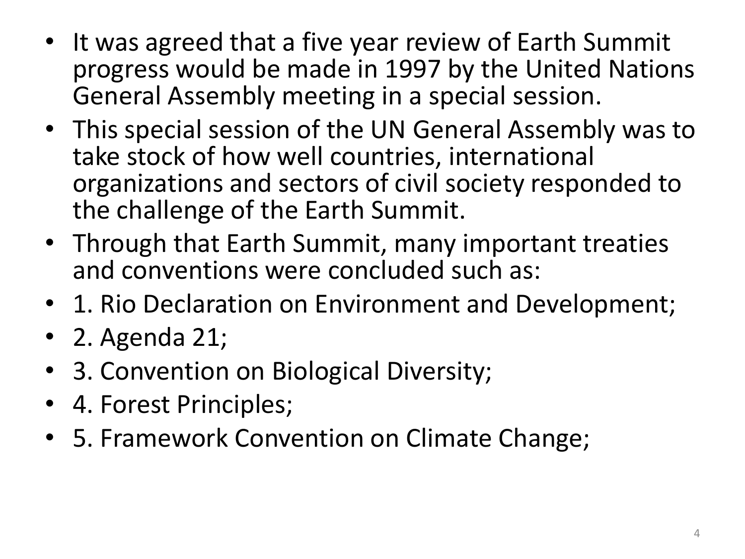- It was agreed that a five year review of Earth Summit progress would be made in 1997 by the United Nations General Assembly meeting in a special session.
- This special session of the UN General Assembly was to take stock of how well countries, international organizations and sectors of civil society responded to the challenge of the Earth Summit.
- Through that Earth Summit, many important treaties and conventions were concluded such as:
- 1. Rio Declaration on Environment and Development;
- 2. Agenda 21;
- 3. Convention on Biological Diversity;
- 4. Forest Principles;
- 5. Framework Convention on Climate Change;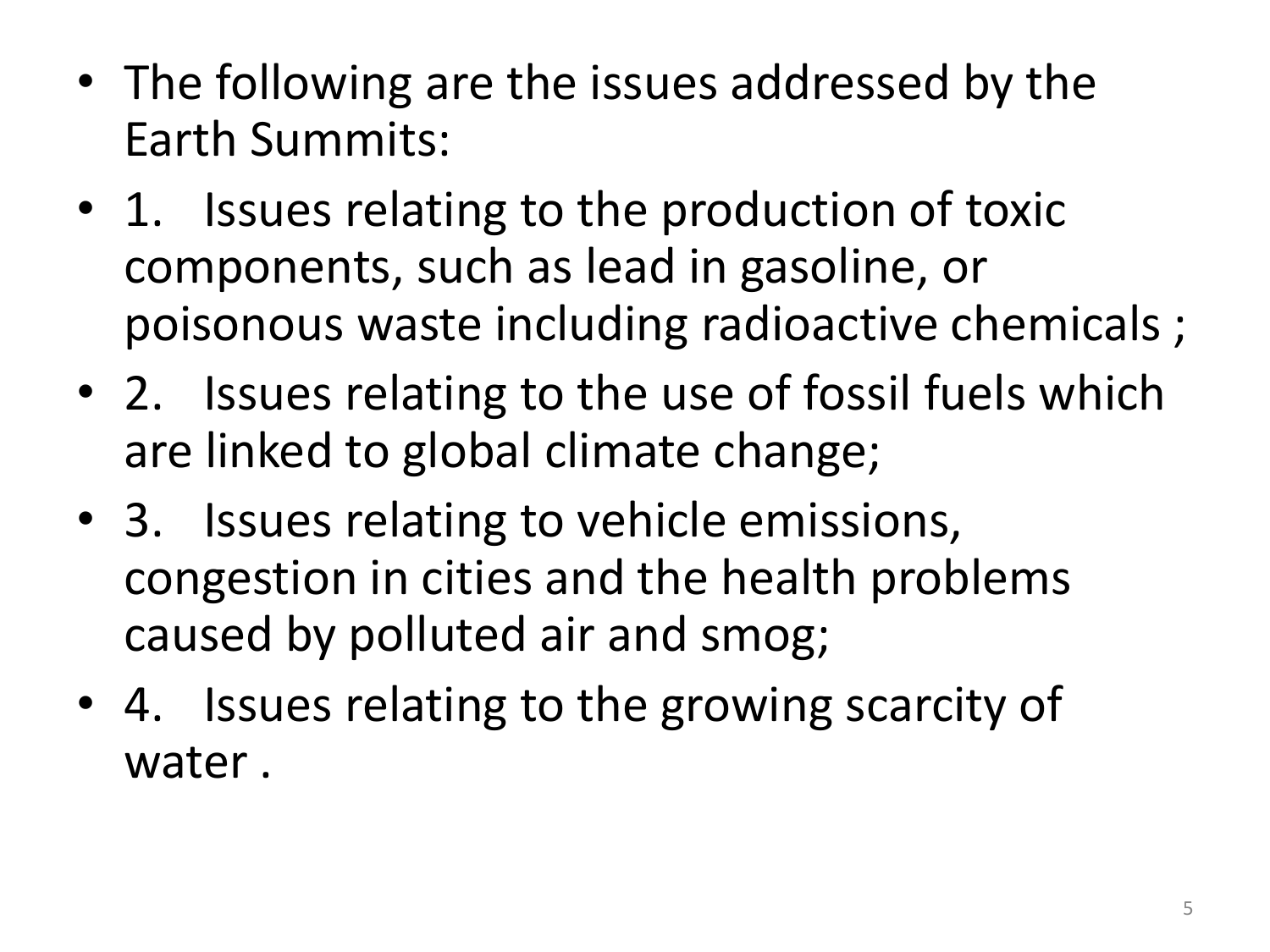- The following are the issues addressed by the Earth Summits:
- 1. Issues relating to the production of toxic components, such as lead in gasoline, or poisonous waste including radioactive chemicals ;
- 2. Issues relating to the use of fossil fuels which are linked to global climate change;
- 3. Issues relating to vehicle emissions, congestion in cities and the health problems caused by polluted air and smog;
- 4. Issues relating to the growing scarcity of water .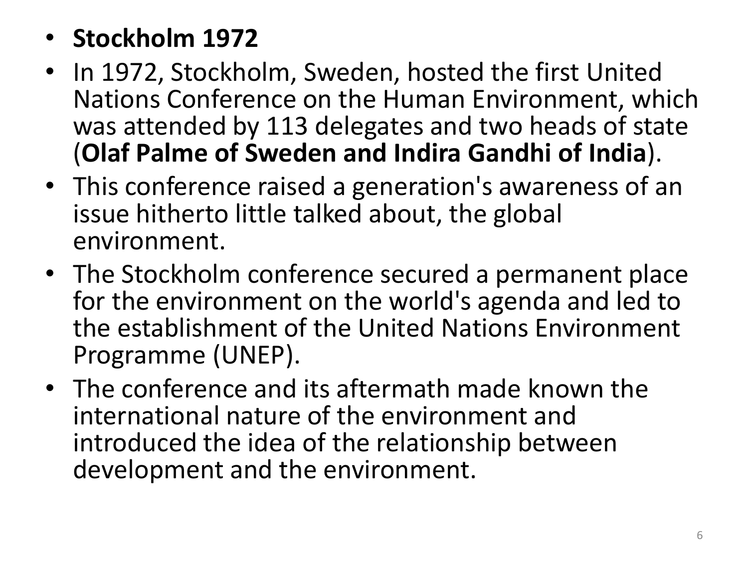- **Stockholm 1972**
- In 1972, Stockholm, Sweden, hosted the first United Nations Conference on the Human Environment, which was attended by 113 delegates and two heads of state (**Olaf Palme of Sweden and Indira Gandhi of India**).
- This conference raised a generation's awareness of an issue hitherto little talked about, the global environment.
- The Stockholm conference secured a permanent place for the environment on the world's agenda and led to the establishment of the United Nations Environment Programme (UNEP).
- The conference and its aftermath made known the international nature of the environment and introduced the idea of the relationship between development and the environment.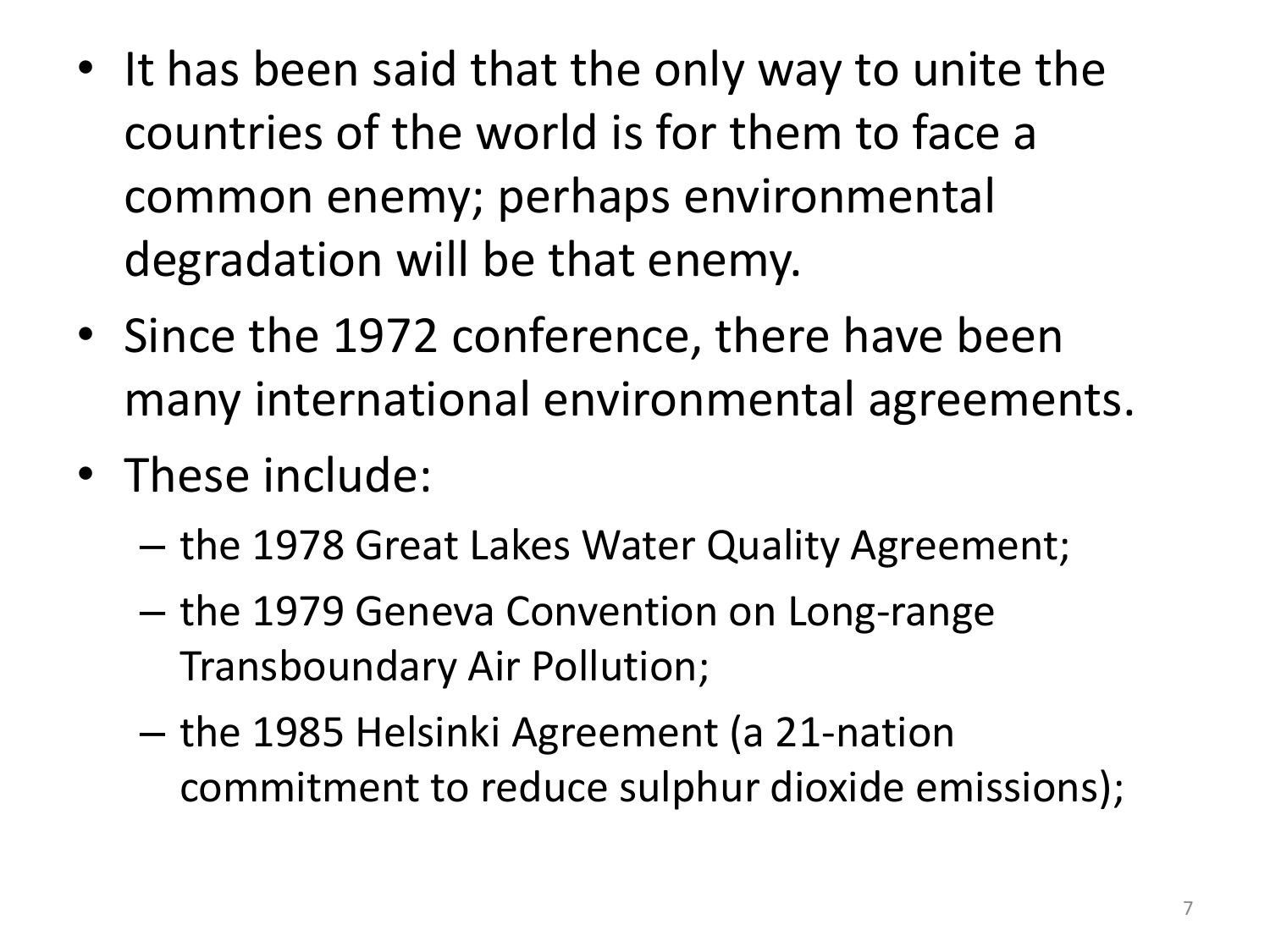- It has been said that the only way to unite the countries of the world is for them to face a common enemy; perhaps environmental degradation will be that enemy.
- Since the 1972 conference, there have been many international environmental agreements.
- These include:
  - the 1978 Great Lakes Water Quality Agreement;
  - the 1979 Geneva Convention on Long-range Transboundary Air Pollution;
  - the 1985 Helsinki Agreement (a 21-nation commitment to reduce sulphur dioxide emissions);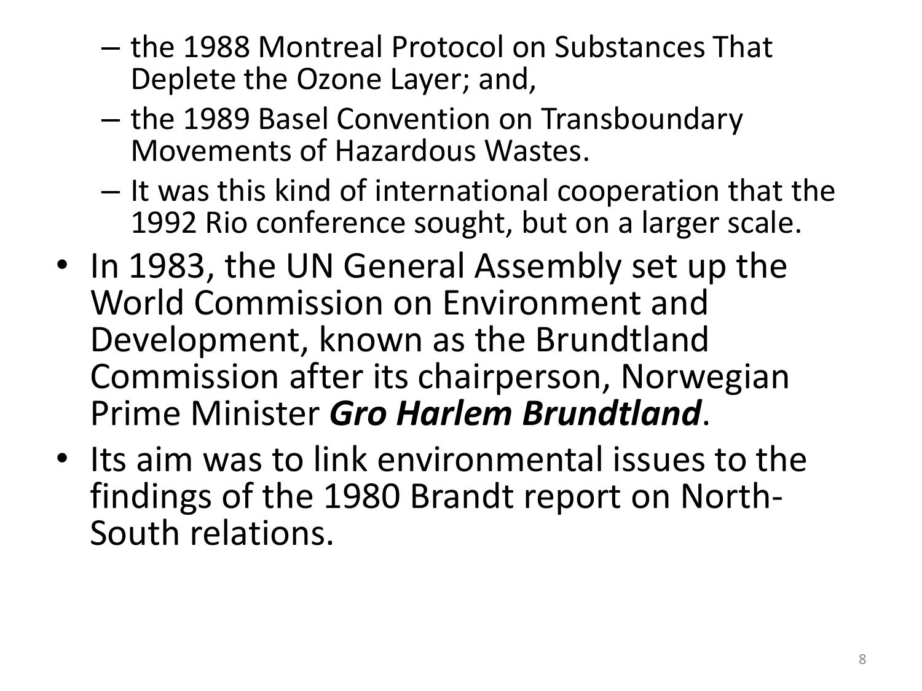- the 1988 Montreal Protocol on Substances That Deplete the Ozone Layer; and,
  - the 1989 Basel Convention on Transboundary Movements of Hazardous Wastes.
  - It was this kind of international cooperation that the 1992 Rio conference sought, but on a larger scale.
- In 1983, the UN General Assembly set up the World Commission on Environment and Development, known as the Brundtland Commission after its chairperson, Norwegian Prime Minister ***Gro Harlem Brundtland***.
- Its aim was to link environmental issues to the findings of the 1980 Brandt report on North-South relations.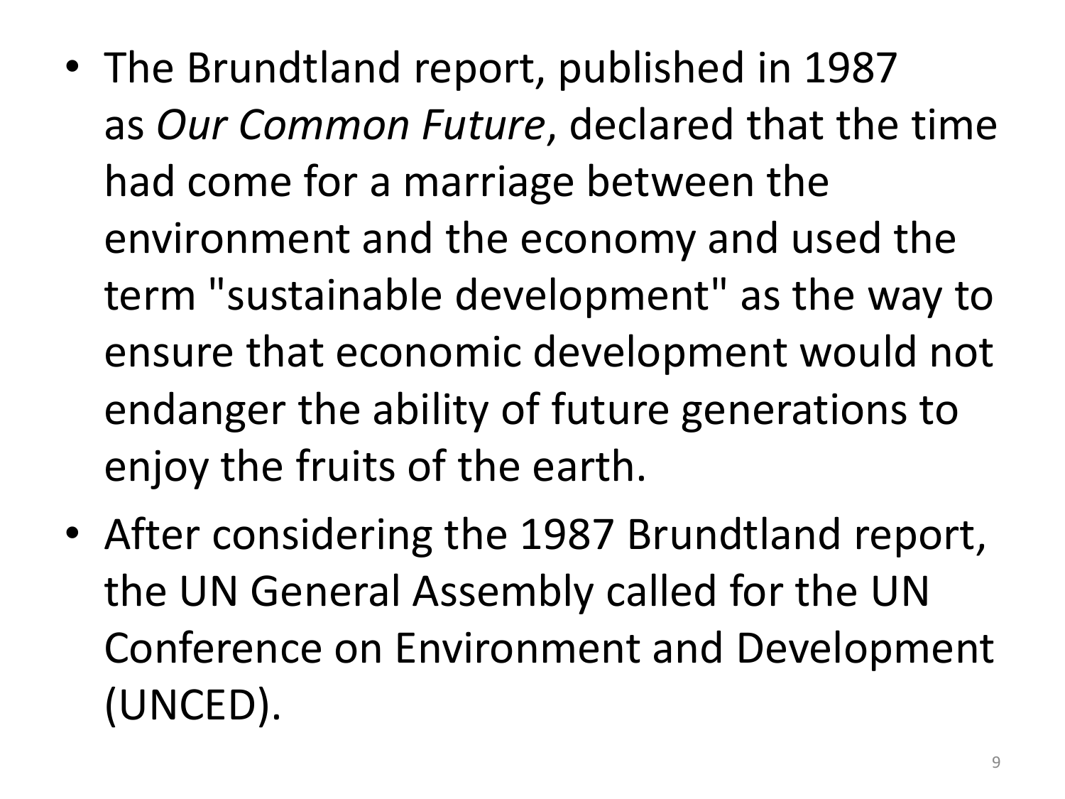- The Brundtland report, published in 1987 as *Our Common Future*, declared that the time had come for a marriage between the environment and the economy and used the term "sustainable development" as the way to ensure that economic development would not endanger the ability of future generations to enjoy the fruits of the earth.
- After considering the 1987 Brundtland report, the UN General Assembly called for the UN Conference on Environment and Development (UNCED).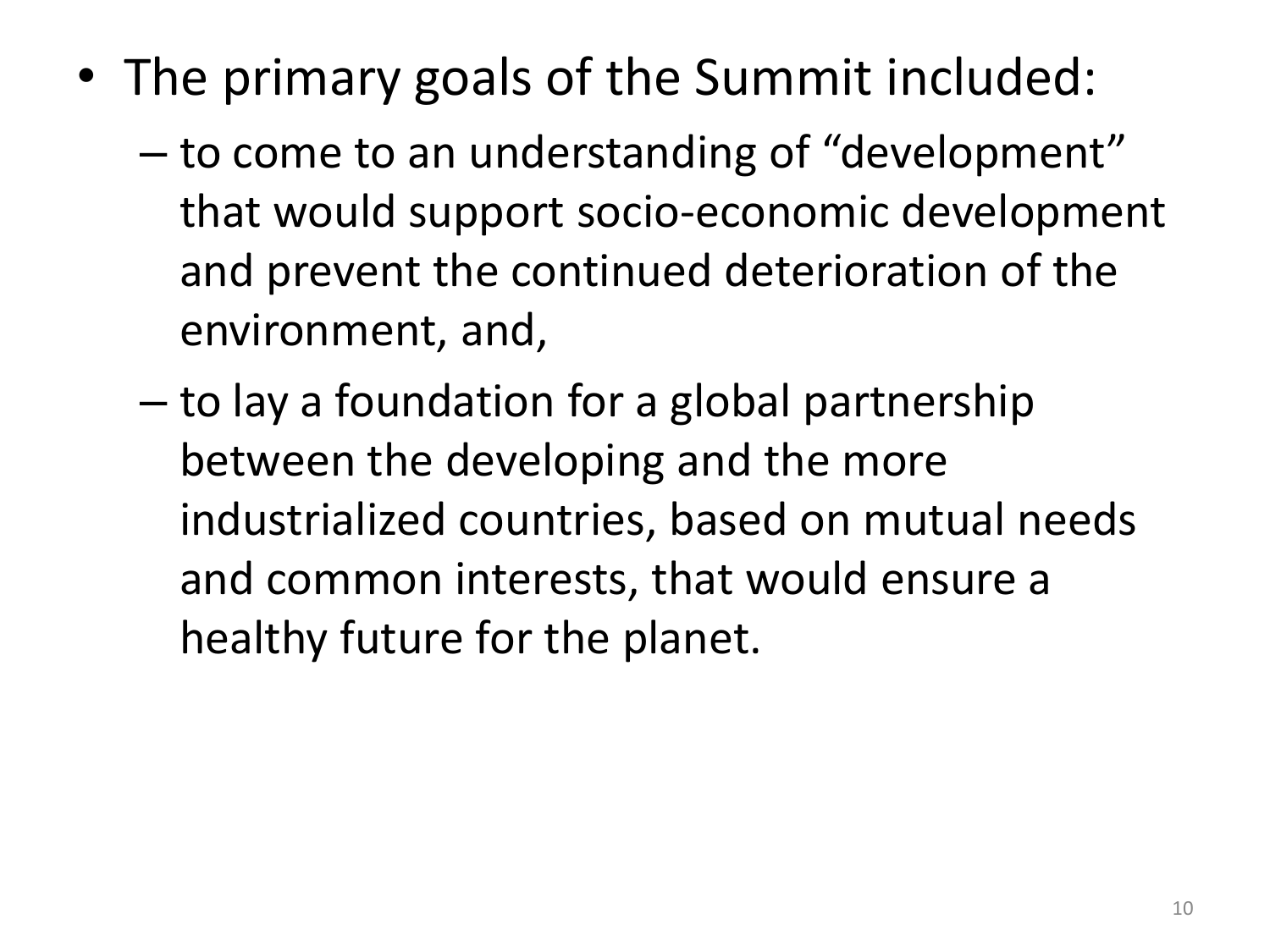- The primary goals of the Summit included:
  - to come to an understanding of “development” that would support socio-economic development and prevent the continued deterioration of the environment, and,
  - to lay a foundation for a global partnership between the developing and the more industrialized countries, based on mutual needs and common interests, that would ensure a healthy future for the planet.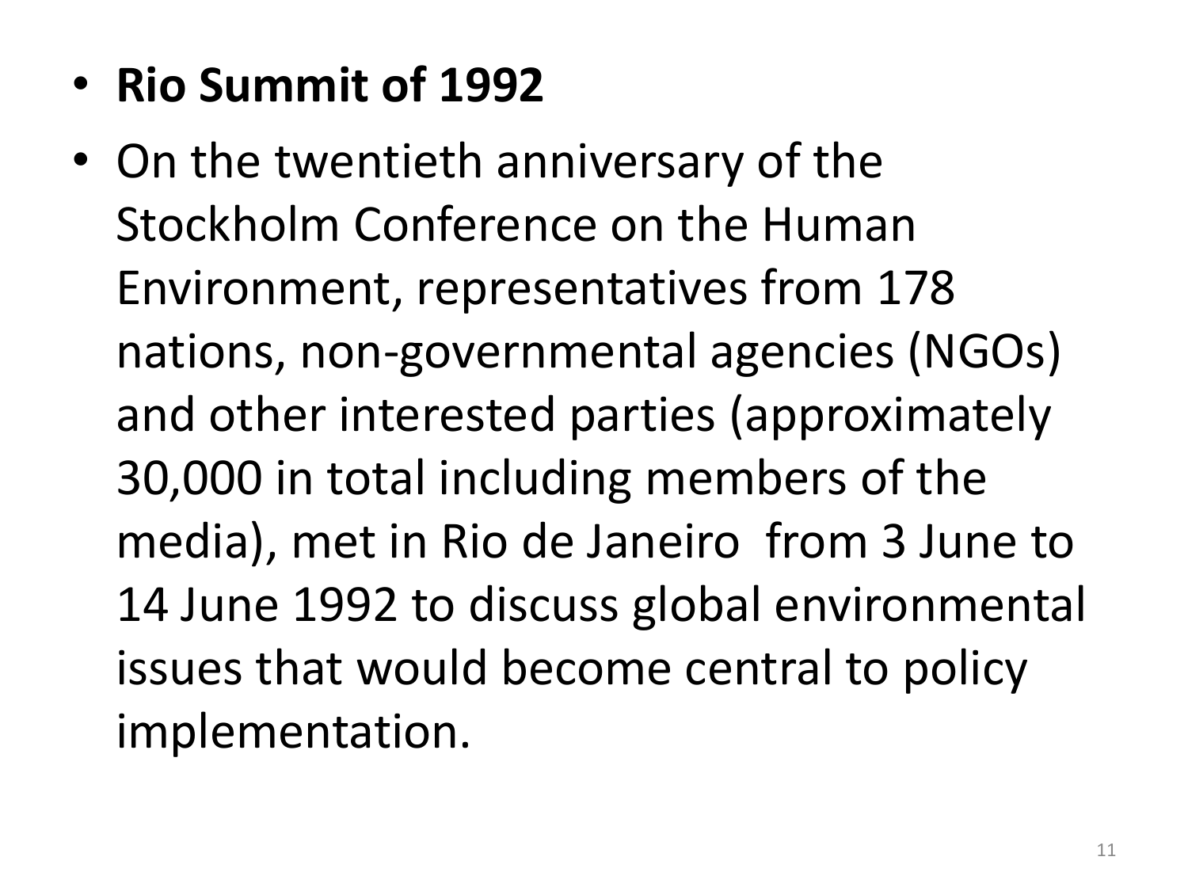- **Rio Summit of 1992**
- On the twentieth anniversary of the Stockholm Conference on the Human Environment, representatives from 178 nations, non-governmental agencies (NGOs) and other interested parties (approximately 30,000 in total including members of the media), met in Rio de Janeiro from 3 June to 14 June 1992 to discuss global environmental issues that would become central to policy implementation.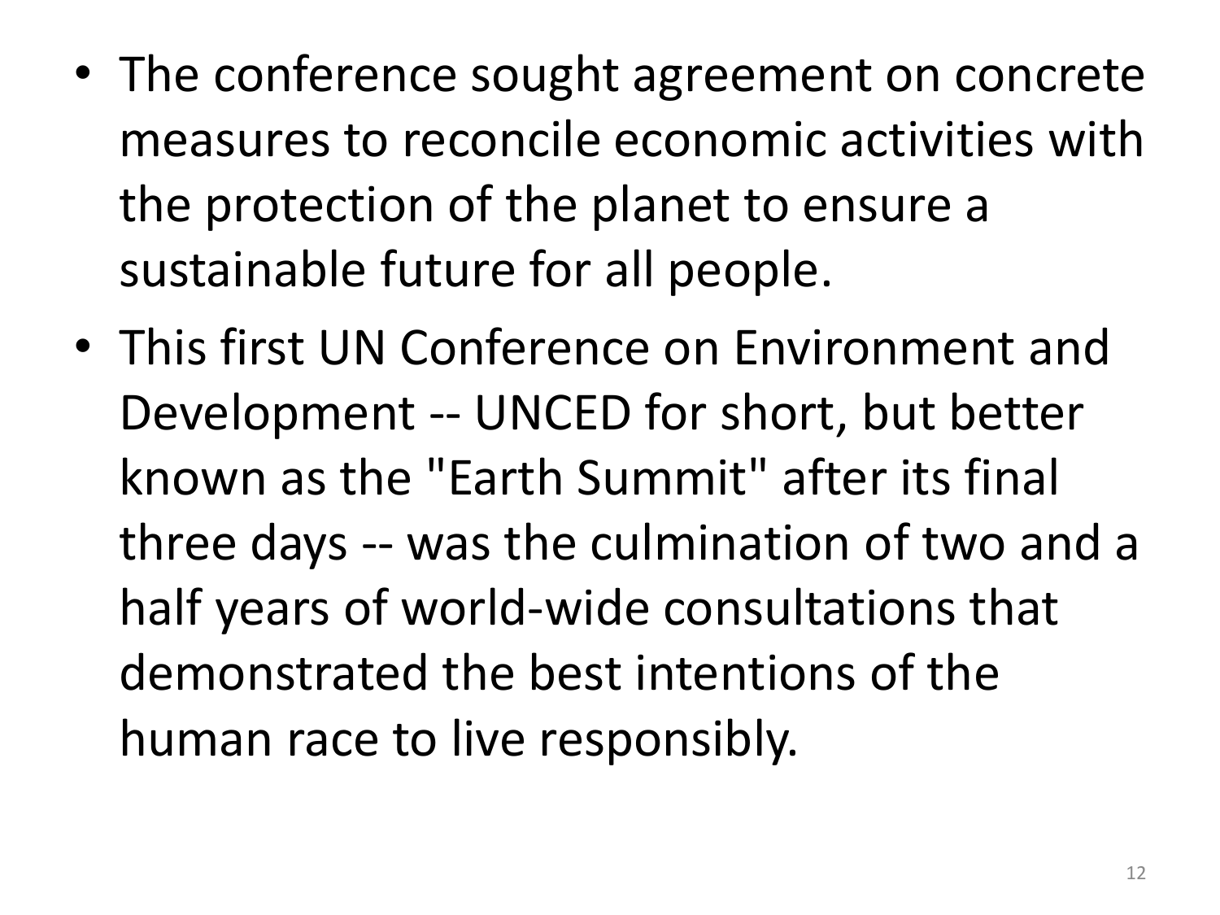- The conference sought agreement on concrete measures to reconcile economic activities with the protection of the planet to ensure a sustainable future for all people.
- This first UN Conference on Environment and Development -- UNCED for short, but better known as the "Earth Summit" after its final three days -- was the culmination of two and a half years of world-wide consultations that demonstrated the best intentions of the human race to live responsibly.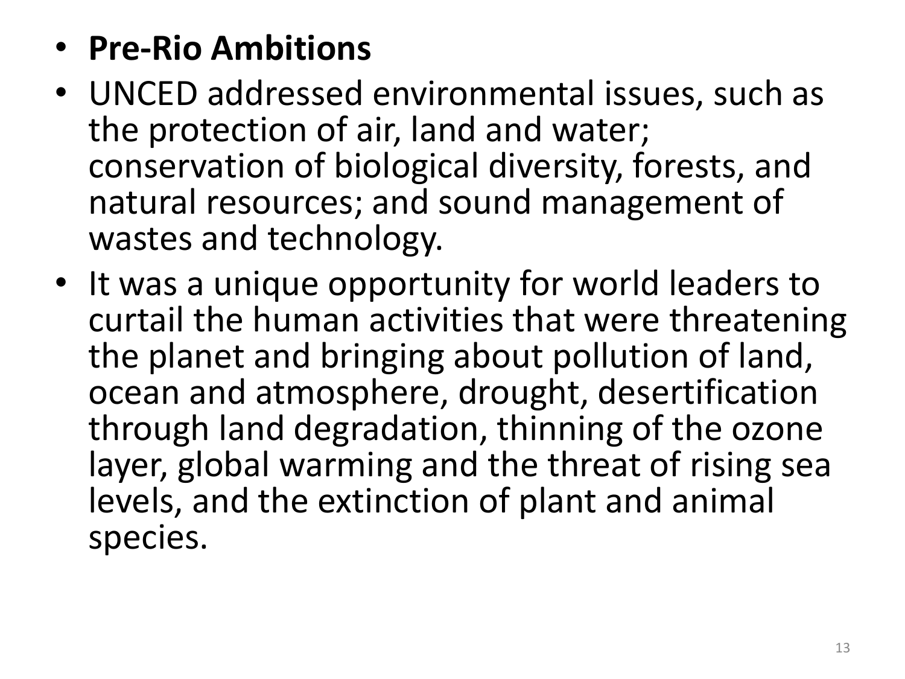- **Pre-Rio Ambitions**
- UNCED addressed environmental issues, such as the protection of air, land and water; conservation of biological diversity, forests, and natural resources; and sound management of wastes and technology.
- It was a unique opportunity for world leaders to curtail the human activities that were threatening the planet and bringing about pollution of land, ocean and atmosphere, drought, desertification through land degradation, thinning of the ozone layer, global warming and the threat of rising sea levels, and the extinction of plant and animal species.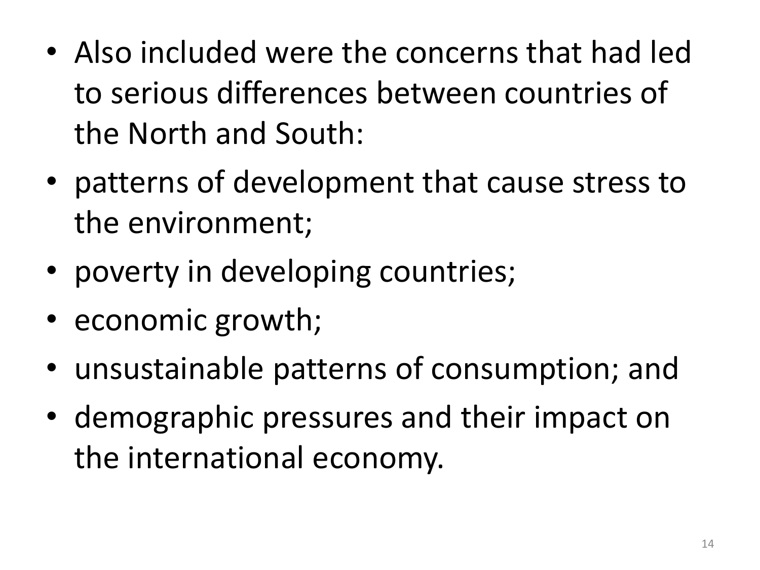- Also included were the concerns that had led to serious differences between countries of the North and South:
- patterns of development that cause stress to the environment;
- poverty in developing countries;
- economic growth;
- unsustainable patterns of consumption; and
- demographic pressures and their impact on the international economy.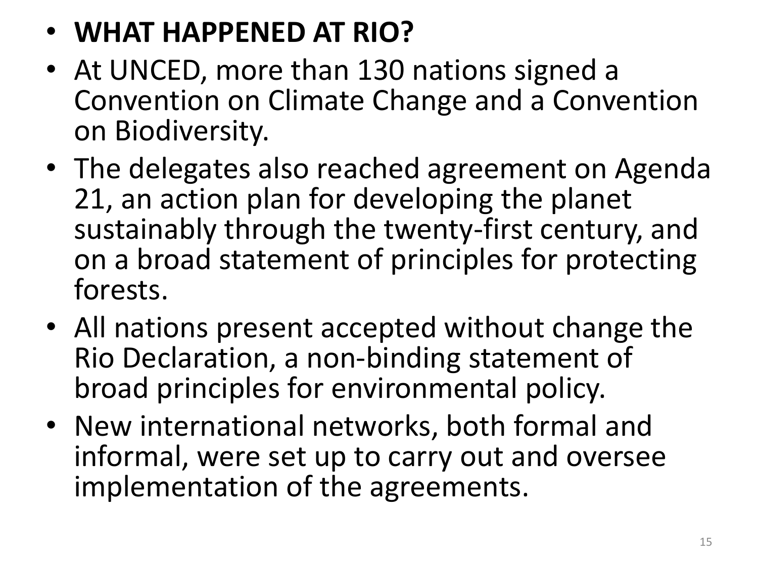- **WHAT HAPPENED AT RIO?**
- At UNCED, more than 130 nations signed a Convention on Climate Change and a Convention on Biodiversity.
- The delegates also reached agreement on Agenda 21, an action plan for developing the planet sustainably through the twenty-first century, and on a broad statement of principles for protecting forests.
- All nations present accepted without change the Rio Declaration, a non-binding statement of broad principles for environmental policy.
- New international networks, both formal and informal, were set up to carry out and oversee implementation of the agreements.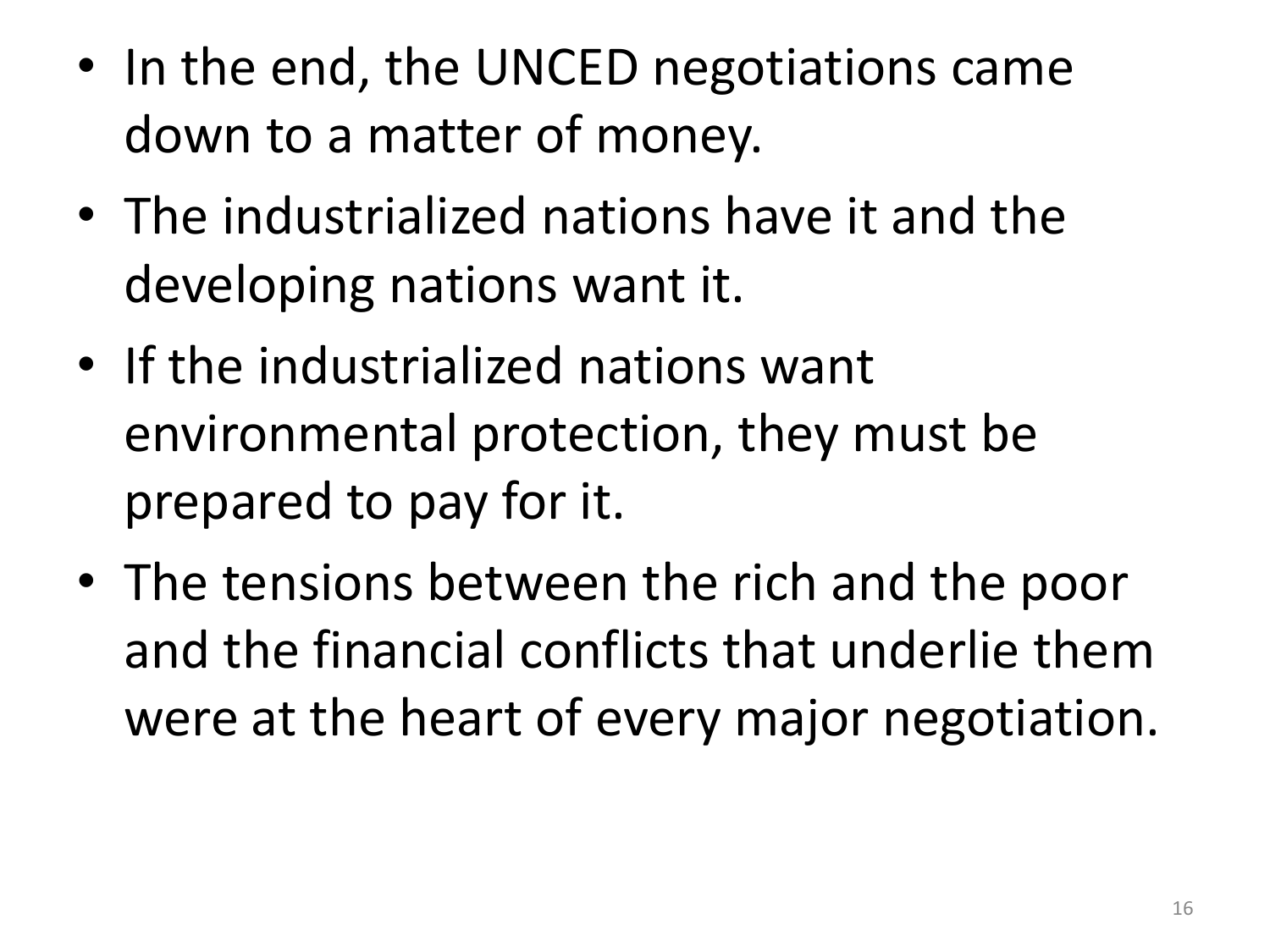- In the end, the UNCED negotiations came down to a matter of money.
- The industrialized nations have it and the developing nations want it.
- If the industrialized nations want environmental protection, they must be prepared to pay for it.
- The tensions between the rich and the poor and the financial conflicts that underlie them were at the heart of every major negotiation.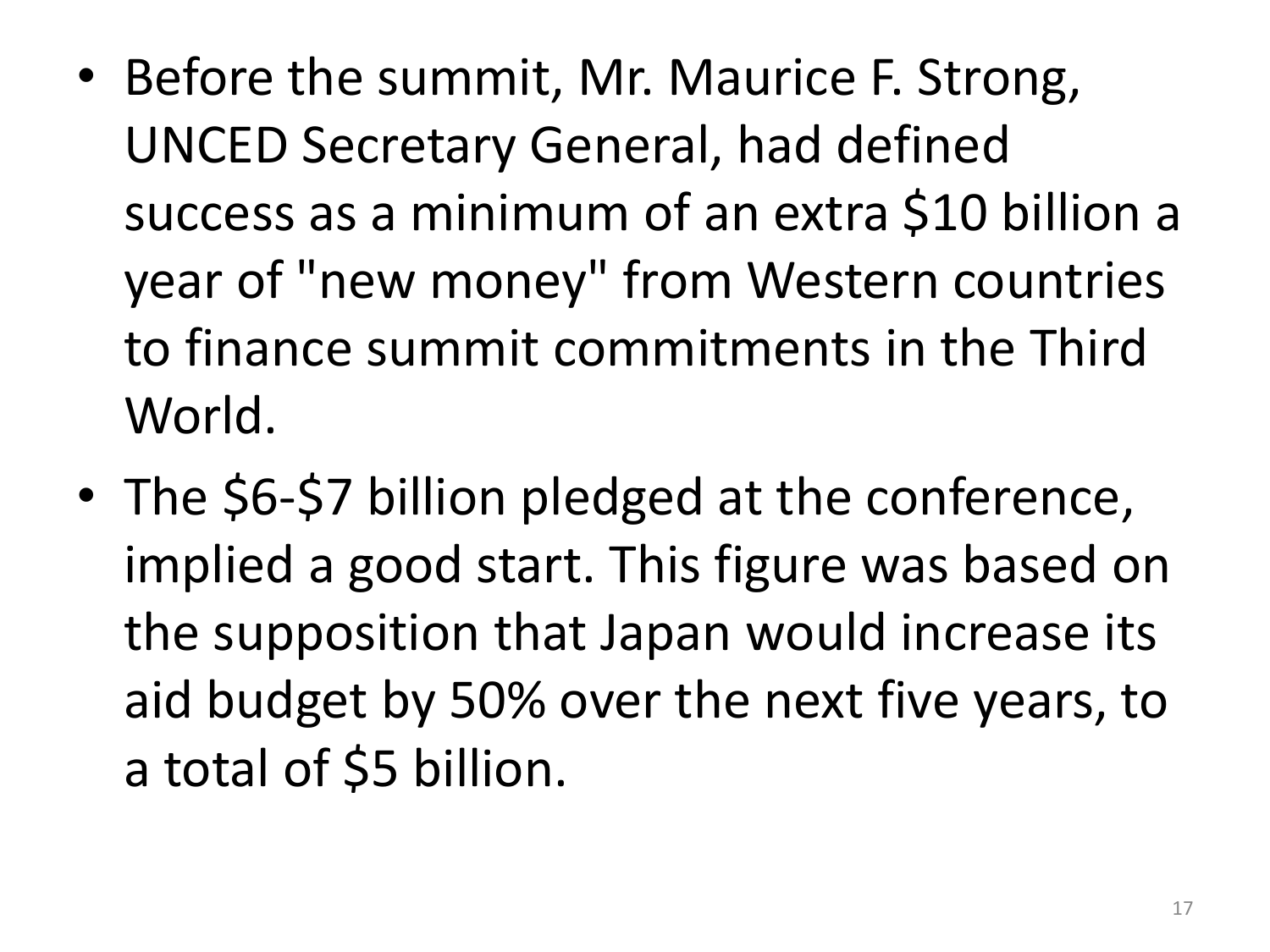- Before the summit, Mr. Maurice F. Strong, UNCED Secretary General, had defined success as a minimum of an extra $10 billion a year of "new money" from Western countries to finance summit commitments in the Third World.
- The $6-$7 billion pledged at the conference, implied a good start. This figure was based on the supposition that Japan would increase its aid budget by 50% over the next five years, to a total of $5 billion.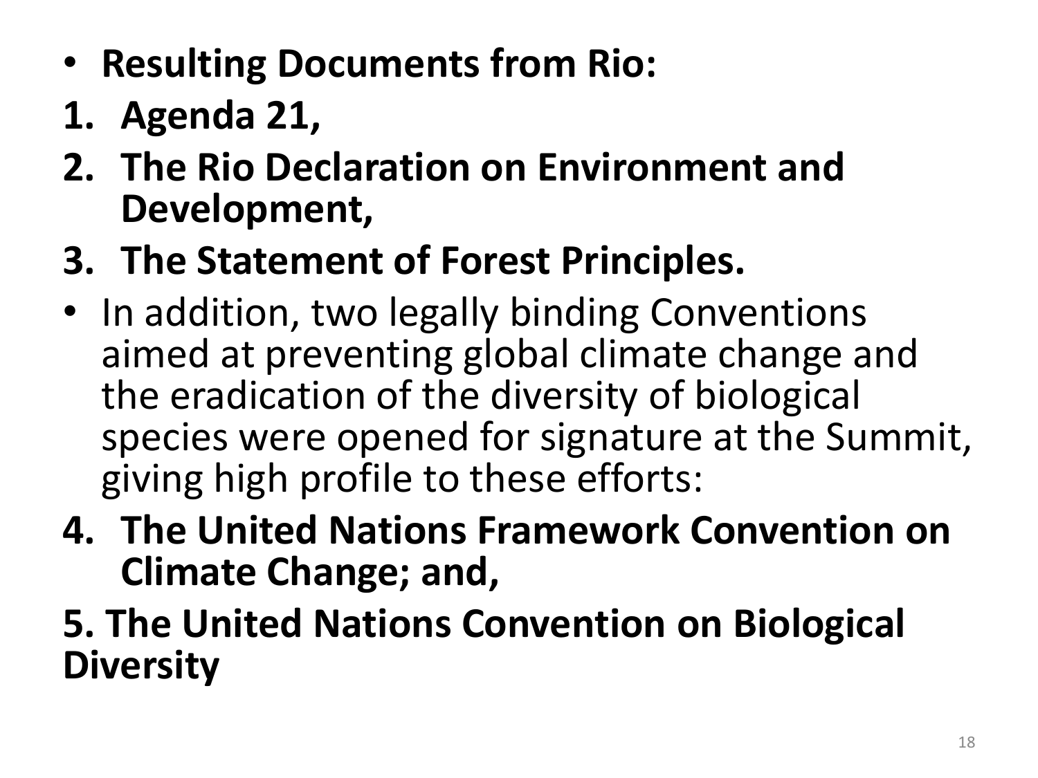- **Resulting Documents from Rio:**

1. **Agenda 21,**
2. **The Rio Declaration on Environment and Development,**
3. **The Statement of Forest Principles.**

- In addition, two legally binding Conventions aimed at preventing global climate change and the eradication of the diversity of biological species were opened for signature at the Summit, giving high profile to these efforts:

4. **The United Nations Framework Convention on Climate Change; and,**

**5. The United Nations Convention on Biological Diversity**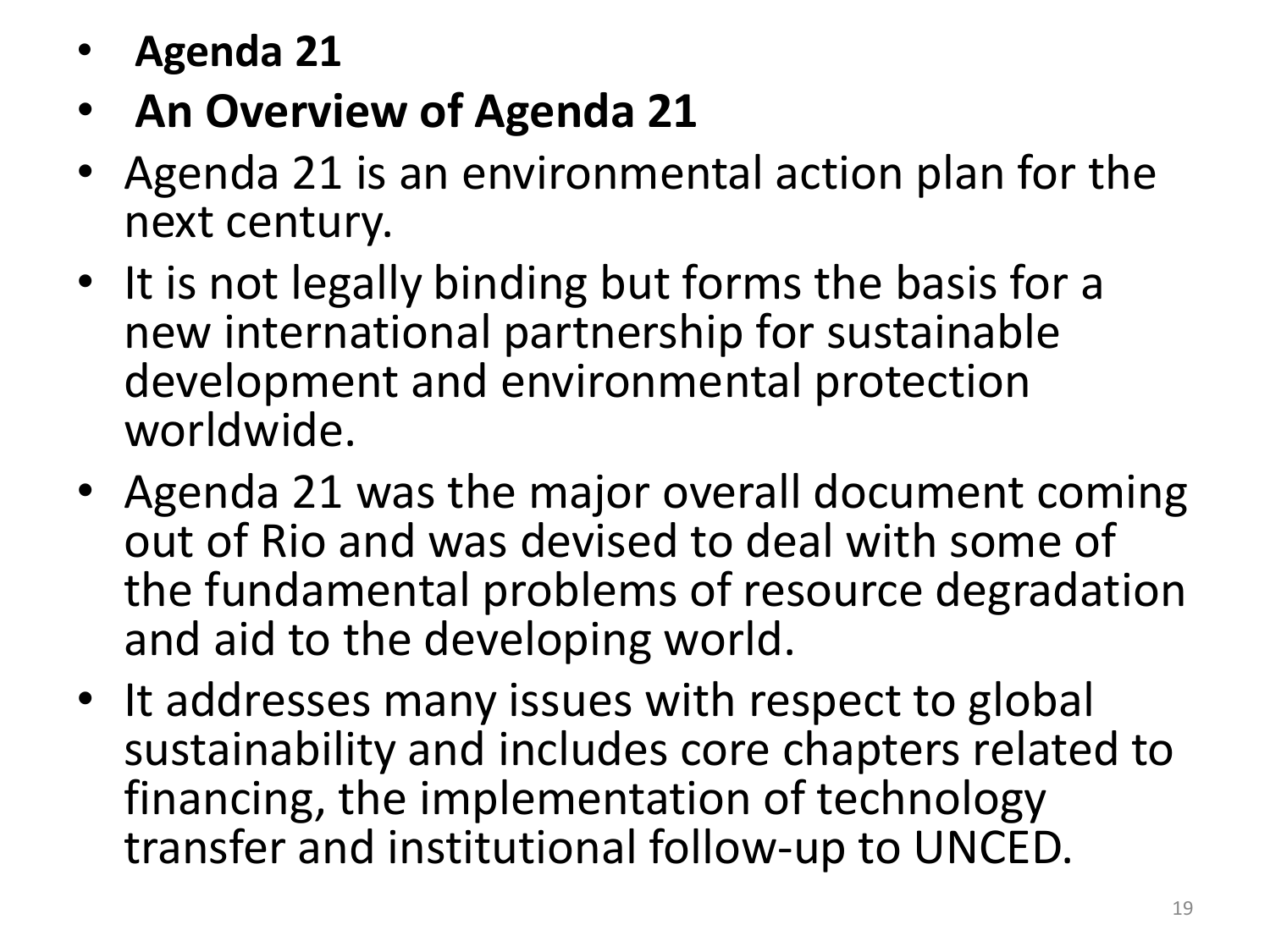- **Agenda 21**
- **An Overview of Agenda 21**
- Agenda 21 is an environmental action plan for the next century.
- It is not legally binding but forms the basis for a new international partnership for sustainable development and environmental protection worldwide.
- Agenda 21 was the major overall document coming out of Rio and was devised to deal with some of the fundamental problems of resource degradation and aid to the developing world.
- It addresses many issues with respect to global sustainability and includes core chapters related to financing, the implementation of technology transfer and institutional follow-up to UNCED.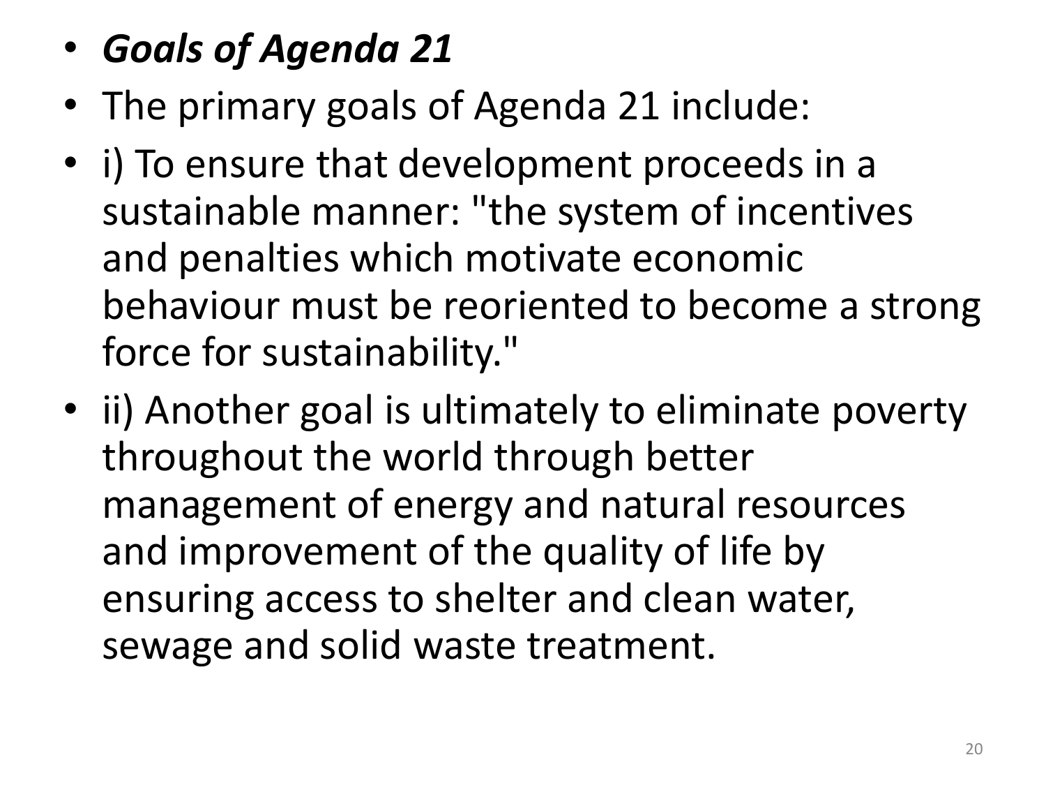- ***Goals of Agenda 21***
- The primary goals of Agenda 21 include:
- i) To ensure that development proceeds in a sustainable manner: "the system of incentives and penalties which motivate economic behaviour must be reoriented to become a strong force for sustainability."
- ii) Another goal is ultimately to eliminate poverty throughout the world through better management of energy and natural resources and improvement of the quality of life by ensuring access to shelter and clean water, sewage and solid waste treatment.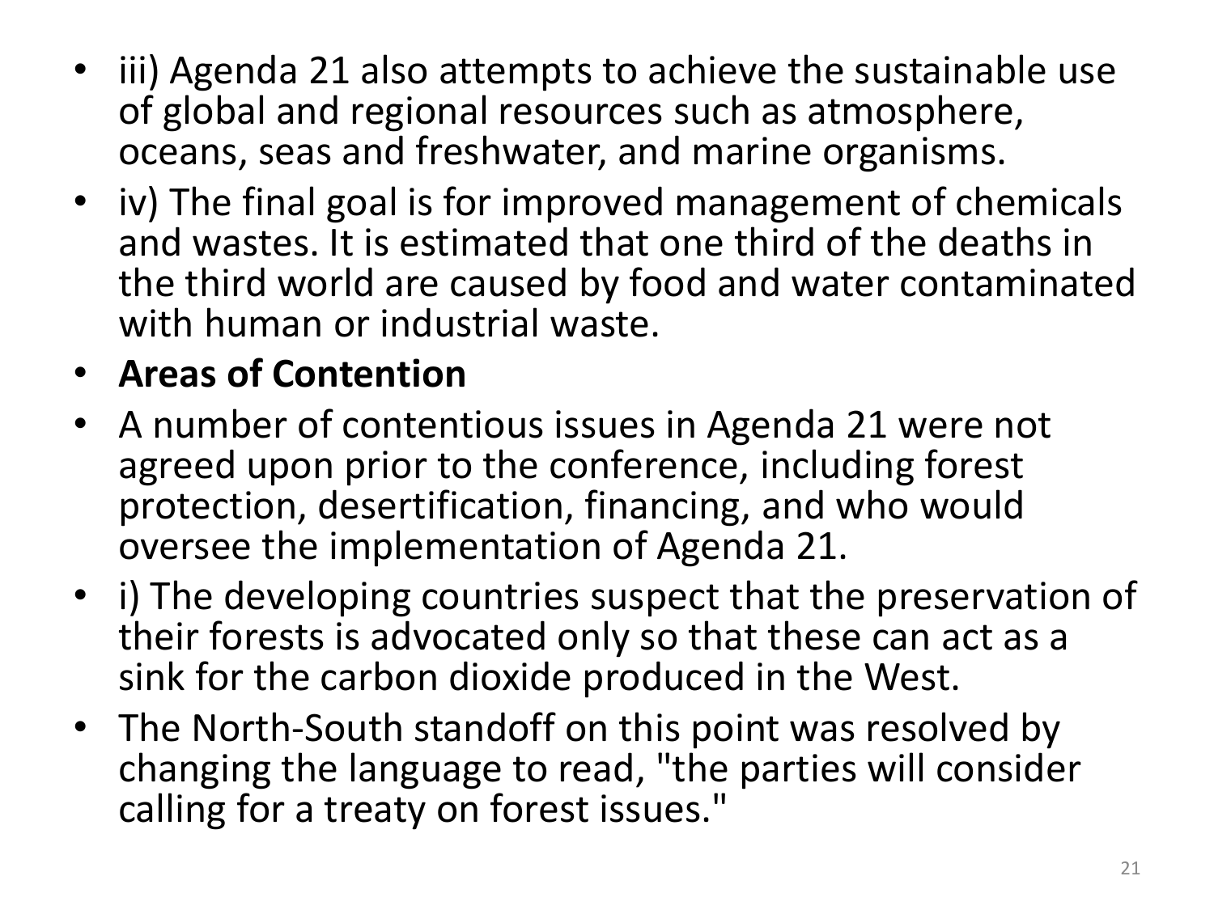- iii) Agenda 21 also attempts to achieve the sustainable use of global and regional resources such as atmosphere, oceans, seas and freshwater, and marine organisms.
- iv) The final goal is for improved management of chemicals and wastes. It is estimated that one third of the deaths in the third world are caused by food and water contaminated with human or industrial waste.
- **Areas of Contention**
- A number of contentious issues in Agenda 21 were not agreed upon prior to the conference, including forest protection, desertification, financing, and who would oversee the implementation of Agenda 21.
- i) The developing countries suspect that the preservation of their forests is advocated only so that these can act as a sink for the carbon dioxide produced in the West.
- The North-South standoff on this point was resolved by changing the language to read, "the parties will consider calling for a treaty on forest issues."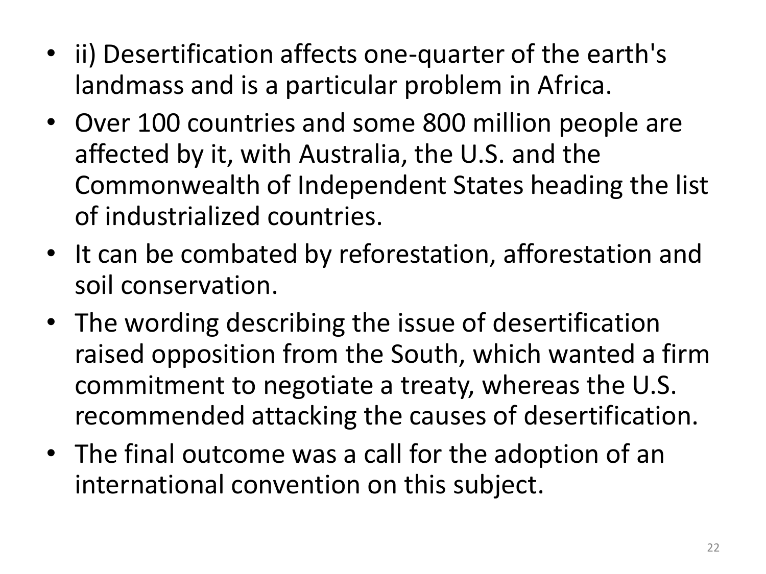- ii) Desertification affects one-quarter of the earth's landmass and is a particular problem in Africa.
- Over 100 countries and some 800 million people are affected by it, with Australia, the U.S. and the Commonwealth of Independent States heading the list of industrialized countries.
- It can be combated by reforestation, afforestation and soil conservation.
- The wording describing the issue of desertification raised opposition from the South, which wanted a firm commitment to negotiate a treaty, whereas the U.S. recommended attacking the causes of desertification.
- The final outcome was a call for the adoption of an international convention on this subject.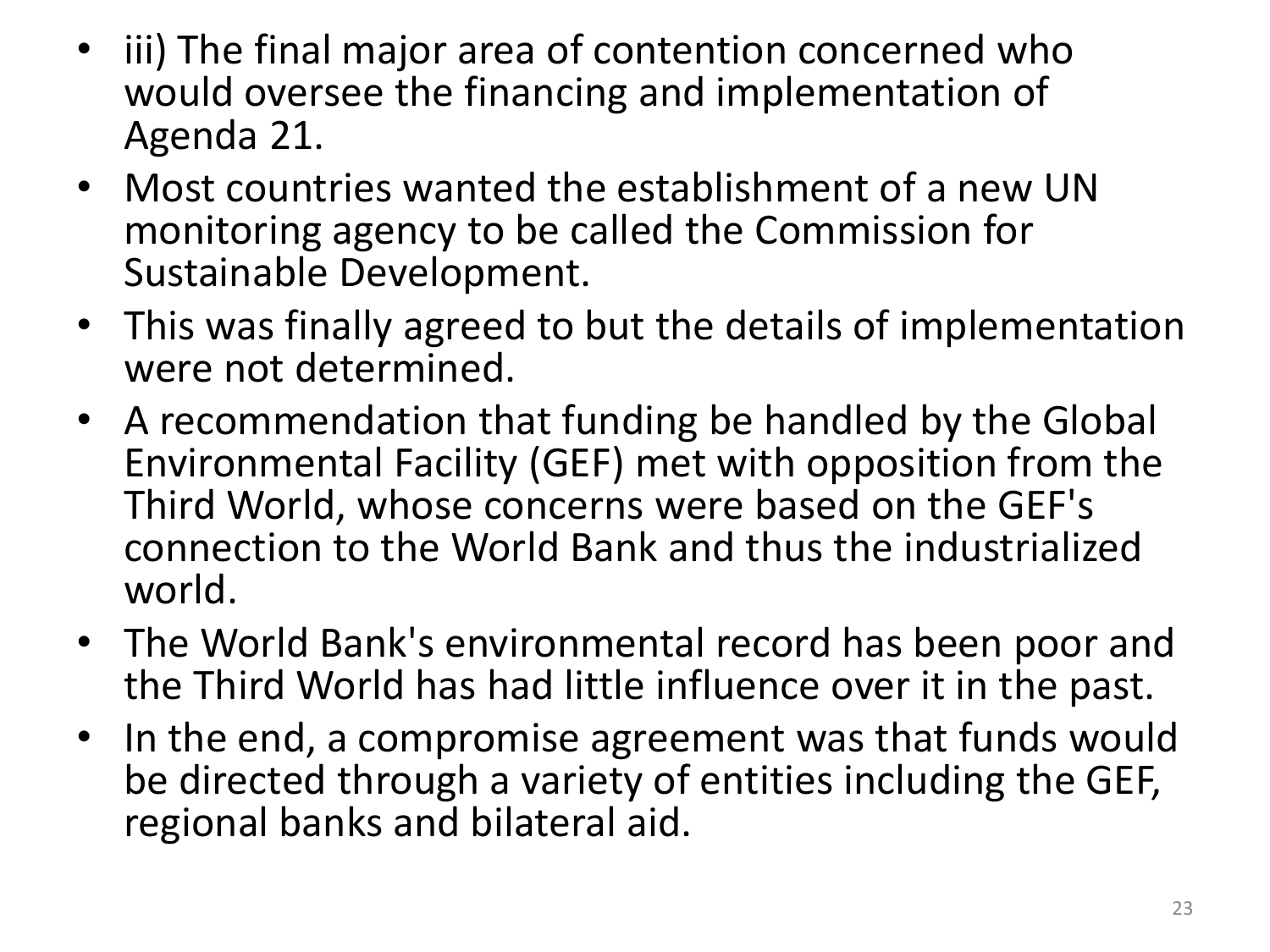- iii) The final major area of contention concerned who would oversee the financing and implementation of Agenda 21.
- Most countries wanted the establishment of a new UN monitoring agency to be called the Commission for Sustainable Development.
- This was finally agreed to but the details of implementation were not determined.
- A recommendation that funding be handled by the Global Environmental Facility (GEF) met with opposition from the Third World, whose concerns were based on the GEF's connection to the World Bank and thus the industrialized world.
- The World Bank's environmental record has been poor and the Third World has had little influence over it in the past.
- In the end, a compromise agreement was that funds would be directed through a variety of entities including the GEF, regional banks and bilateral aid.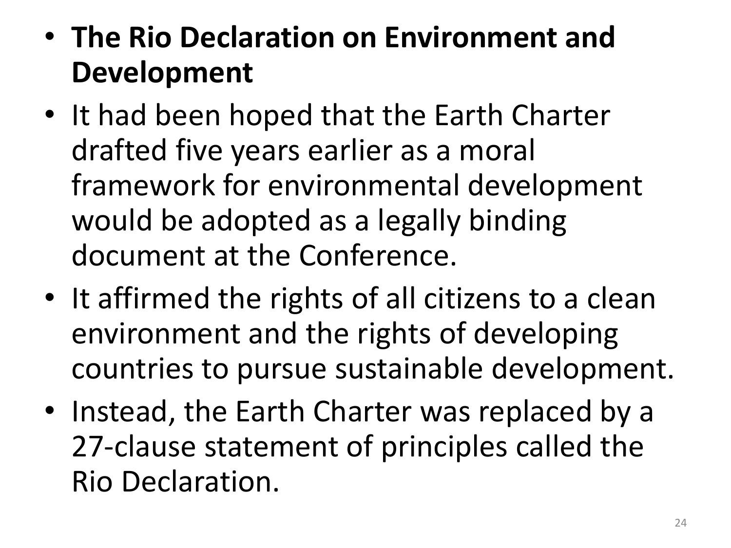- **The Rio Declaration on Environment and Development**
- It had been hoped that the Earth Charter drafted five years earlier as a moral framework for environmental development would be adopted as a legally binding document at the Conference.
- It affirmed the rights of all citizens to a clean environment and the rights of developing countries to pursue sustainable development.
- Instead, the Earth Charter was replaced by a 27-clause statement of principles called the Rio Declaration.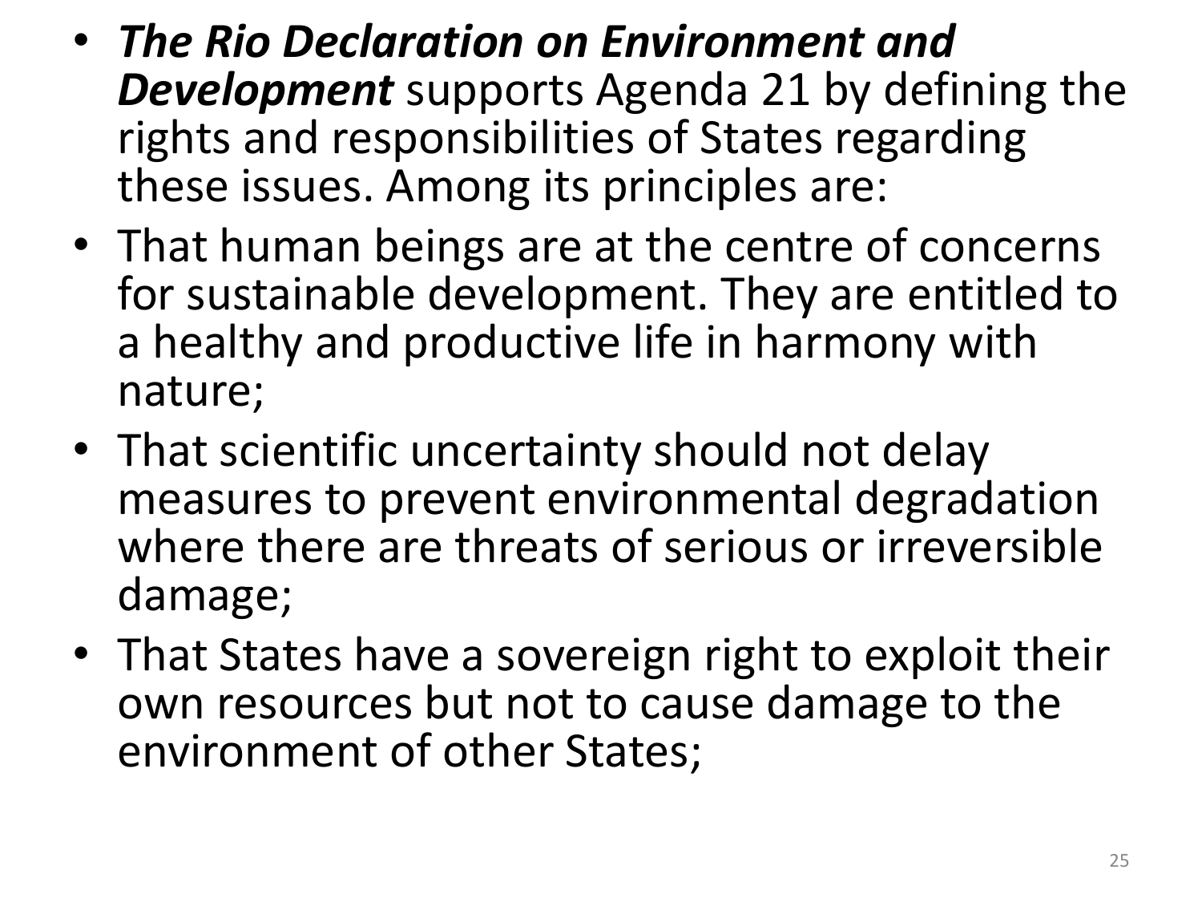- ***The Rio Declaration on Environment and Development*** supports Agenda 21 by defining the rights and responsibilities of States regarding these issues. Among its principles are:
- That human beings are at the centre of concerns for sustainable development. They are entitled to a healthy and productive life in harmony with nature;
- That scientific uncertainty should not delay measures to prevent environmental degradation where there are threats of serious or irreversible damage;
- That States have a sovereign right to exploit their own resources but not to cause damage to the environment of other States;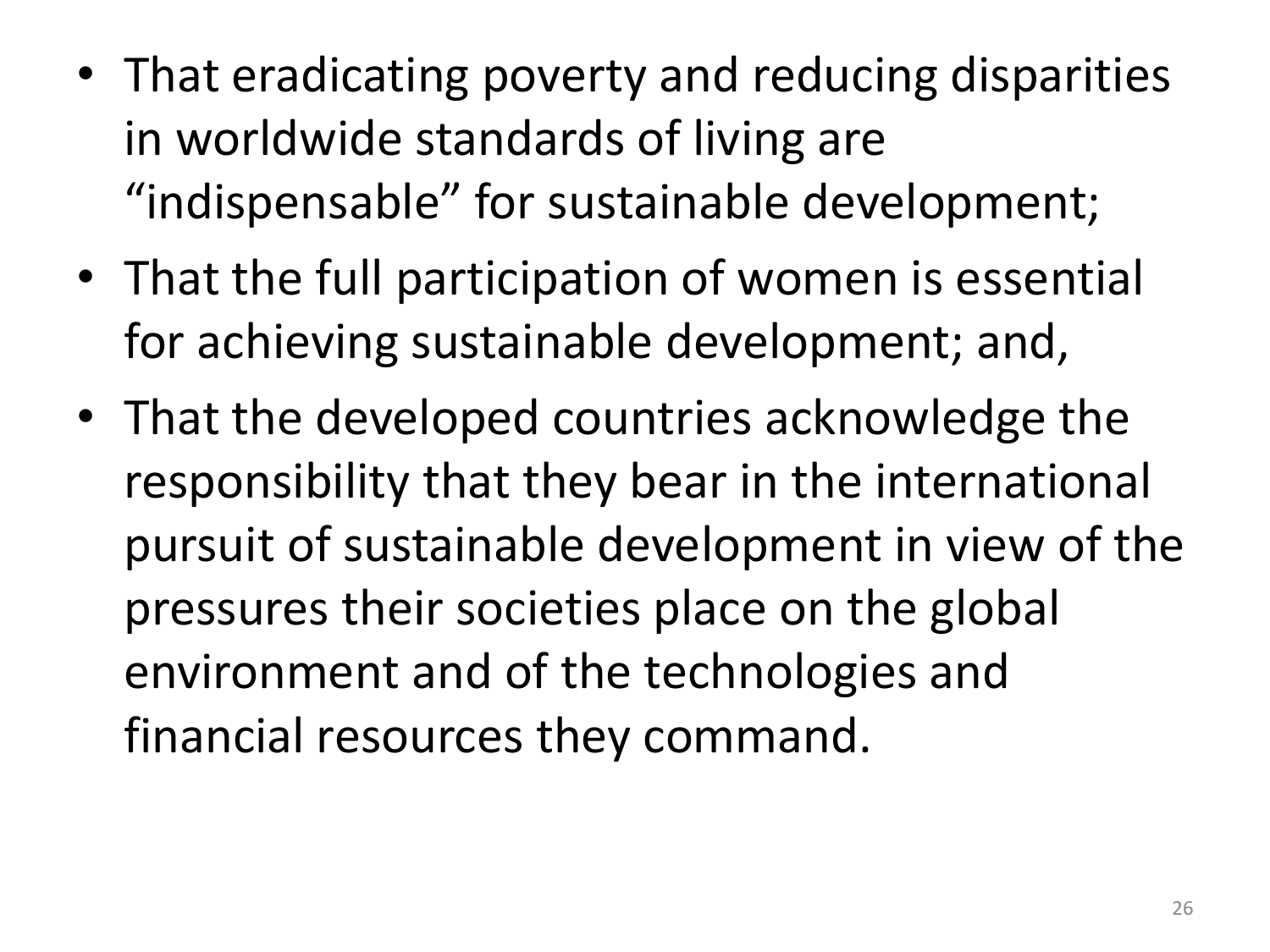- That eradicating poverty and reducing disparities in worldwide standards of living are "indispensable" for sustainable development;
- That the full participation of women is essential for achieving sustainable development; and,
- That the developed countries acknowledge the responsibility that they bear in the international pursuit of sustainable development in view of the pressures their societies place on the global environment and of the technologies and financial resources they command.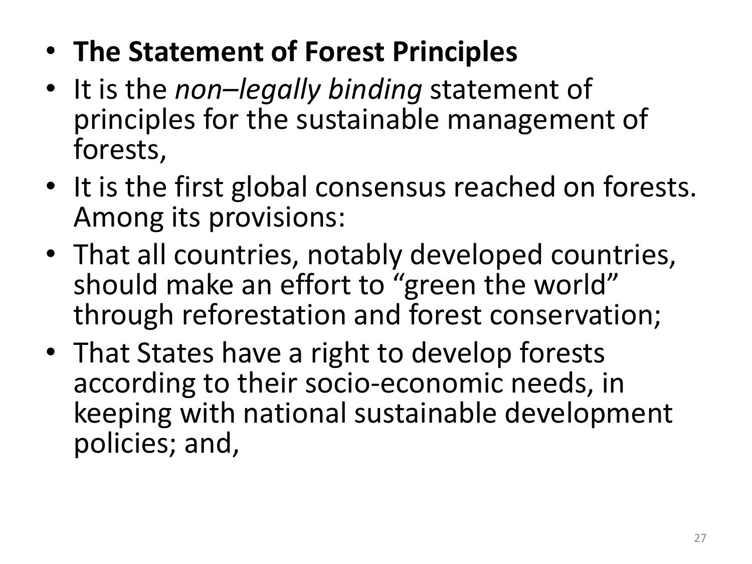- **The Statement of Forest Principles**
- It is the *non–legally binding* statement of principles for the sustainable management of forests,
- It is the first global consensus reached on forests. Among its provisions:
- That all countries, notably developed countries, should make an effort to "green the world" through reforestation and forest conservation;
- That States have a right to develop forests according to their socio-economic needs, in keeping with national sustainable development policies; and,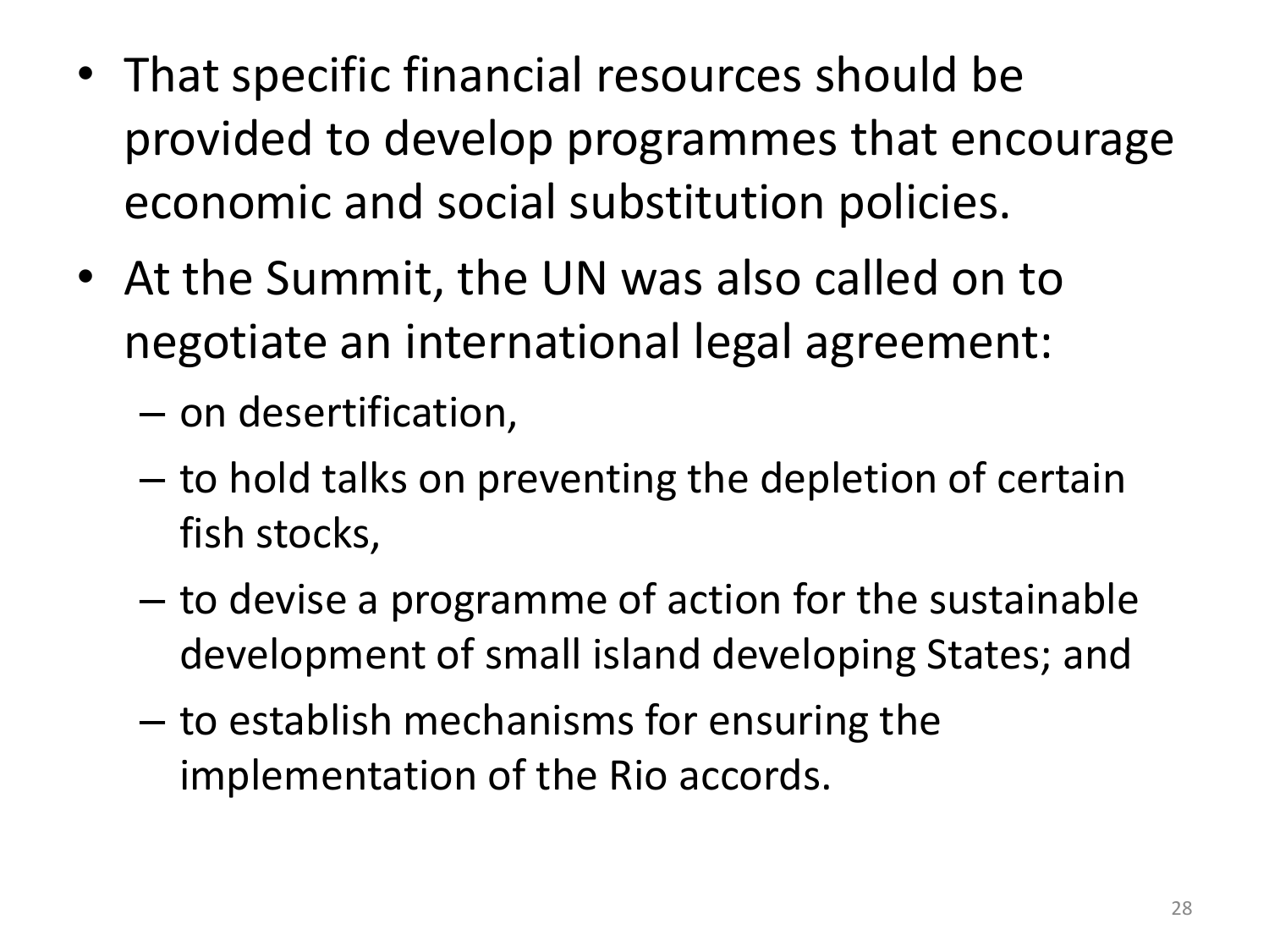- That specific financial resources should be provided to develop programmes that encourage economic and social substitution policies.
- At the Summit, the UN was also called on to negotiate an international legal agreement:
  - on desertification,
  - to hold talks on preventing the depletion of certain fish stocks,
  - to devise a programme of action for the sustainable development of small island developing States; and
  - to establish mechanisms for ensuring the implementation of the Rio accords.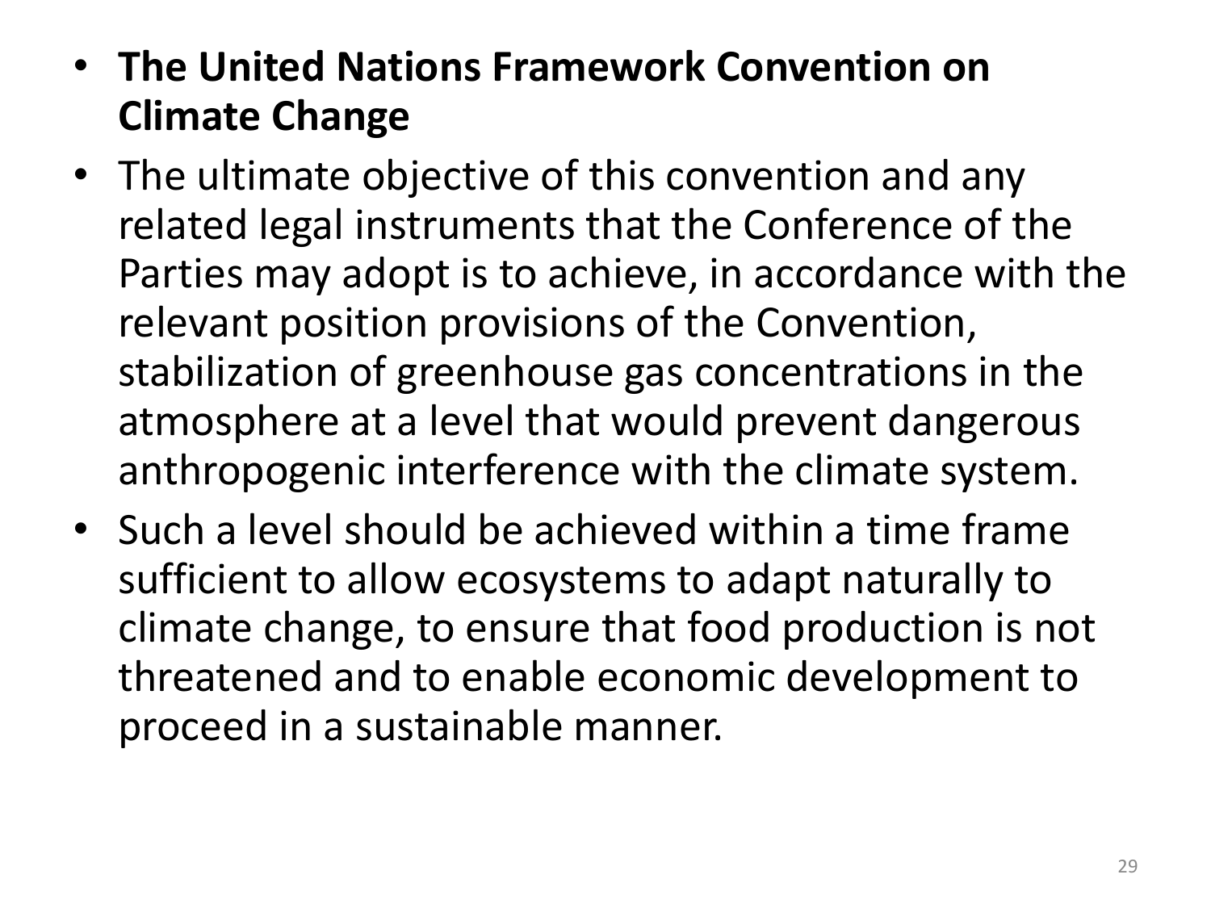- **The United Nations Framework Convention on Climate Change**
- The ultimate objective of this convention and any related legal instruments that the Conference of the Parties may adopt is to achieve, in accordance with the relevant position provisions of the Convention, stabilization of greenhouse gas concentrations in the atmosphere at a level that would prevent dangerous anthropogenic interference with the climate system.
- Such a level should be achieved within a time frame sufficient to allow ecosystems to adapt naturally to climate change, to ensure that food production is not threatened and to enable economic development to proceed in a sustainable manner.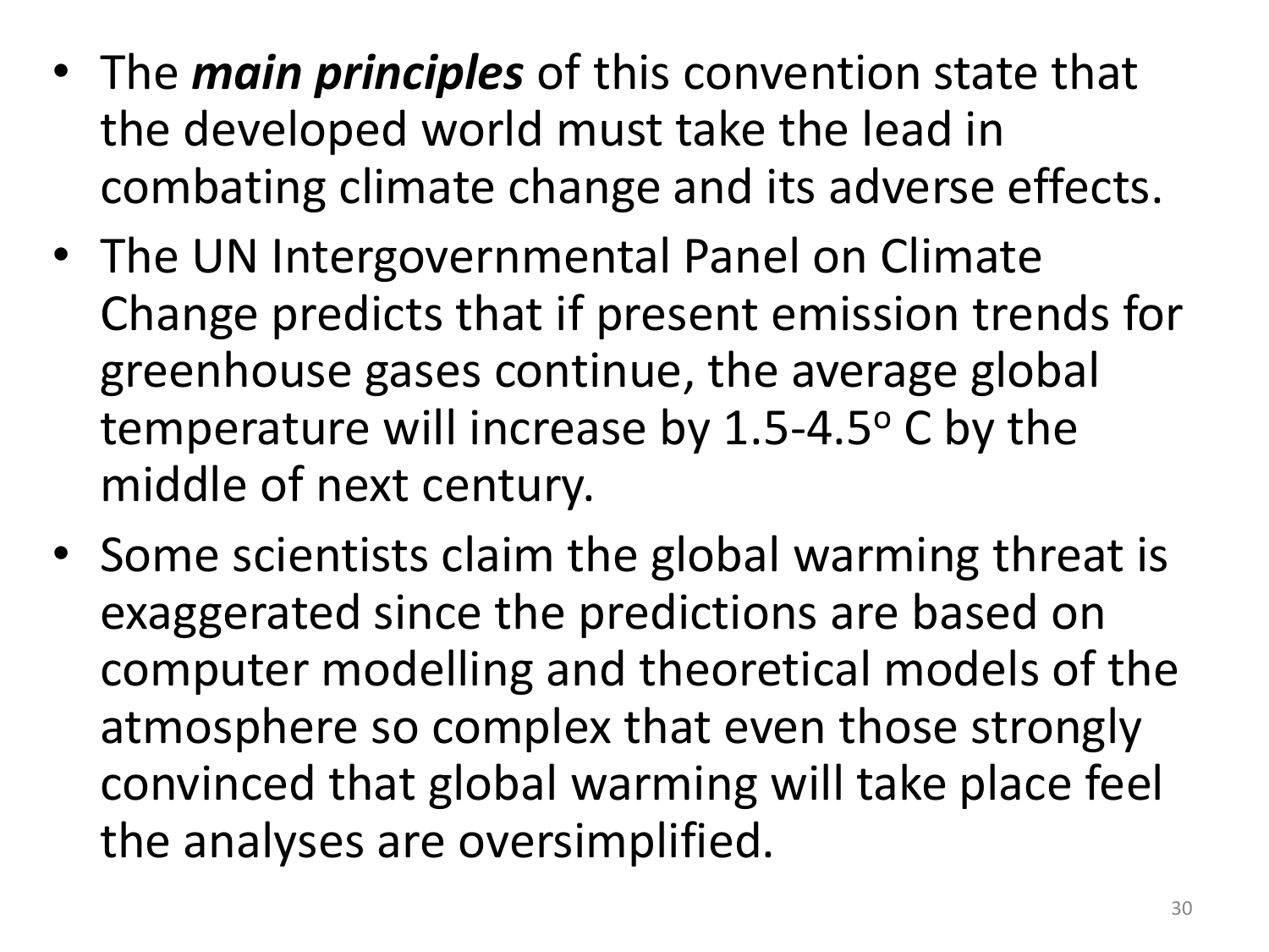- The ***main principles*** of this convention state that the developed world must take the lead in combating climate change and its adverse effects.
- The UN Intergovernmental Panel on Climate Change predicts that if present emission trends for greenhouse gases continue, the average global temperature will increase by 1.5-4.5$^{o}$ C by the middle of next century.
- Some scientists claim the global warming threat is exaggerated since the predictions are based on computer modelling and theoretical models of the atmosphere so complex that even those strongly convinced that global warming will take place feel the analyses are oversimplified.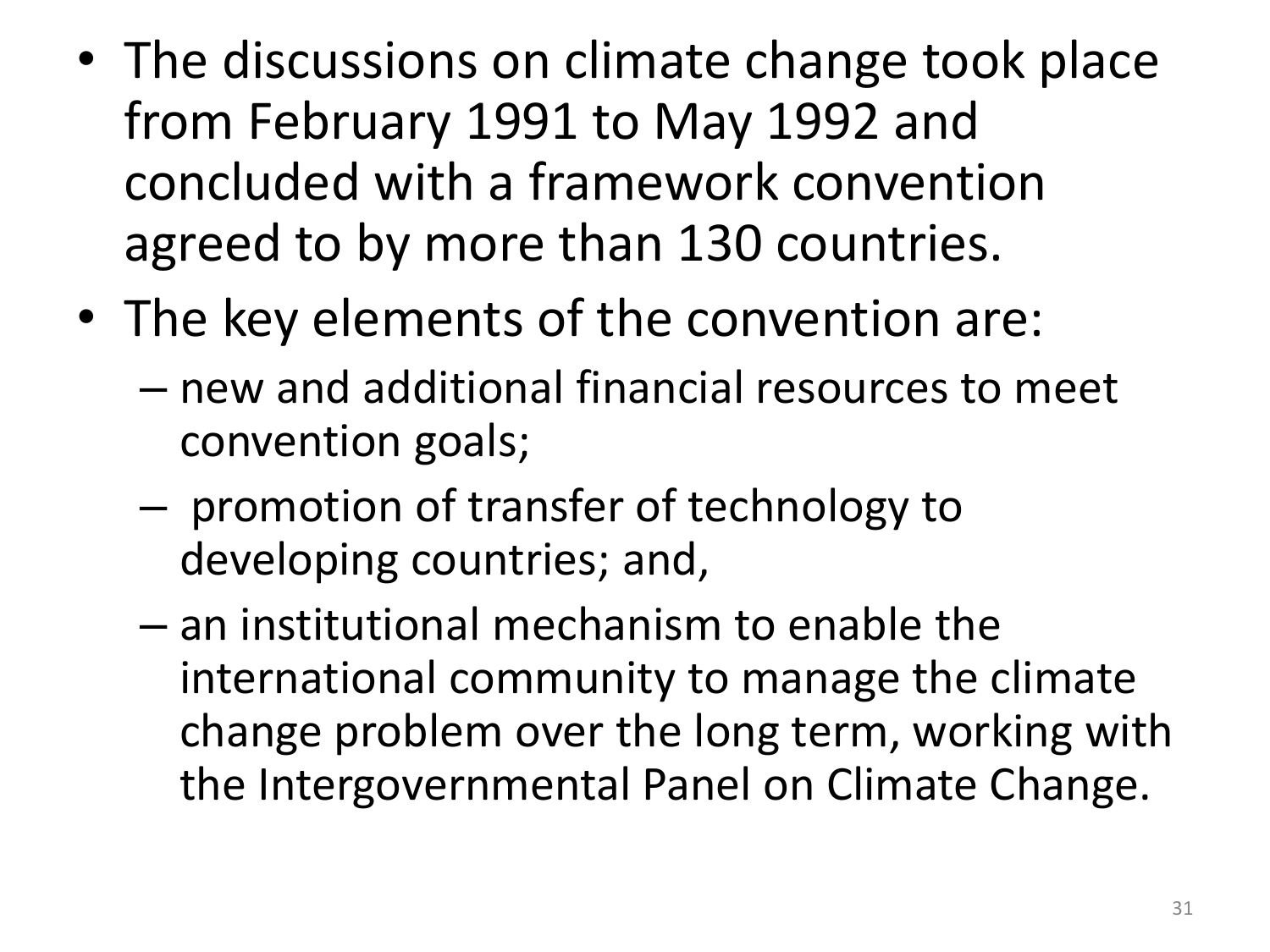- The discussions on climate change took place from February 1991 to May 1992 and concluded with a framework convention agreed to by more than 130 countries.
- The key elements of the convention are:
  - new and additional financial resources to meet convention goals;
  - promotion of transfer of technology to developing countries; and,
  - an institutional mechanism to enable the international community to manage the climate change problem over the long term, working with the Intergovernmental Panel on Climate Change.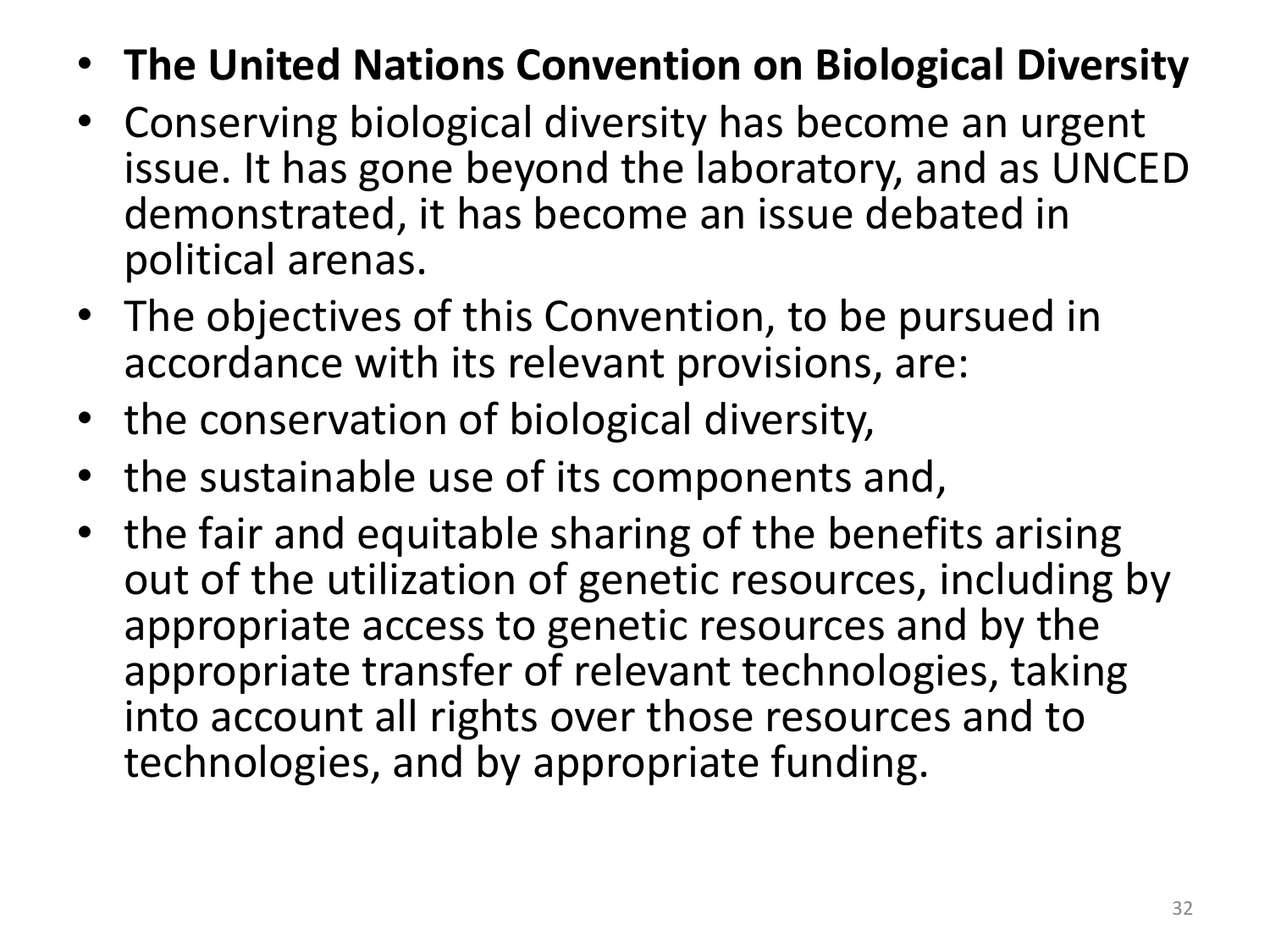- **The United Nations Convention on Biological Diversity**
- Conserving biological diversity has become an urgent issue. It has gone beyond the laboratory, and as UNCED demonstrated, it has become an issue debated in political arenas.
- The objectives of this Convention, to be pursued in accordance with its relevant provisions, are:
- the conservation of biological diversity,
- the sustainable use of its components and,
- the fair and equitable sharing of the benefits arising out of the utilization of genetic resources, including by appropriate access to genetic resources and by the appropriate transfer of relevant technologies, taking into account all rights over those resources and to technologies, and by appropriate funding.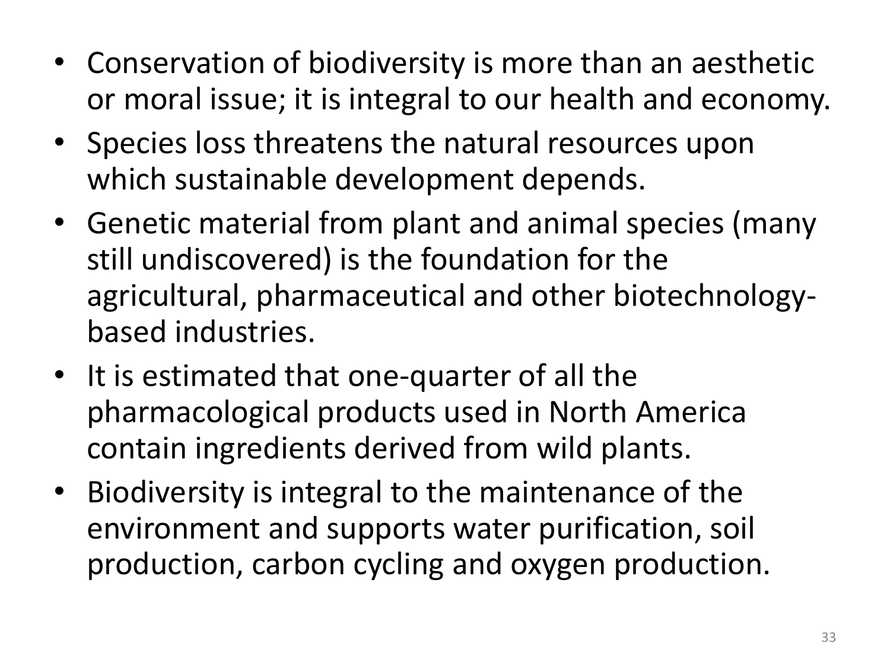- Conservation of biodiversity is more than an aesthetic or moral issue; it is integral to our health and economy.
- Species loss threatens the natural resources upon which sustainable development depends.
- Genetic material from plant and animal species (many still undiscovered) is the foundation for the agricultural, pharmaceutical and other biotechnology-based industries.
- It is estimated that one-quarter of all the pharmacological products used in North America contain ingredients derived from wild plants.
- Biodiversity is integral to the maintenance of the environment and supports water purification, soil production, carbon cycling and oxygen production.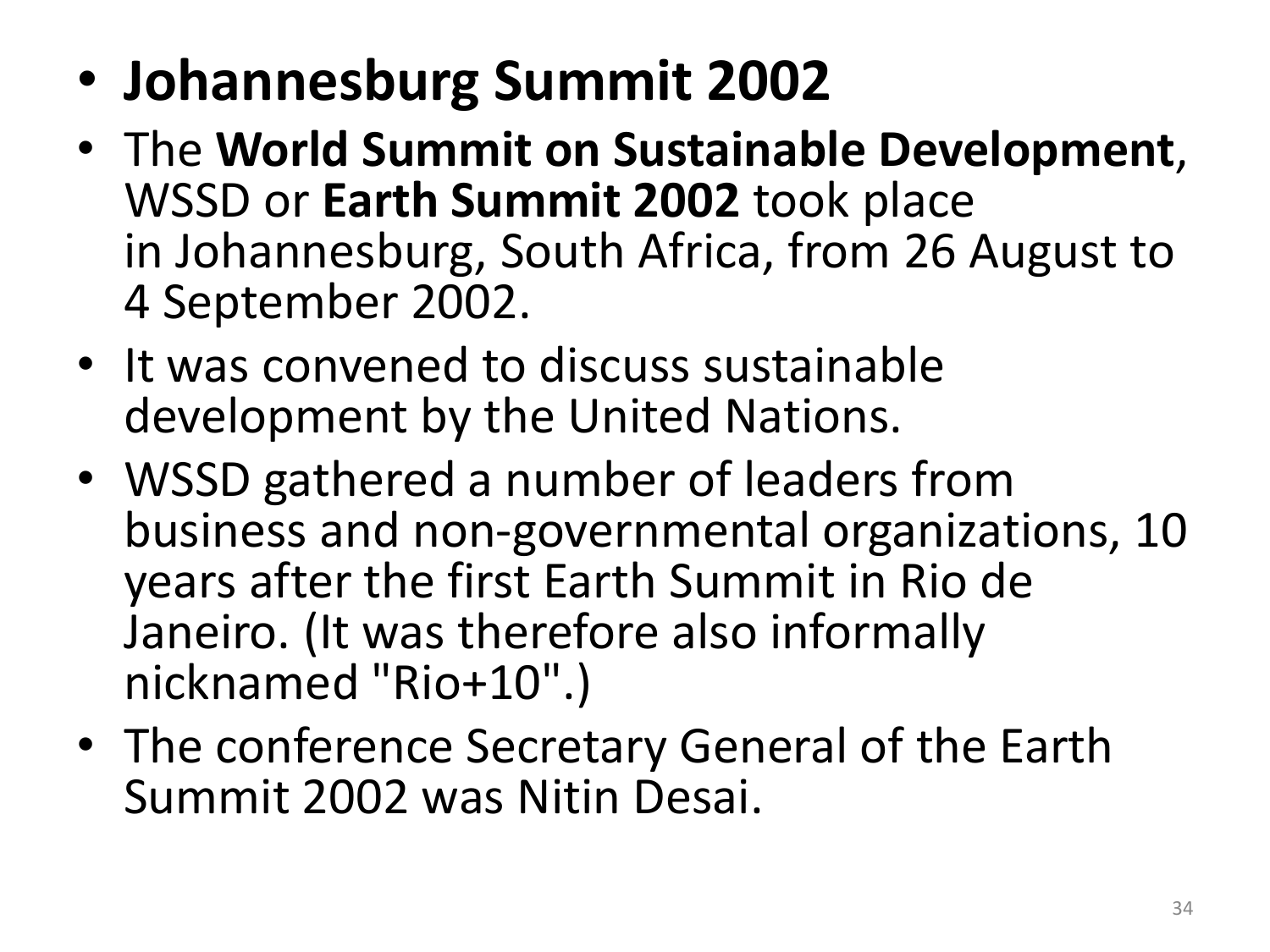- **Johannesburg Summit 2002**
- The **World Summit on Sustainable Development**, WSSD or **Earth Summit 2002** took place in Johannesburg, South Africa, from 26 August to 4 September 2002.
- It was convened to discuss sustainable development by the United Nations.
- WSSD gathered a number of leaders from business and non-governmental organizations, 10 years after the first Earth Summit in Rio de Janeiro. (It was therefore also informally nicknamed "Rio+10".)
- The conference Secretary General of the Earth Summit 2002 was Nitin Desai.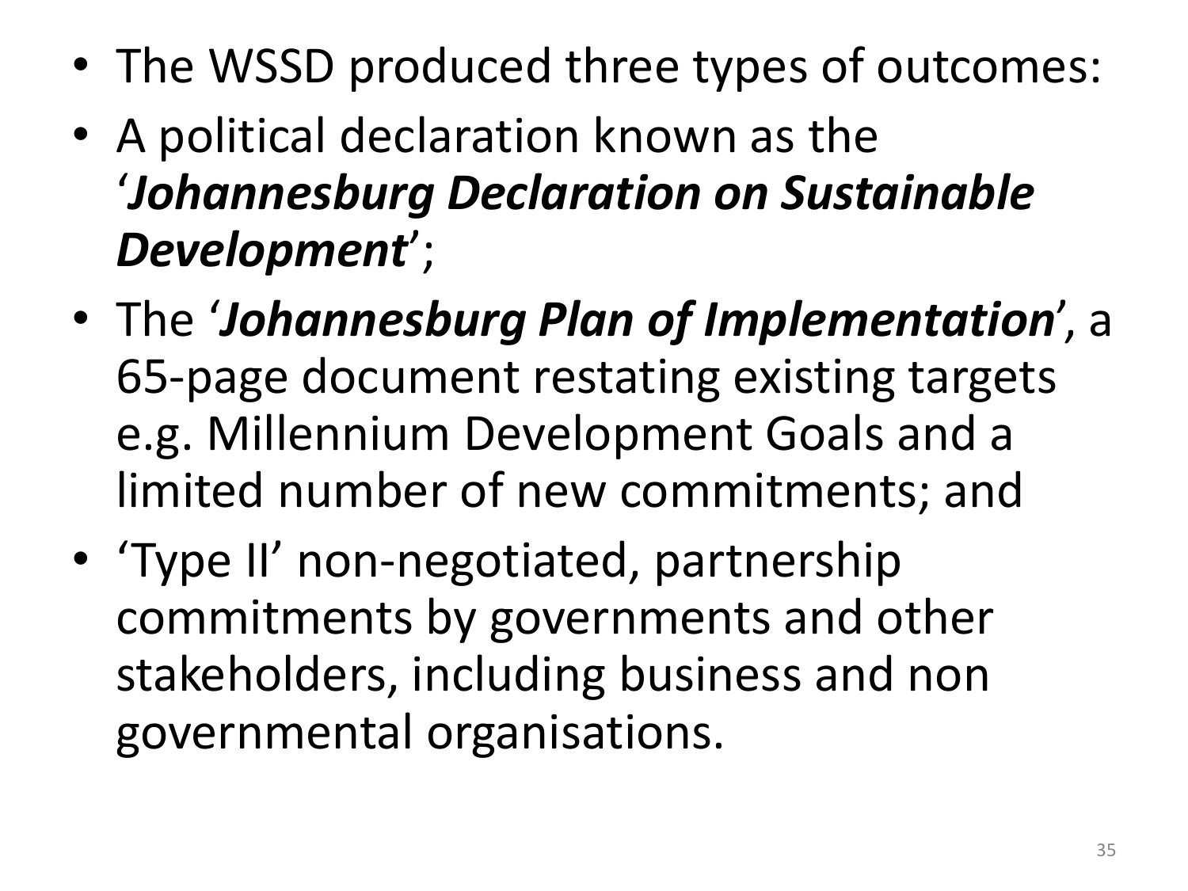- The WSSD produced three types of outcomes:
- A political declaration known as the '***Johannesburg Declaration on Sustainable Development***';
- The '***Johannesburg Plan of Implementation***', a 65-page document restating existing targets e.g. Millennium Development Goals and a limited number of new commitments; and
- 'Type II' non-negotiated, partnership commitments by governments and other stakeholders, including business and non governmental organisations.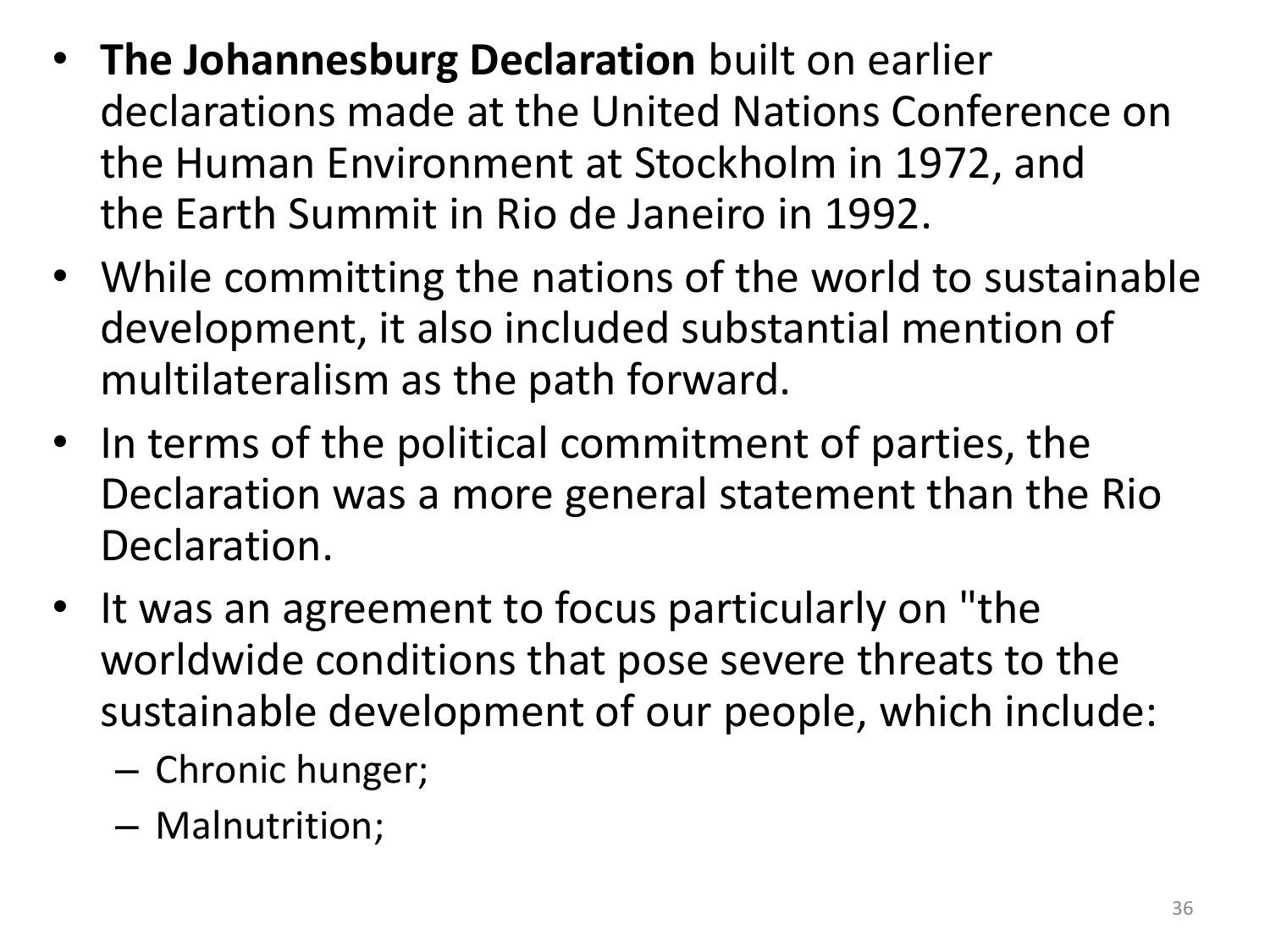- **The Johannesburg Declaration** built on earlier declarations made at the United Nations Conference on the Human Environment at Stockholm in 1972, and the Earth Summit in Rio de Janeiro in 1992.
- While committing the nations of the world to sustainable development, it also included substantial mention of multilateralism as the path forward.
- In terms of the political commitment of parties, the Declaration was a more general statement than the Rio Declaration.
- It was an agreement to focus particularly on "the worldwide conditions that pose severe threats to the sustainable development of our people, which include:
  - Chronic hunger;
  - Malnutrition;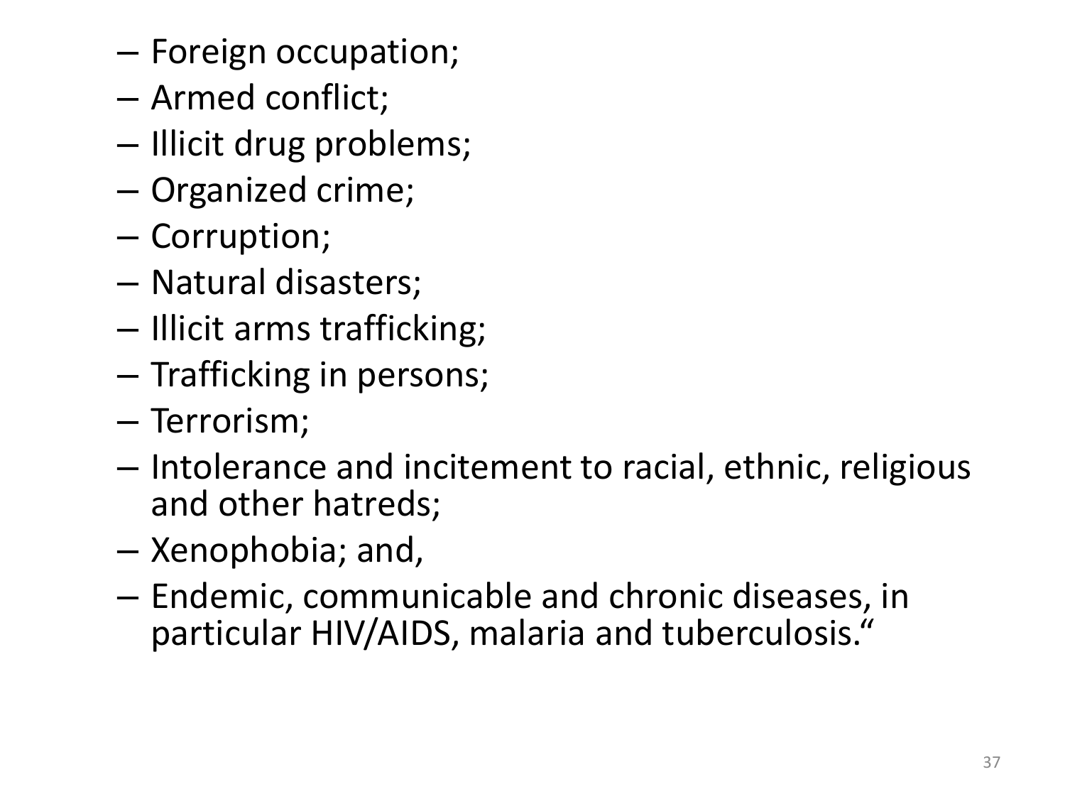- Foreign occupation;
- Armed conflict;
- Illicit drug problems;
- Organized crime;
- Corruption;
- Natural disasters;
- Illicit arms trafficking;
- Trafficking in persons;
- Terrorism;
- Intolerance and incitement to racial, ethnic, religious and other hatreds;
- Xenophobia; and,
- Endemic, communicable and chronic diseases, in particular HIV/AIDS, malaria and tuberculosis.“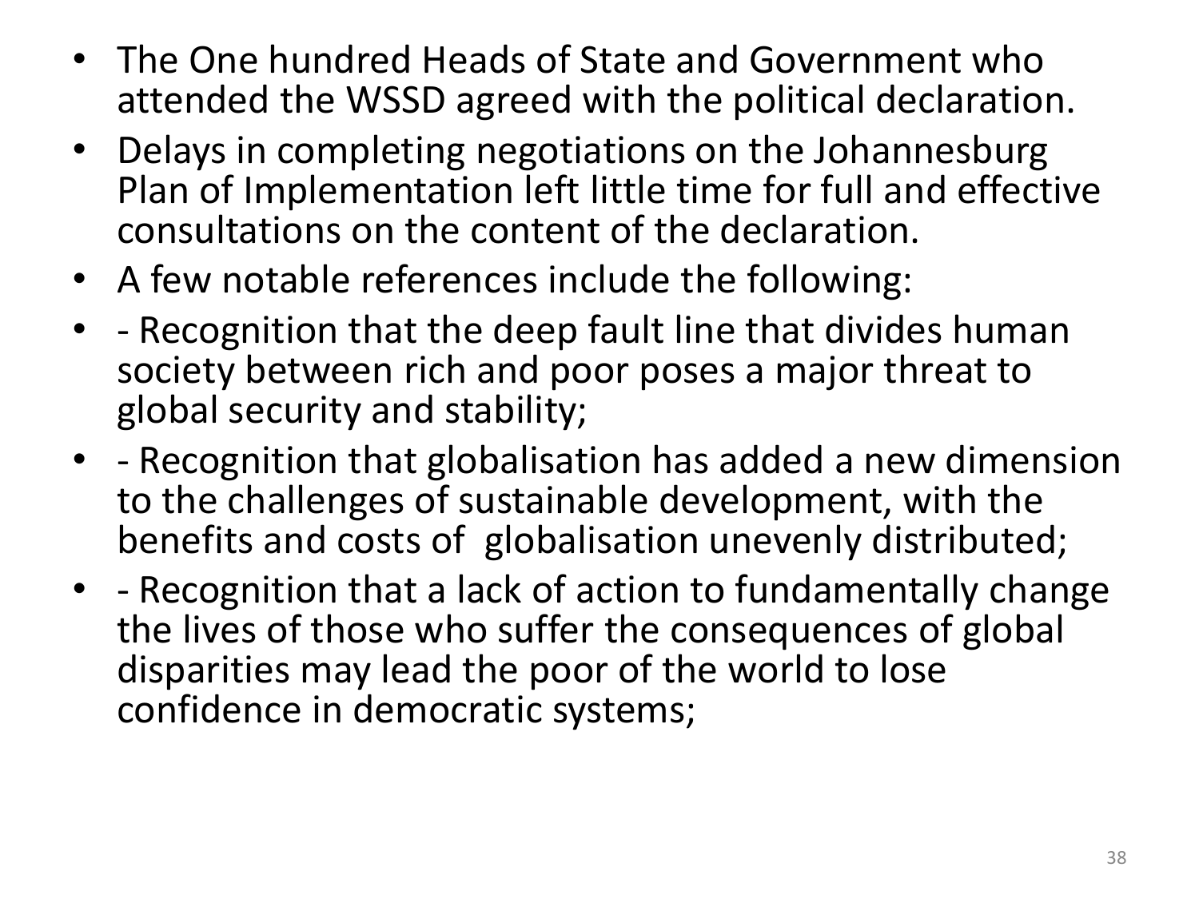- The One hundred Heads of State and Government who attended the WSSD agreed with the political declaration.
- Delays in completing negotiations on the Johannesburg Plan of Implementation left little time for full and effective consultations on the content of the declaration.
- A few notable references include the following:
- - Recognition that the deep fault line that divides human society between rich and poor poses a major threat to global security and stability;
- - Recognition that globalisation has added a new dimension to the challenges of sustainable development, with the benefits and costs of globalisation unevenly distributed;
- - Recognition that a lack of action to fundamentally change the lives of those who suffer the consequences of global disparities may lead the poor of the world to lose confidence in democratic systems;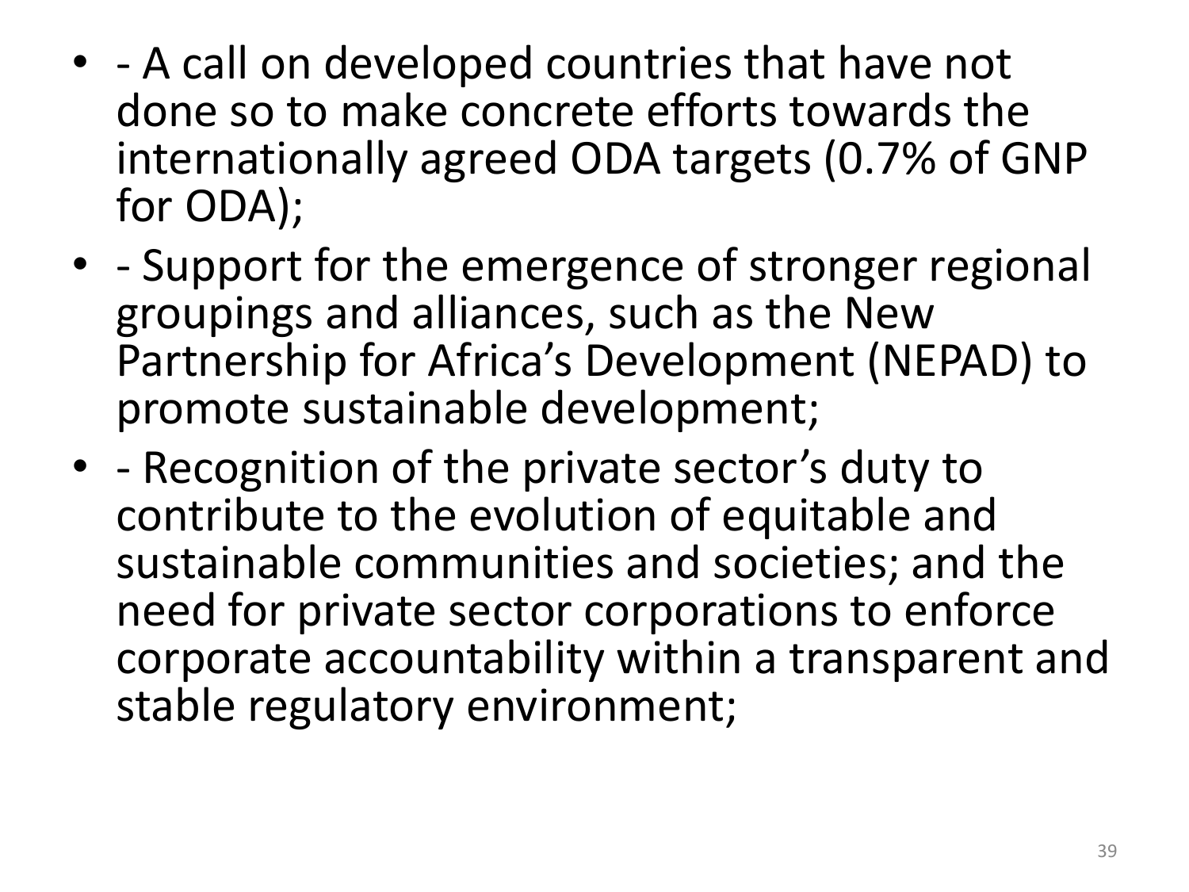- - A call on developed countries that have not done so to make concrete efforts towards the internationally agreed ODA targets (0.7% of GNP for ODA);
- - Support for the emergence of stronger regional groupings and alliances, such as the New Partnership for Africa's Development (NEPAD) to promote sustainable development;
- - Recognition of the private sector's duty to contribute to the evolution of equitable and sustainable communities and societies; and the need for private sector corporations to enforce corporate accountability within a transparent and stable regulatory environment;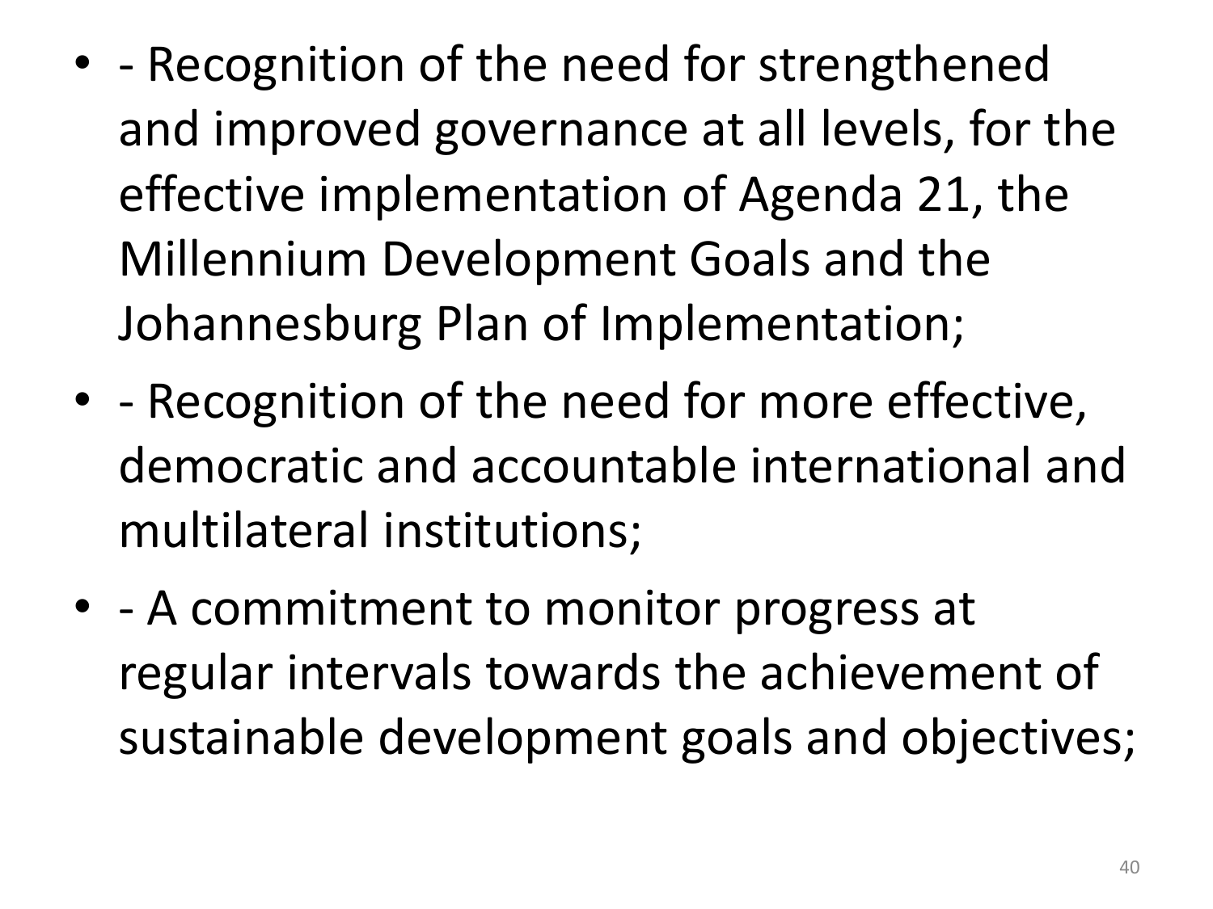- - Recognition of the need for strengthened and improved governance at all levels, for the effective implementation of Agenda 21, the Millennium Development Goals and the Johannesburg Plan of Implementation;
- - Recognition of the need for more effective, democratic and accountable international and multilateral institutions;
- - A commitment to monitor progress at regular intervals towards the achievement of sustainable development goals and objectives;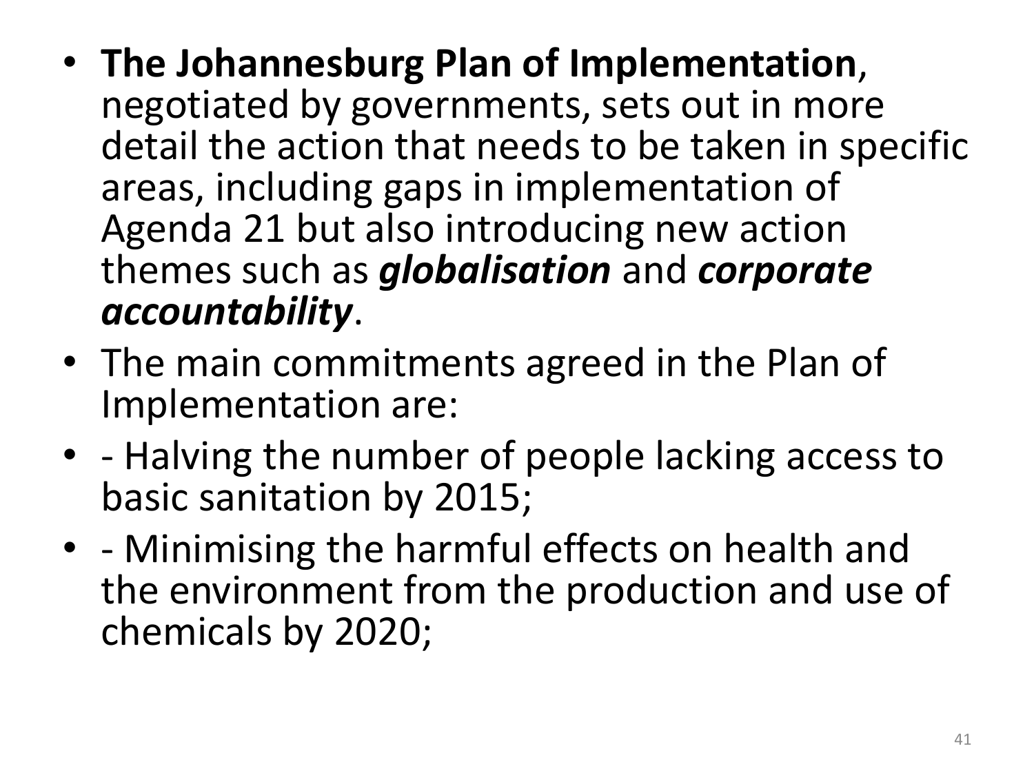- **The Johannesburg Plan of Implementation**, negotiated by governments, sets out in more detail the action that needs to be taken in specific areas, including gaps in implementation of Agenda 21 but also introducing new action themes such as ***globalisation*** and ***corporate accountability***.
- The main commitments agreed in the Plan of Implementation are:
- - Halving the number of people lacking access to basic sanitation by 2015;
- - Minimising the harmful effects on health and the environment from the production and use of chemicals by 2020;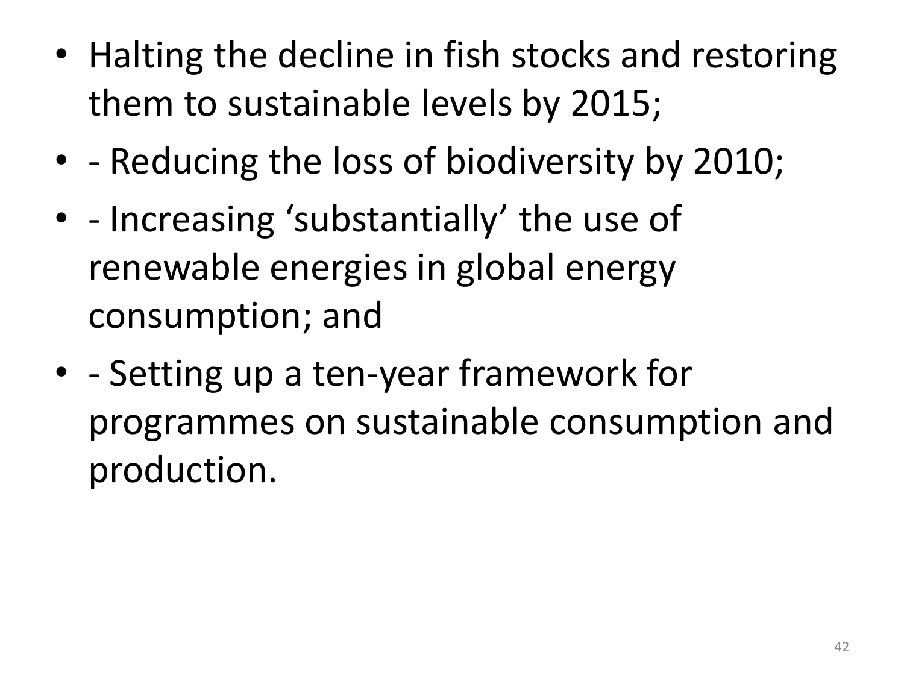- Halting the decline in fish stocks and restoring them to sustainable levels by 2015;
- - Reducing the loss of biodiversity by 2010;
- - Increasing 'substantially' the use of renewable energies in global energy consumption; and
- - Setting up a ten-year framework for programmes on sustainable consumption and production.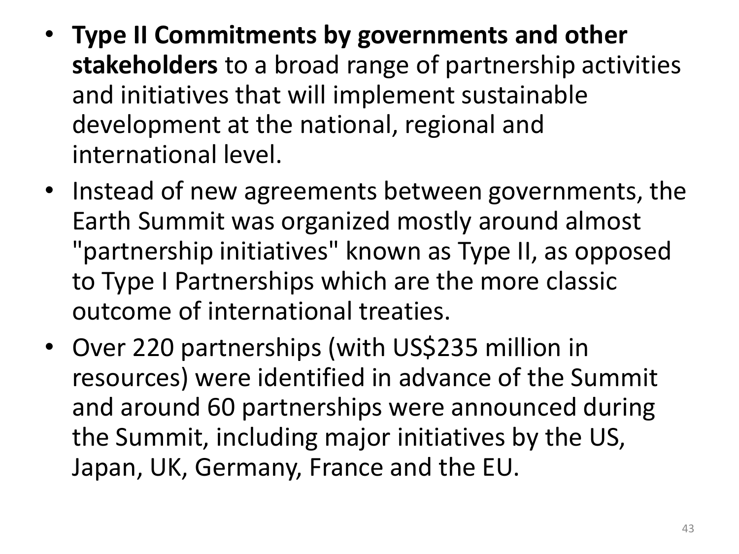- **Type II Commitments by governments and other stakeholders** to a broad range of partnership activities and initiatives that will implement sustainable development at the national, regional and international level.
- Instead of new agreements between governments, the Earth Summit was organized mostly around almost "partnership initiatives" known as Type II, as opposed to Type I Partnerships which are the more classic outcome of international treaties.
- Over 220 partnerships (with US$235 million in resources) were identified in advance of the Summit and around 60 partnerships were announced during the Summit, including major initiatives by the US, Japan, UK, Germany, France and the EU.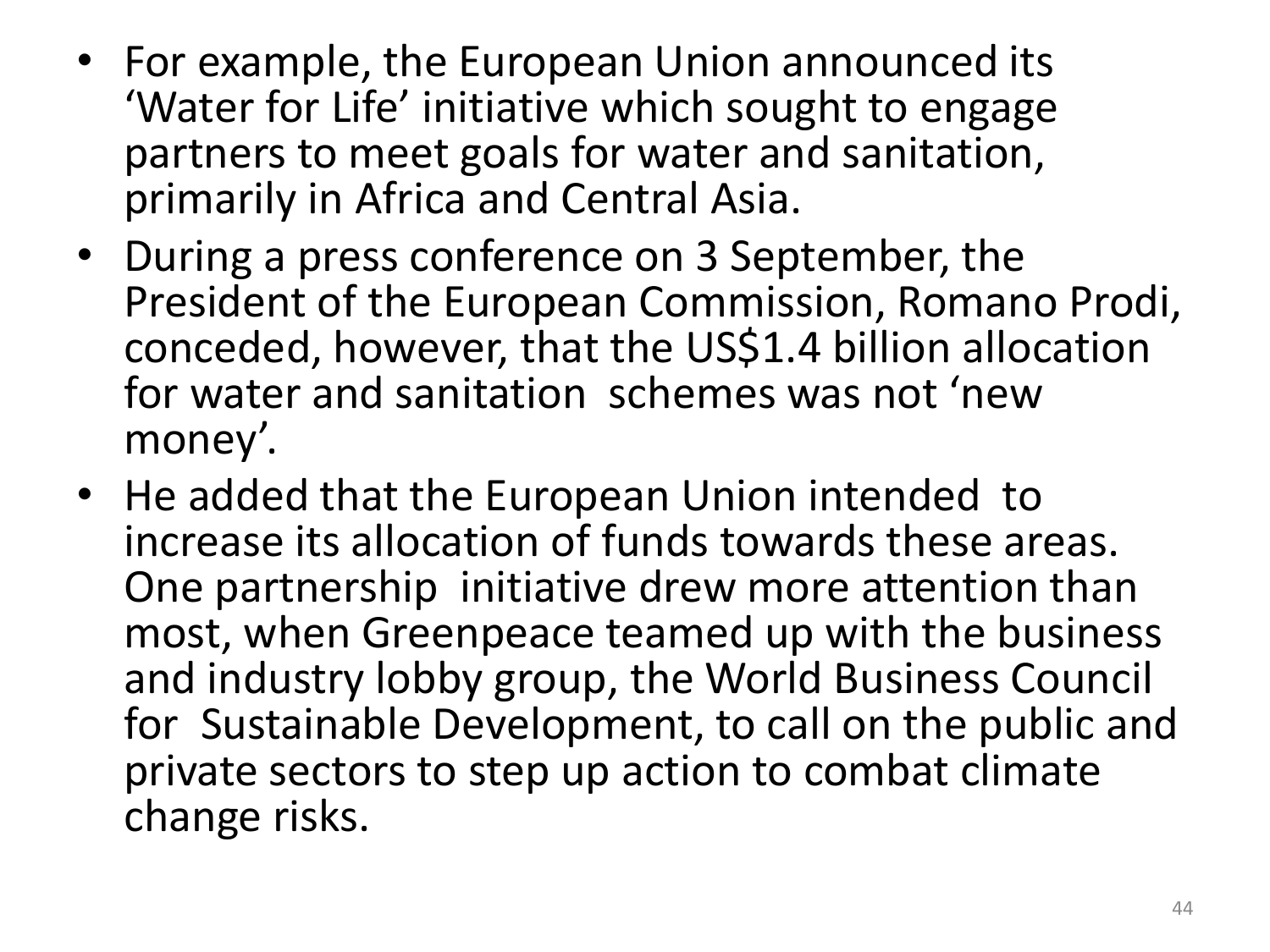- For example, the European Union announced its 'Water for Life' initiative which sought to engage partners to meet goals for water and sanitation, primarily in Africa and Central Asia.
- During a press conference on 3 September, the President of the European Commission, Romano Prodi, conceded, however, that the US$1.4 billion allocation for water and sanitation schemes was not 'new money'.
- He added that the European Union intended to increase its allocation of funds towards these areas. One partnership initiative drew more attention than most, when Greenpeace teamed up with the business and industry lobby group, the World Business Council for Sustainable Development, to call on the public and private sectors to step up action to combat climate change risks.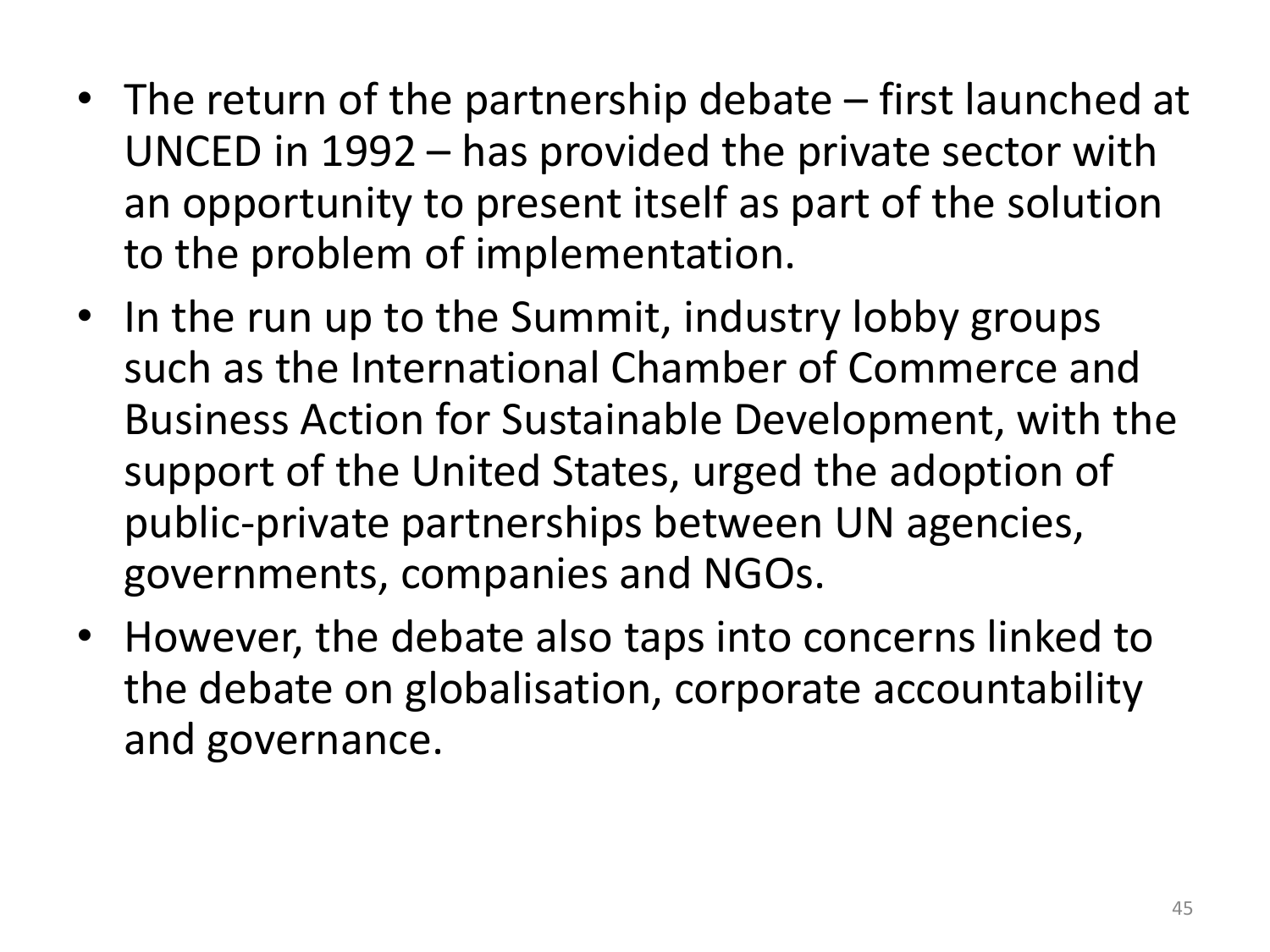- The return of the partnership debate – first launched at UNCED in 1992 – has provided the private sector with an opportunity to present itself as part of the solution to the problem of implementation.
- In the run up to the Summit, industry lobby groups such as the International Chamber of Commerce and Business Action for Sustainable Development, with the support of the United States, urged the adoption of public-private partnerships between UN agencies, governments, companies and NGOs.
- However, the debate also taps into concerns linked to the debate on globalisation, corporate accountability and governance.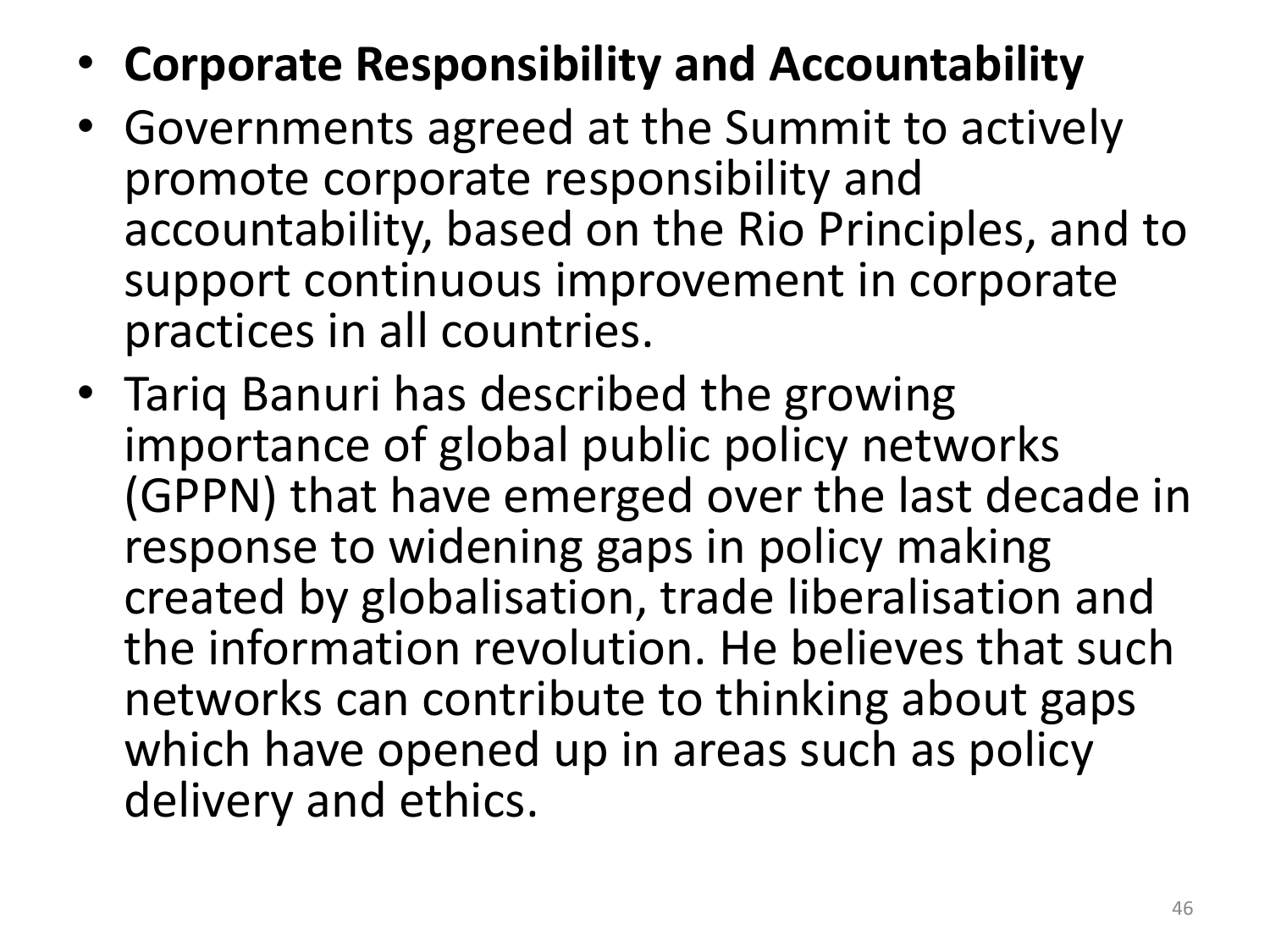- **Corporate Responsibility and Accountability**
- Governments agreed at the Summit to actively promote corporate responsibility and accountability, based on the Rio Principles, and to support continuous improvement in corporate practices in all countries.
- Tariq Banuri has described the growing importance of global public policy networks (GPPN) that have emerged over the last decade in response to widening gaps in policy making created by globalisation, trade liberalisation and the information revolution. He believes that such networks can contribute to thinking about gaps which have opened up in areas such as policy delivery and ethics.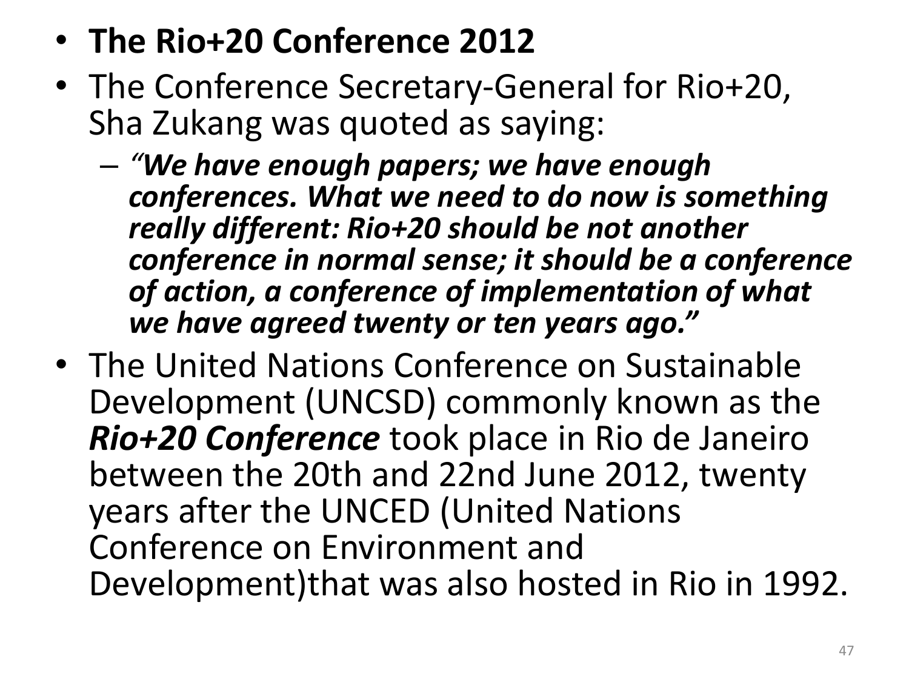- **The Rio+20 Conference 2012**
- The Conference Secretary-General for Rio+20, Sha Zukang was quoted as saying:
  - *"**We have enough papers; we have enough conferences. What we need to do now is something really different: Rio+20 should be not another conference in normal sense; it should be a conference of action, a conference of implementation of what we have agreed twenty or ten years ago."***
- The United Nations Conference on Sustainable Development (UNCSD) commonly known as the ***Rio+20 Conference*** took place in Rio de Janeiro between the 20th and 22nd June 2012, twenty years after the UNCED (United Nations Conference on Environment and Development)that was also hosted in Rio in 1992.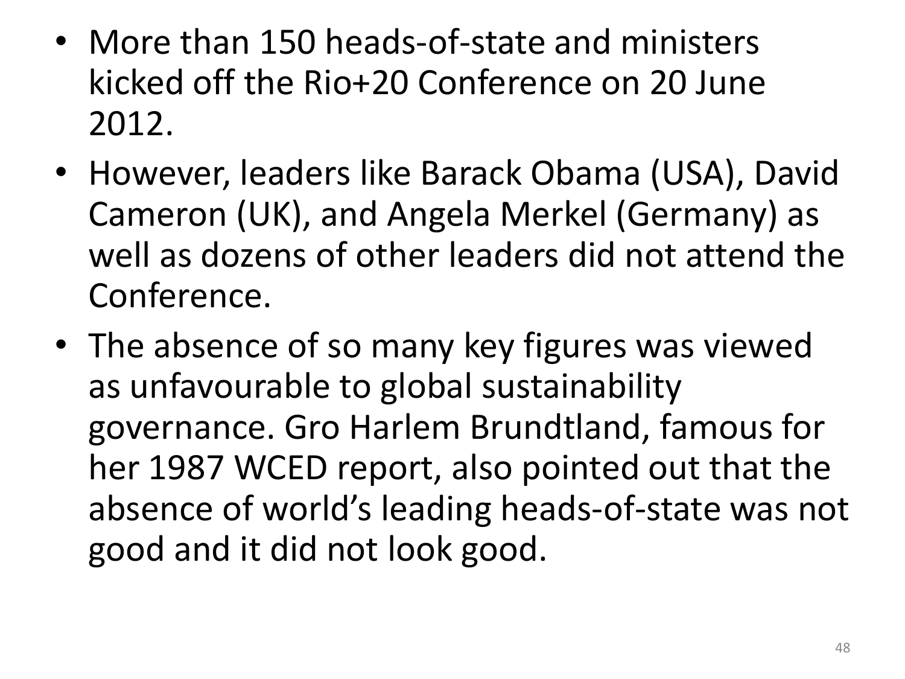- More than 150 heads-of-state and ministers kicked off the Rio+20 Conference on 20 June 2012.
- However, leaders like Barack Obama (USA), David Cameron (UK), and Angela Merkel (Germany) as well as dozens of other leaders did not attend the Conference.
- The absence of so many key figures was viewed as unfavourable to global sustainability governance. Gro Harlem Brundtland, famous for her 1987 WCED report, also pointed out that the absence of world's leading heads-of-state was not good and it did not look good.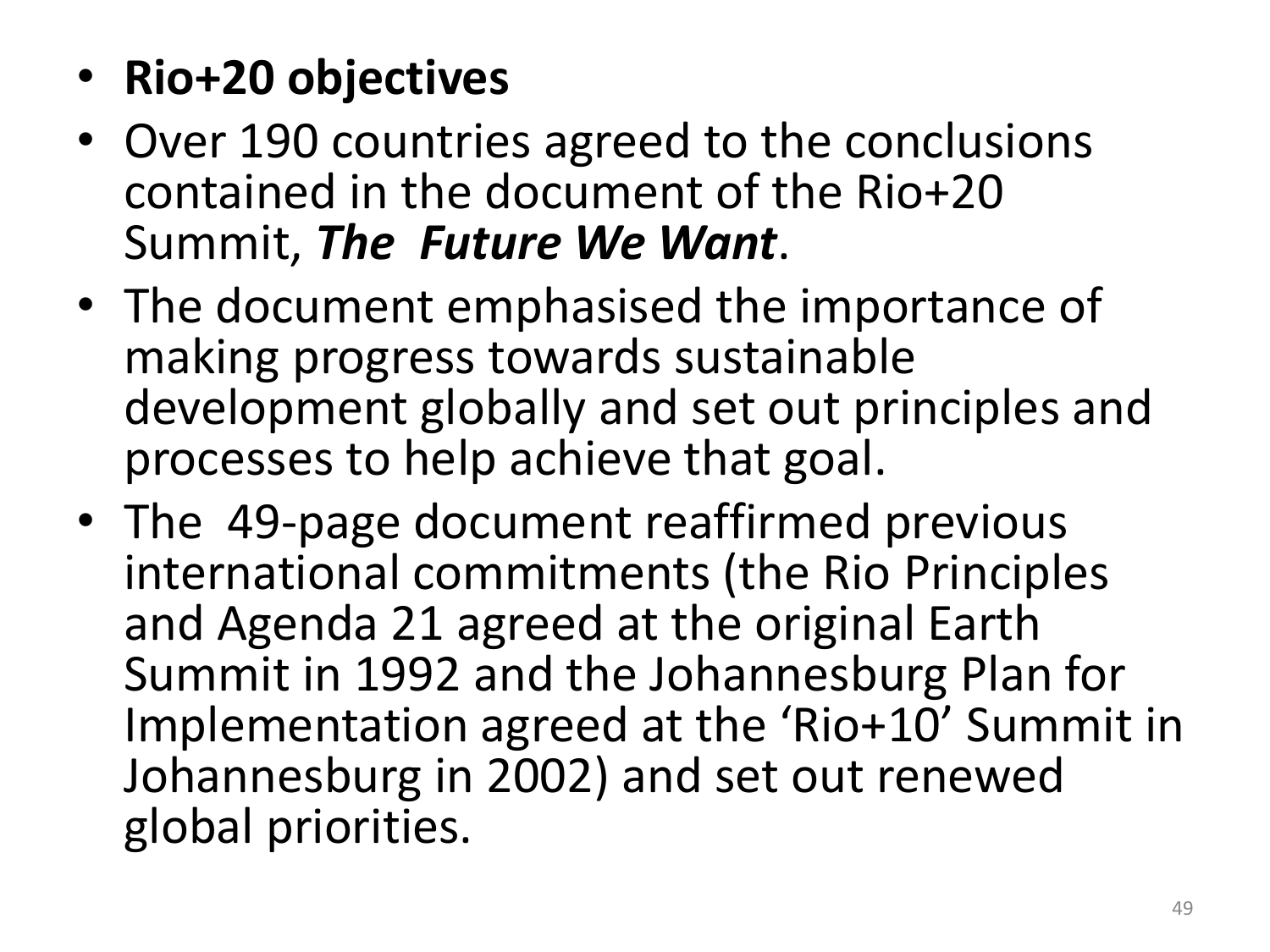- **Rio+20 objectives**
- Over 190 countries agreed to the conclusions contained in the document of the Rio+20 Summit, ***The Future We Want***.
- The document emphasised the importance of making progress towards sustainable development globally and set out principles and processes to help achieve that goal.
- The 49-page document reaffirmed previous international commitments (the Rio Principles and Agenda 21 agreed at the original Earth Summit in 1992 and the Johannesburg Plan for Implementation agreed at the 'Rio+10' Summit in Johannesburg in 2002) and set out renewed global priorities.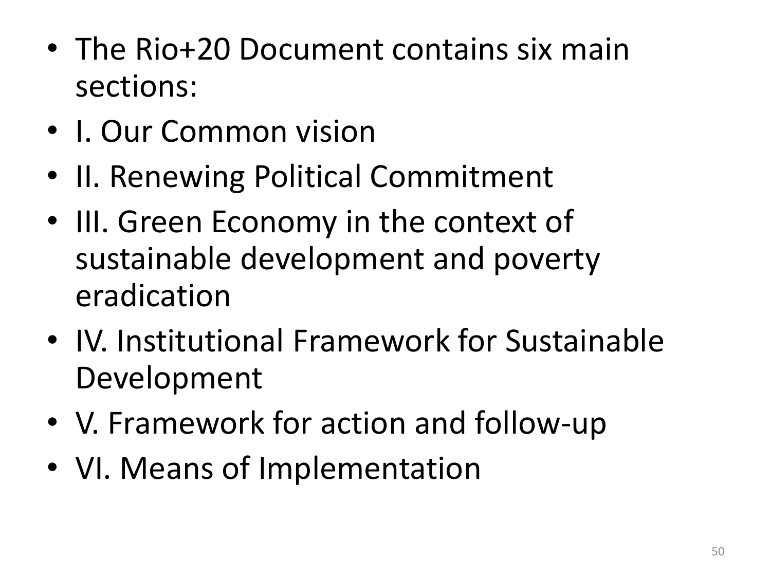- The Rio+20 Document contains six main sections:
- I. Our Common vision
- II. Renewing Political Commitment
- III. Green Economy in the context of sustainable development and poverty eradication
- IV. Institutional Framework for Sustainable Development
- V. Framework for action and follow-up
- VI. Means of Implementation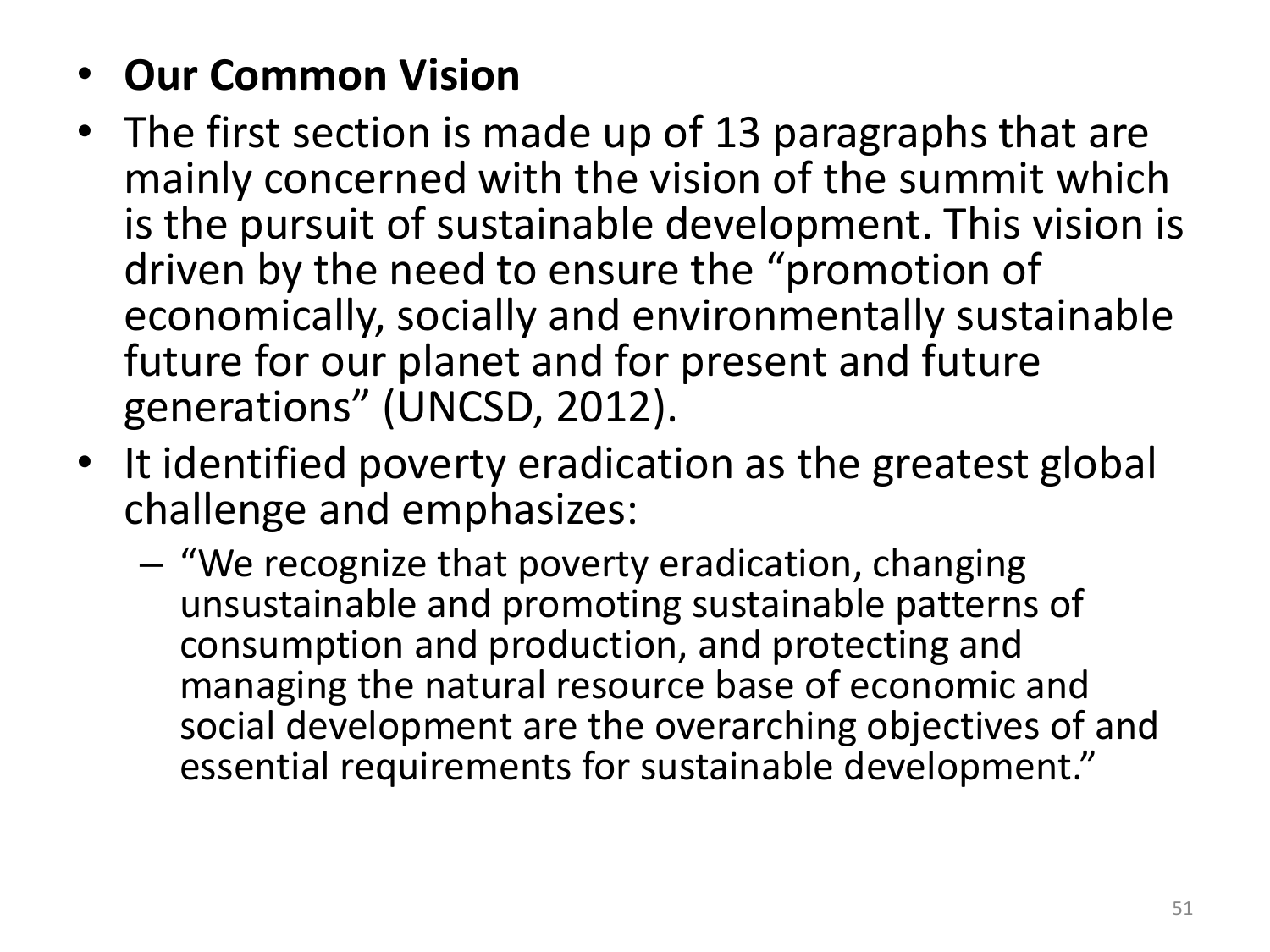- **Our Common Vision**
- The first section is made up of 13 paragraphs that are mainly concerned with the vision of the summit which is the pursuit of sustainable development. This vision is driven by the need to ensure the "promotion of economically, socially and environmentally sustainable future for our planet and for present and future generations" (UNCSD, 2012).
- It identified poverty eradication as the greatest global challenge and emphasizes:
  - "We recognize that poverty eradication, changing unsustainable and promoting sustainable patterns of consumption and production, and protecting and managing the natural resource base of economic and social development are the overarching objectives of and essential requirements for sustainable development."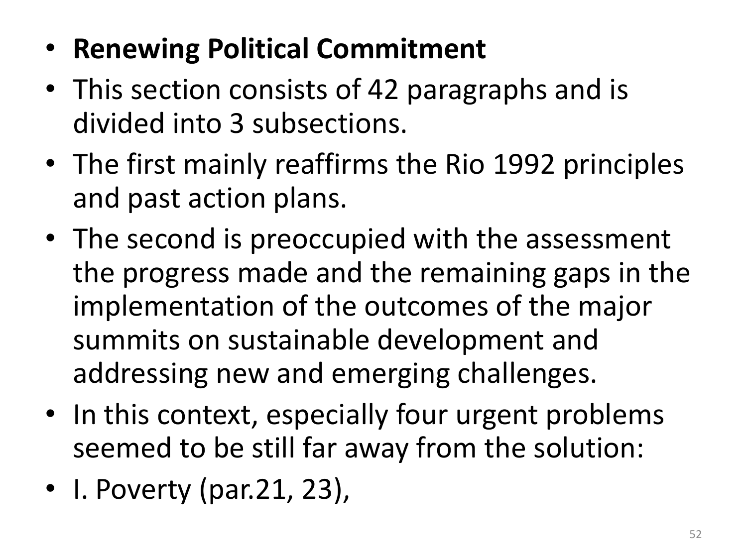- **Renewing Political Commitment**
- This section consists of 42 paragraphs and is divided into 3 subsections.
- The first mainly reaffirms the Rio 1992 principles and past action plans.
- The second is preoccupied with the assessment the progress made and the remaining gaps in the implementation of the outcomes of the major summits on sustainable development and addressing new and emerging challenges.
- In this context, especially four urgent problems seemed to be still far away from the solution:
- I. Poverty (par.21, 23),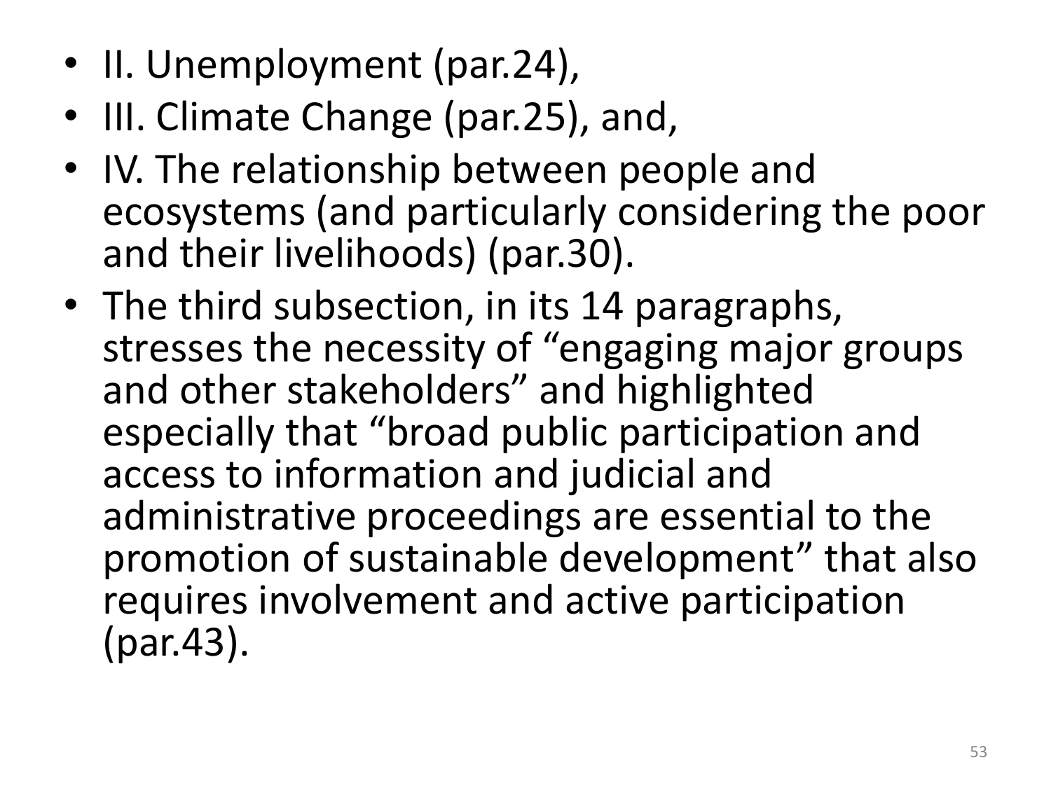- II. Unemployment (par.24),
- III. Climate Change (par.25), and,
- IV. The relationship between people and ecosystems (and particularly considering the poor and their livelihoods) (par.30).
- The third subsection, in its 14 paragraphs, stresses the necessity of "engaging major groups and other stakeholders" and highlighted especially that "broad public participation and access to information and judicial and administrative proceedings are essential to the promotion of sustainable development" that also requires involvement and active participation (par.43).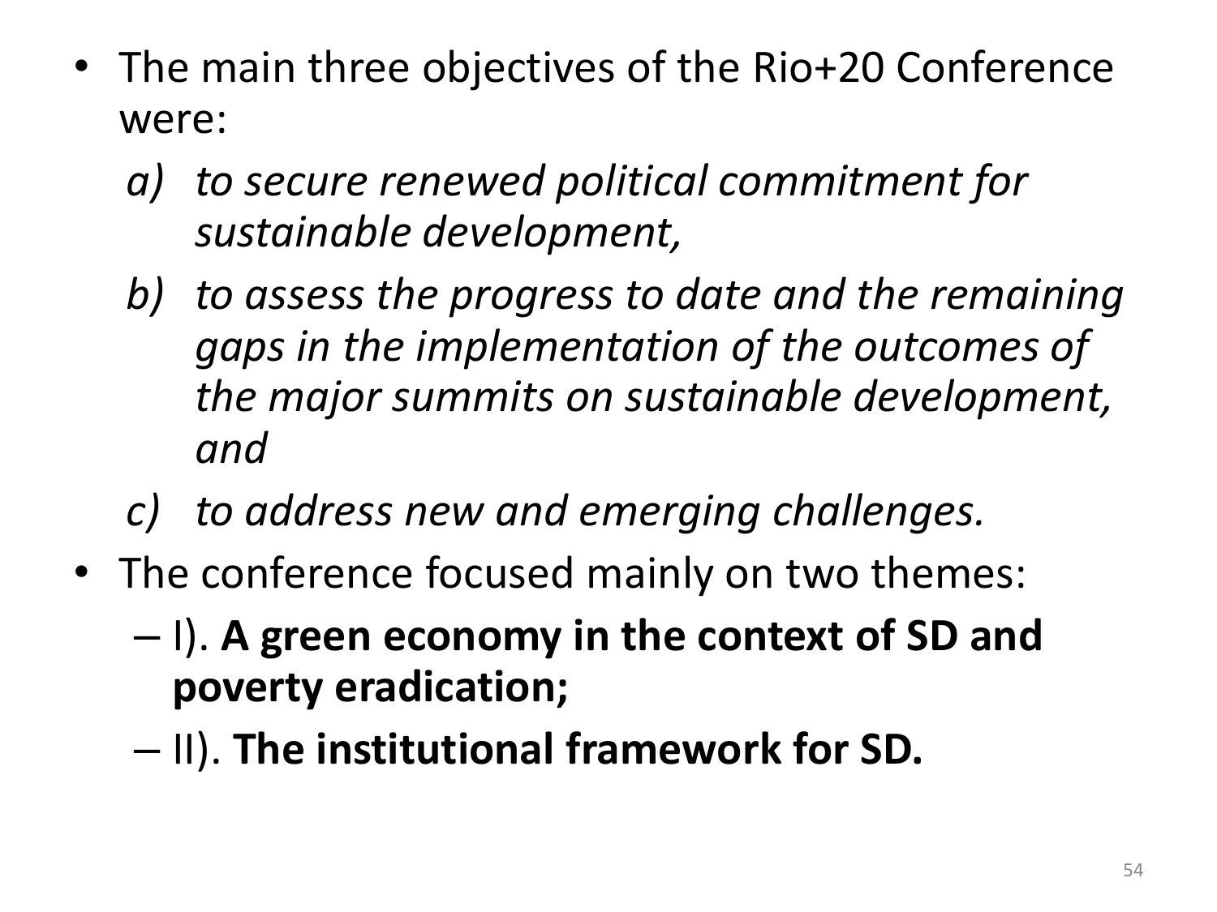- The main three objectives of the Rio+20 Conference were:
  a) *to secure renewed political commitment for sustainable development,*
  b) *to assess the progress to date and the remaining gaps in the implementation of the outcomes of the major summits on sustainable development, and*
  c) *to address new and emerging challenges.*
- The conference focused mainly on two themes:
  - I). **A green economy in the context of SD and poverty eradication;**
  - II). **The institutional framework for SD.**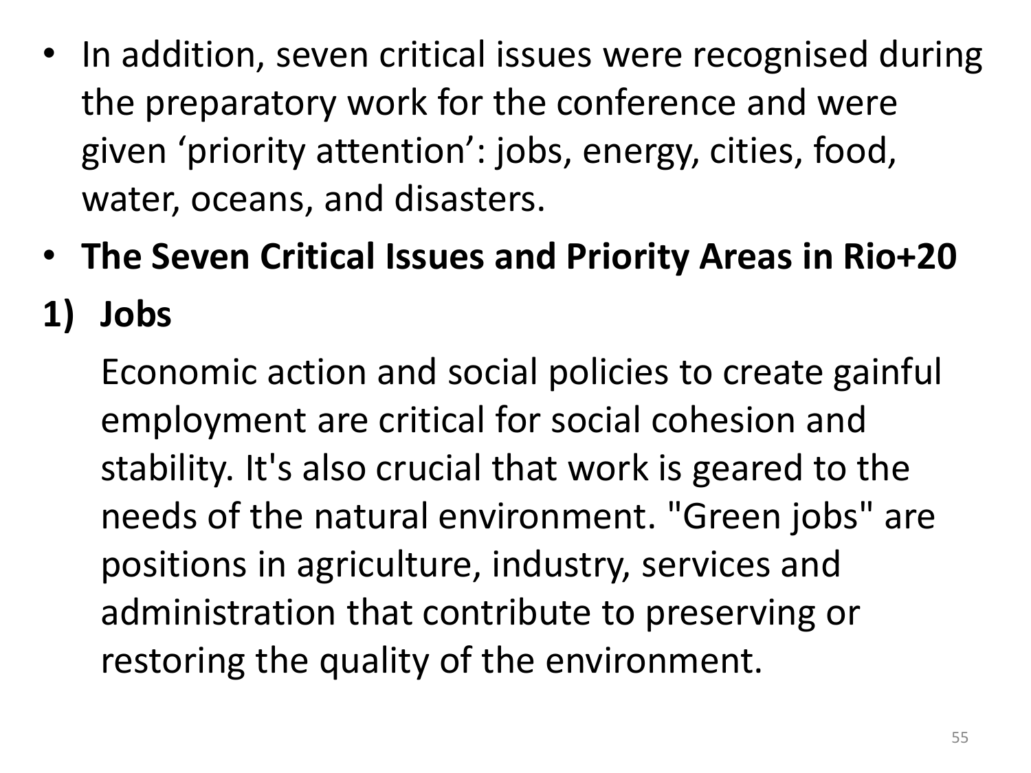- In addition, seven critical issues were recognised during the preparatory work for the conference and were given ‘priority attention’: jobs, energy, cities, food, water, oceans, and disasters.
- **The Seven Critical Issues and Priority Areas in Rio+20**

1) **Jobs**

   Economic action and social policies to create gainful employment are critical for social cohesion and stability. It's also crucial that work is geared to the needs of the natural environment. "Green jobs" are positions in agriculture, industry, services and administration that contribute to preserving or restoring the quality of the environment.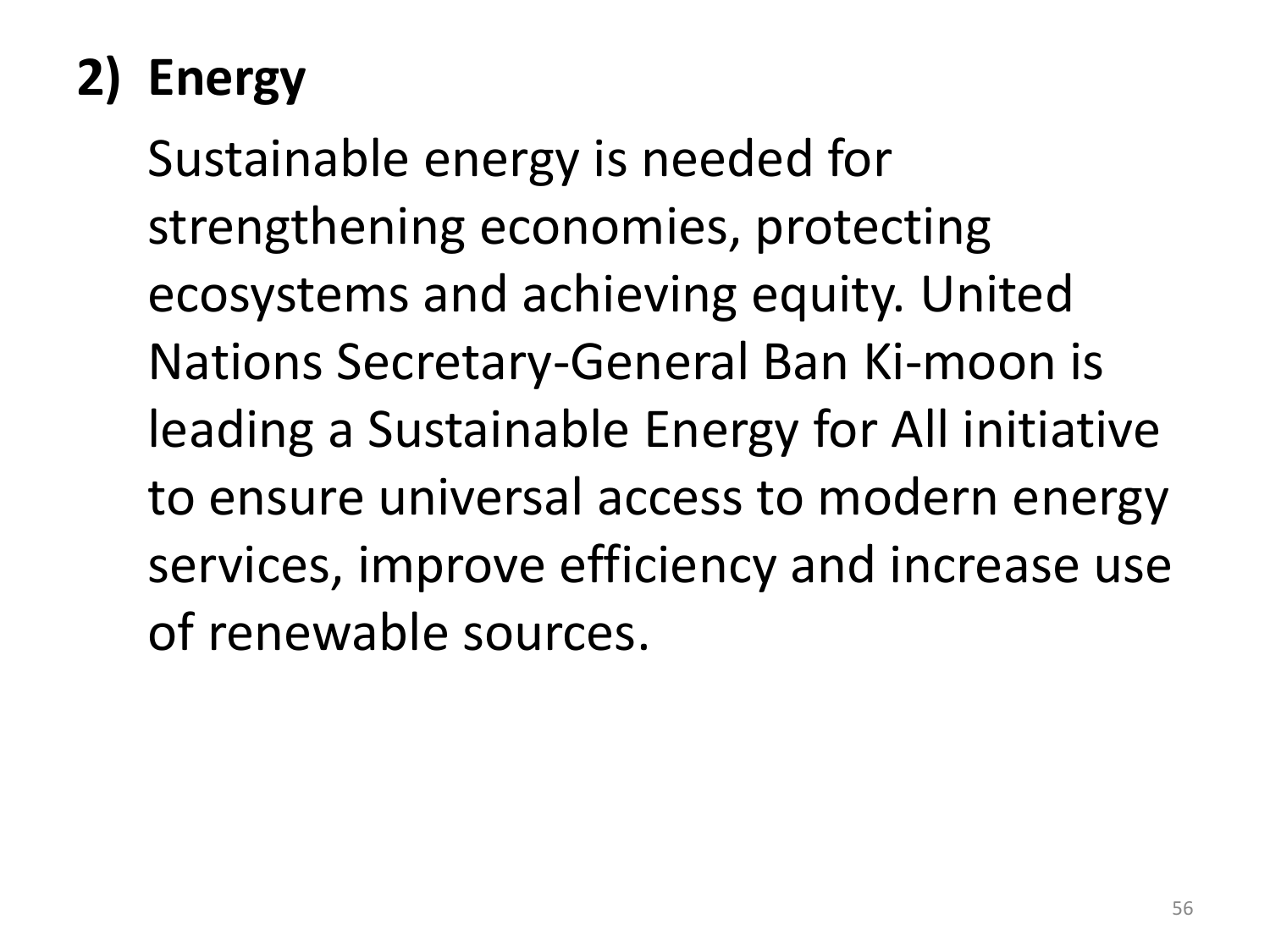## 2) Energy

Sustainable energy is needed for strengthening economies, protecting ecosystems and achieving equity. United Nations Secretary-General Ban Ki-moon is leading a Sustainable Energy for All initiative to ensure universal access to modern energy services, improve efficiency and increase use of renewable sources.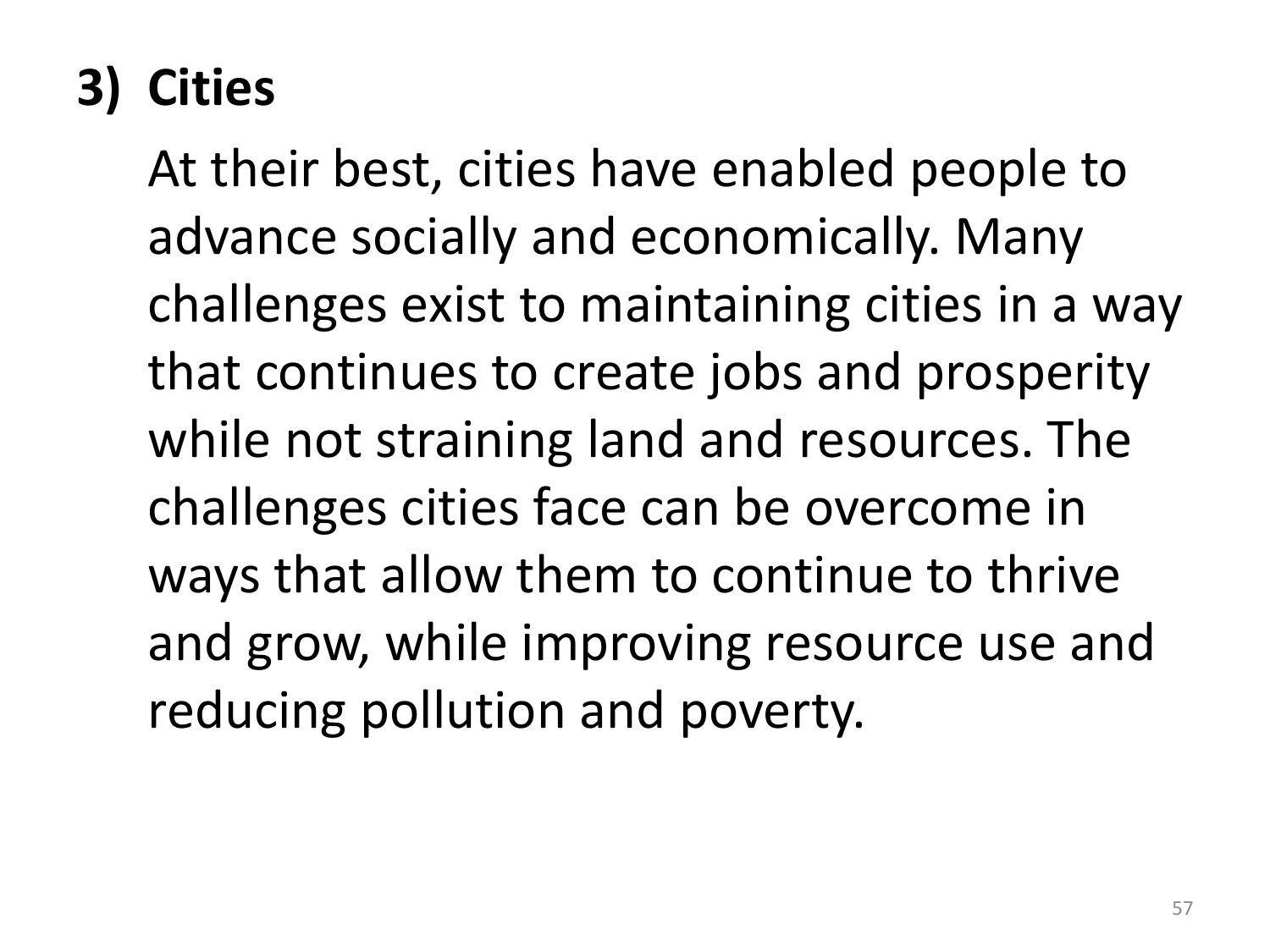## 3) Cities

At their best, cities have enabled people to advance socially and economically. Many challenges exist to maintaining cities in a way that continues to create jobs and prosperity while not straining land and resources. The challenges cities face can be overcome in ways that allow them to continue to thrive and grow, while improving resource use and reducing pollution and poverty.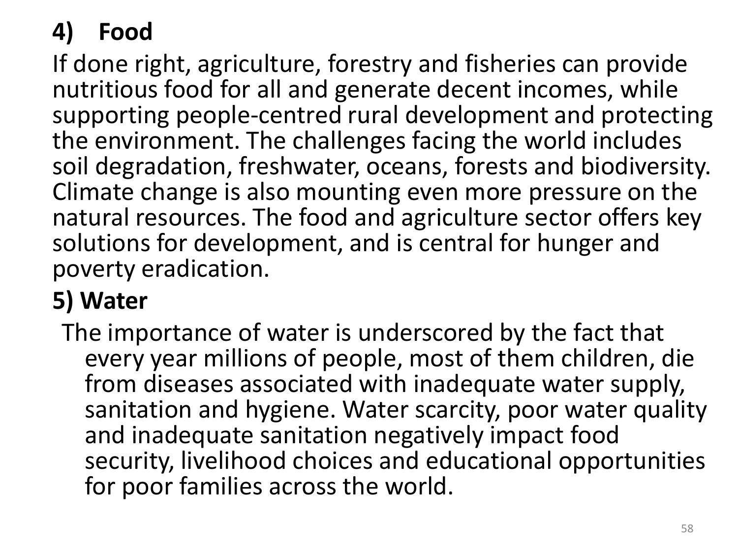### 4) Food

If done right, agriculture, forestry and fisheries can provide nutritious food for all and generate decent incomes, while supporting people-centred rural development and protecting the environment. The challenges facing the world includes soil degradation, freshwater, oceans, forests and biodiversity. Climate change is also mounting even more pressure on the natural resources. The food and agriculture sector offers key solutions for development, and is central for hunger and poverty eradication.

### 5) Water

The importance of water is underscored by the fact that every year millions of people, most of them children, die from diseases associated with inadequate water supply, sanitation and hygiene. Water scarcity, poor water quality and inadequate sanitation negatively impact food security, livelihood choices and educational opportunities for poor families across the world.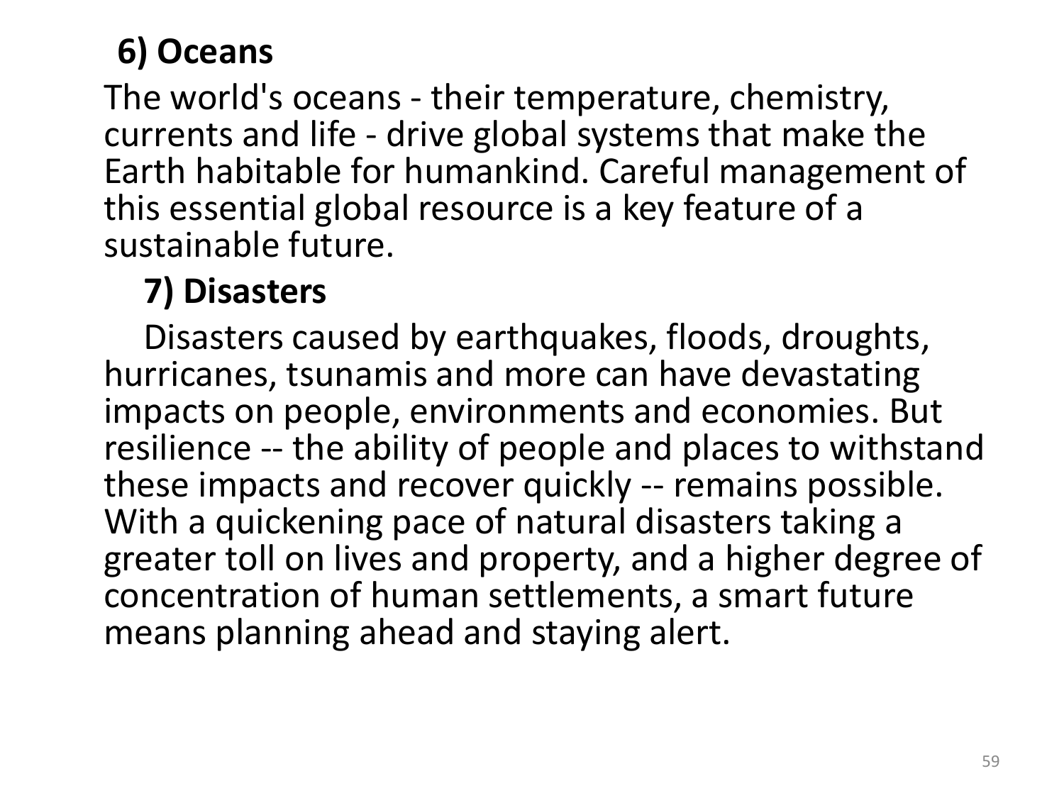**6) Oceans**

The world's oceans - their temperature, chemistry, currents and life - drive global systems that make the Earth habitable for humankind. Careful management of this essential global resource is a key feature of a sustainable future.

**7) Disasters**

Disasters caused by earthquakes, floods, droughts, hurricanes, tsunamis and more can have devastating impacts on people, environments and economies. But resilience -- the ability of people and places to withstand these impacts and recover quickly -- remains possible. With a quickening pace of natural disasters taking a greater toll on lives and property, and a higher degree of concentration of human settlements, a smart future means planning ahead and staying alert.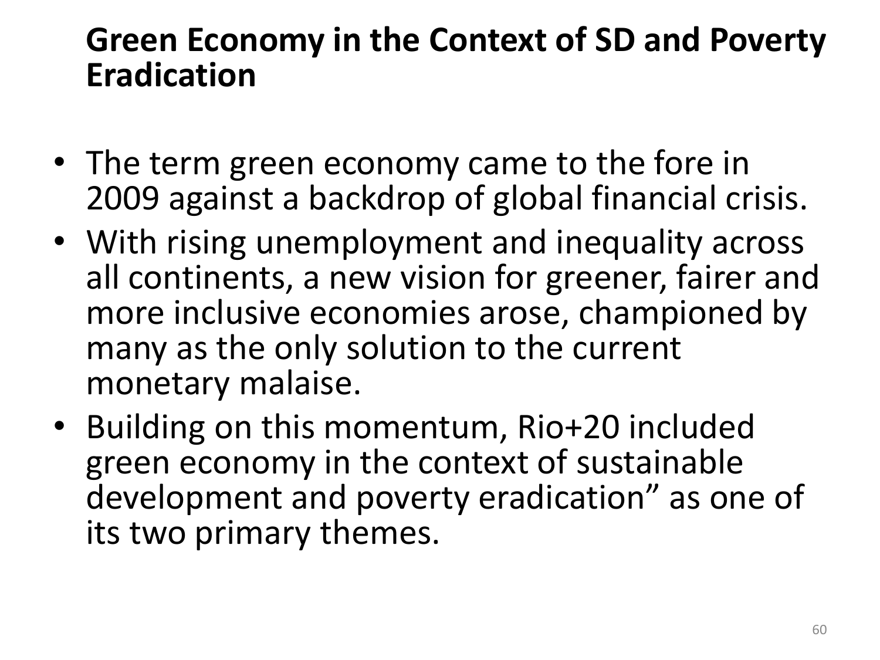## Green Economy in the Context of SD and Poverty Eradication

- The term green economy came to the fore in 2009 against a backdrop of global financial crisis.
- With rising unemployment and inequality across all continents, a new vision for greener, fairer and more inclusive economies arose, championed by many as the only solution to the current monetary malaise.
- Building on this momentum, Rio+20 included green economy in the context of sustainable development and poverty eradication" as one of its two primary themes.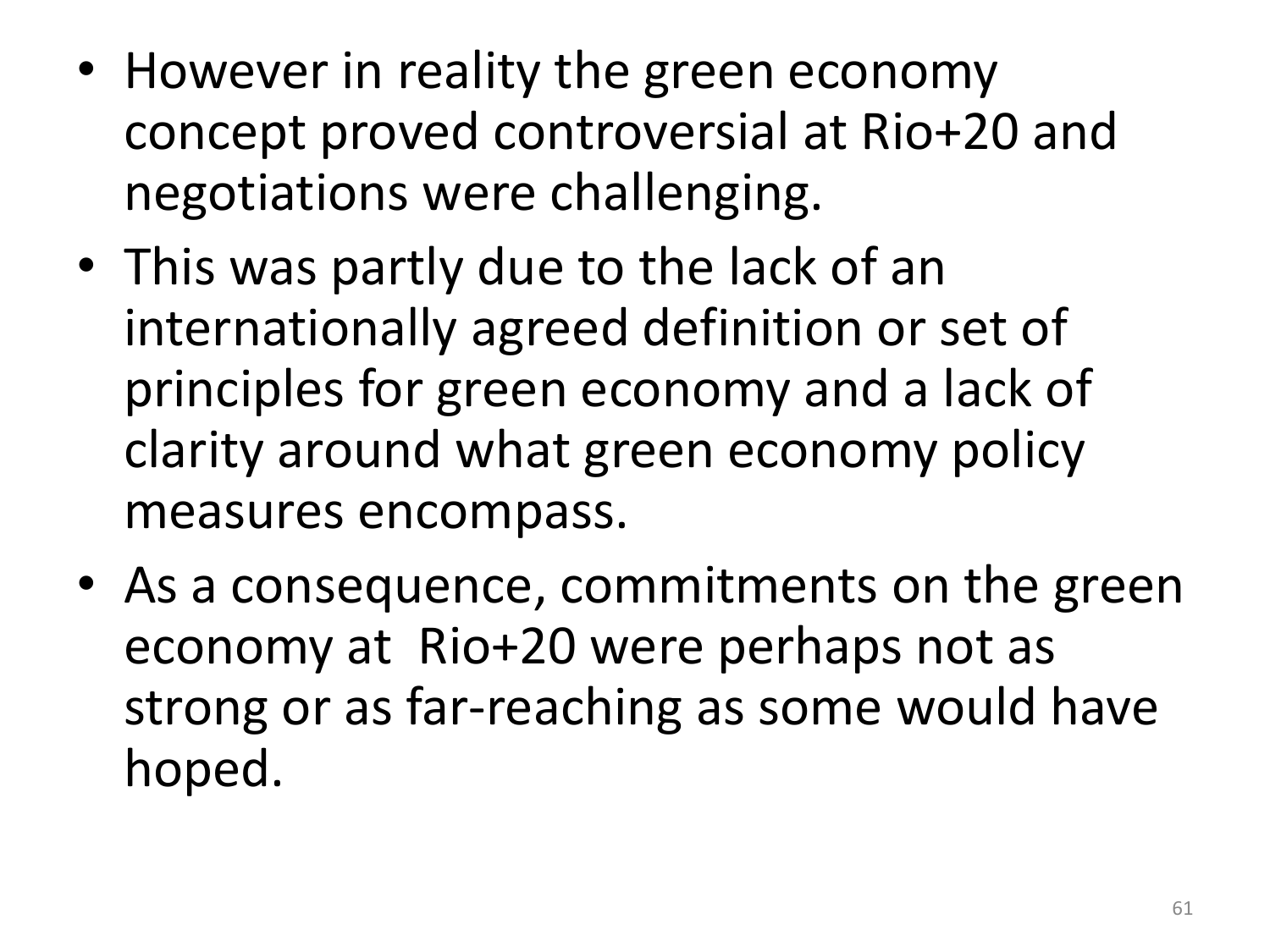- However in reality the green economy concept proved controversial at Rio+20 and negotiations were challenging.
- This was partly due to the lack of an internationally agreed definition or set of principles for green economy and a lack of clarity around what green economy policy measures encompass.
- As a consequence, commitments on the green economy at Rio+20 were perhaps not as strong or as far-reaching as some would have hoped.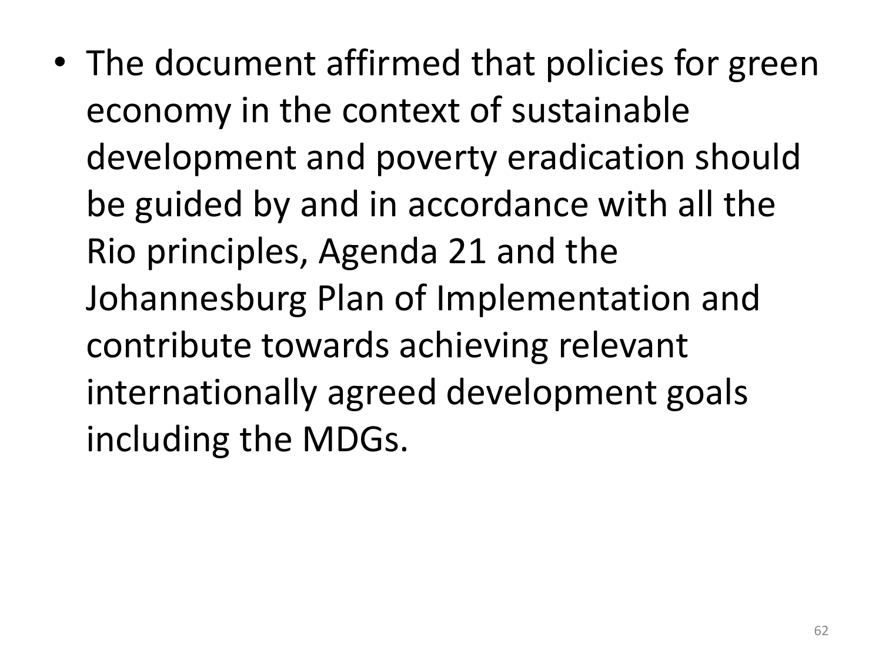- The document affirmed that policies for green economy in the context of sustainable development and poverty eradication should be guided by and in accordance with all the Rio principles, Agenda 21 and the Johannesburg Plan of Implementation and contribute towards achieving relevant internationally agreed development goals including the MDGs.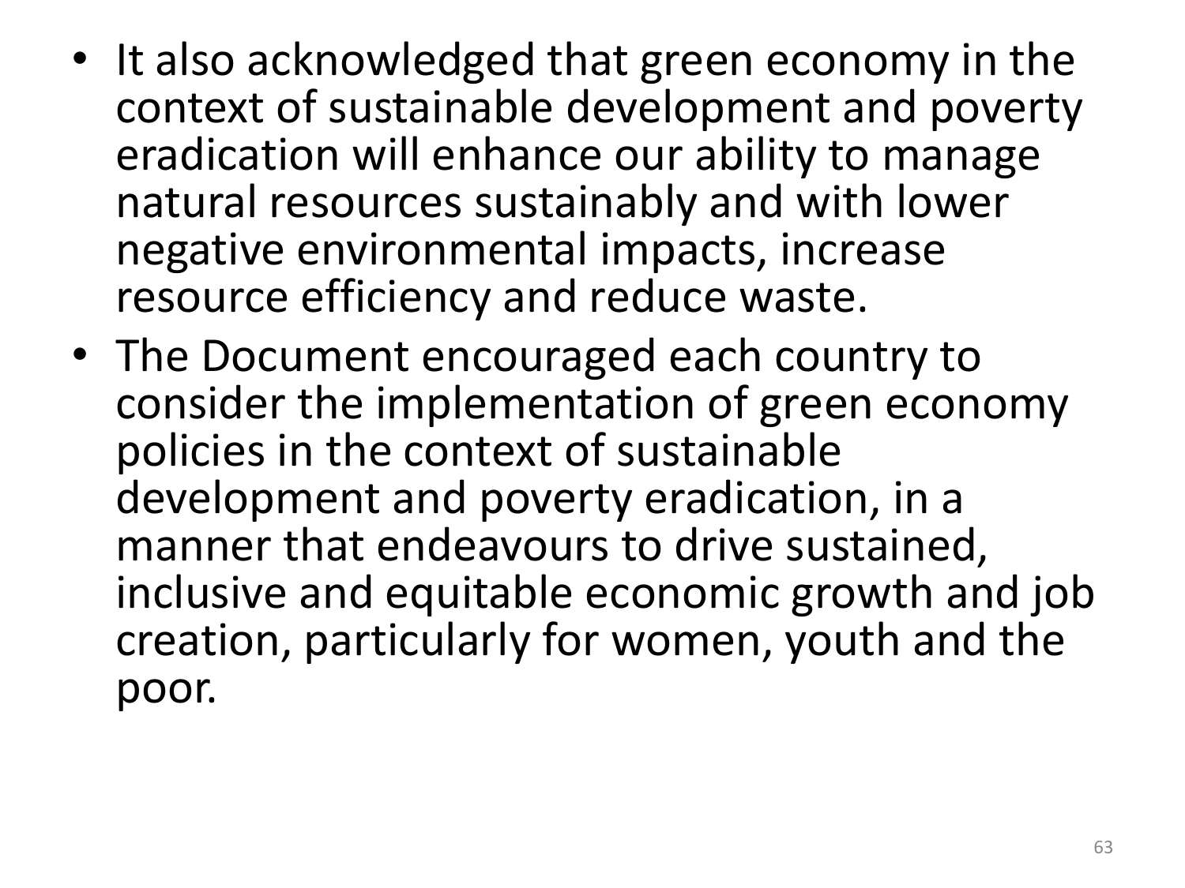- It also acknowledged that green economy in the context of sustainable development and poverty eradication will enhance our ability to manage natural resources sustainably and with lower negative environmental impacts, increase resource efficiency and reduce waste.
- The Document encouraged each country to consider the implementation of green economy policies in the context of sustainable development and poverty eradication, in a manner that endeavours to drive sustained, inclusive and equitable economic growth and job creation, particularly for women, youth and the poor.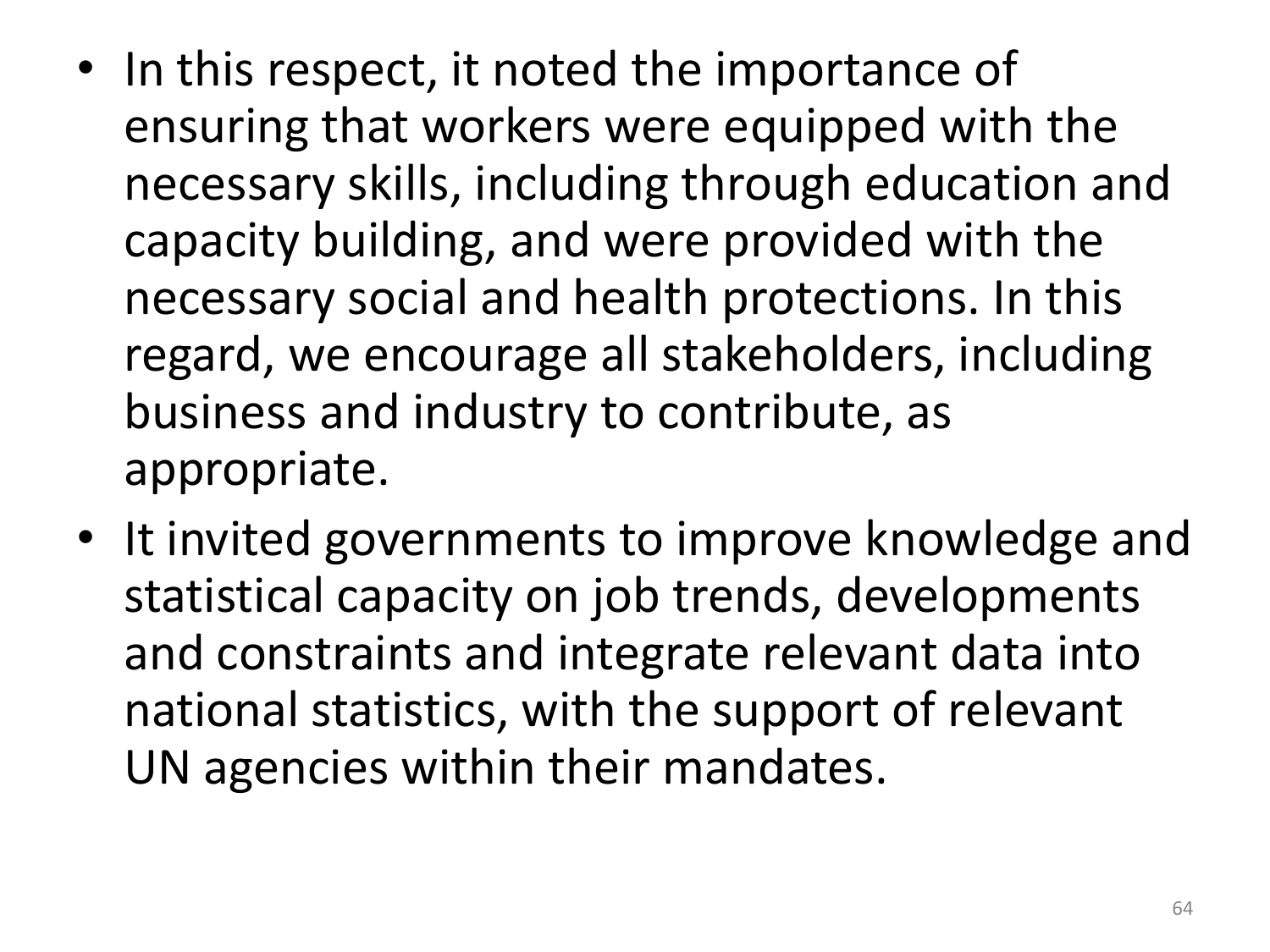- In this respect, it noted the importance of ensuring that workers were equipped with the necessary skills, including through education and capacity building, and were provided with the necessary social and health protections. In this regard, we encourage all stakeholders, including business and industry to contribute, as appropriate.
- It invited governments to improve knowledge and statistical capacity on job trends, developments and constraints and integrate relevant data into national statistics, with the support of relevant UN agencies within their mandates.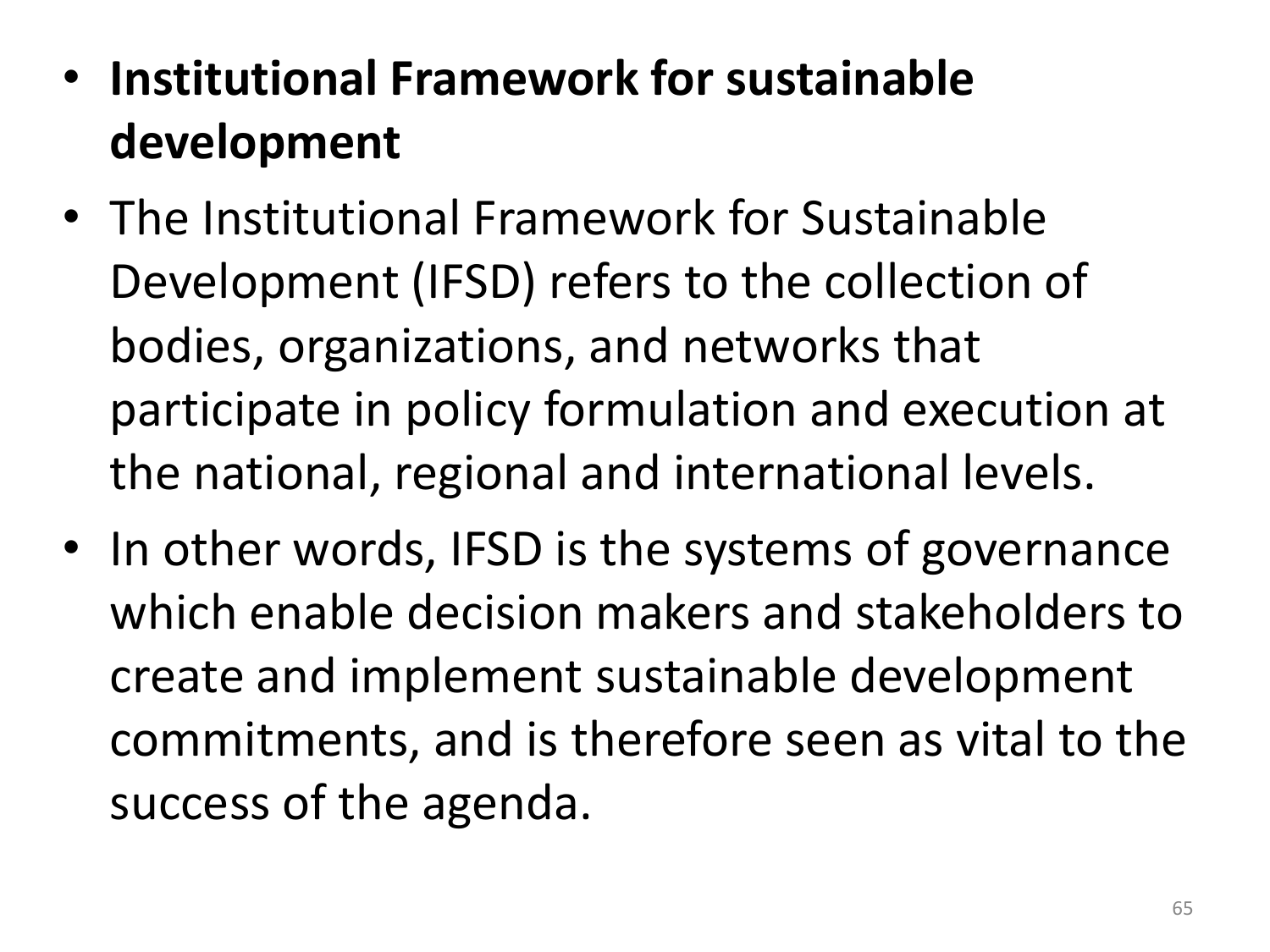- **Institutional Framework for sustainable development**
- The Institutional Framework for Sustainable Development (IFSD) refers to the collection of bodies, organizations, and networks that participate in policy formulation and execution at the national, regional and international levels.
- In other words, IFSD is the systems of governance which enable decision makers and stakeholders to create and implement sustainable development commitments, and is therefore seen as vital to the success of the agenda.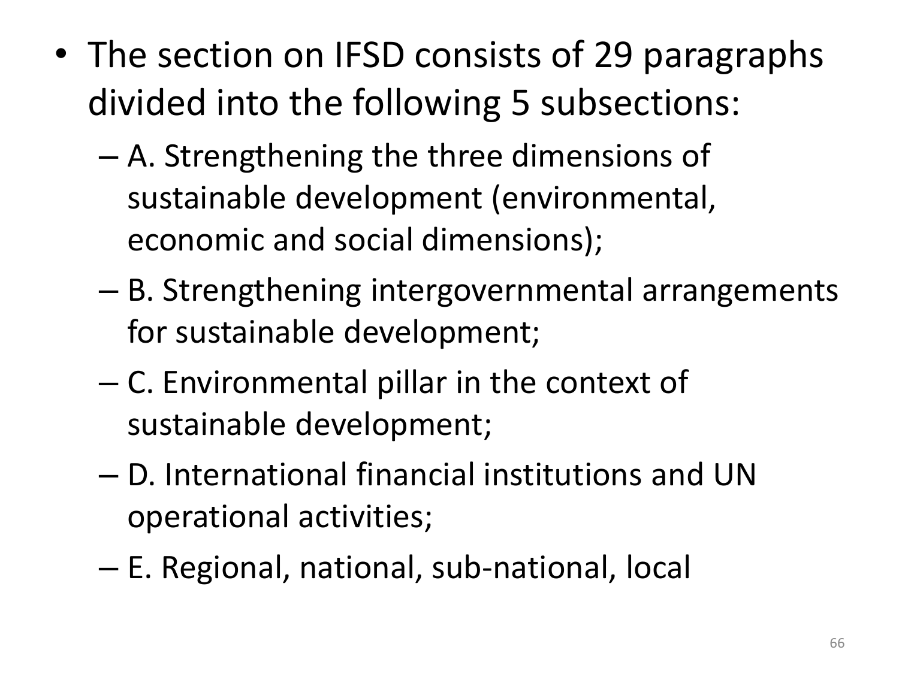- The section on IFSD consists of 29 paragraphs divided into the following 5 subsections:
  - A. Strengthening the three dimensions of sustainable development (environmental, economic and social dimensions);
  - B. Strengthening intergovernmental arrangements for sustainable development;
  - C. Environmental pillar in the context of sustainable development;
  - D. International financial institutions and UN operational activities;
  - E. Regional, national, sub-national, local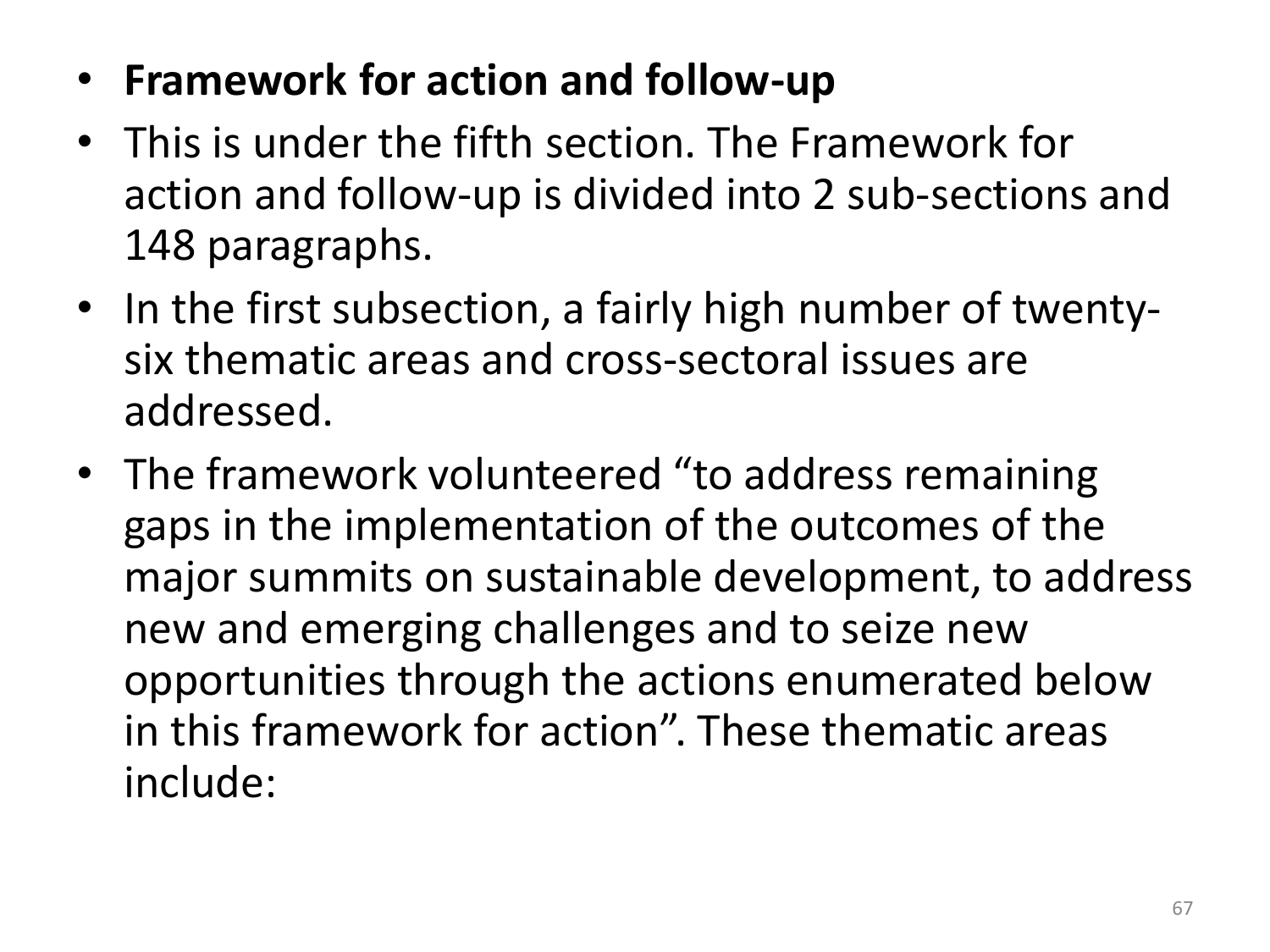- **Framework for action and follow-up**
- This is under the fifth section. The Framework for action and follow-up is divided into 2 sub-sections and 148 paragraphs.
- In the first subsection, a fairly high number of twenty-six thematic areas and cross-sectoral issues are addressed.
- The framework volunteered "to address remaining gaps in the implementation of the outcomes of the major summits on sustainable development, to address new and emerging challenges and to seize new opportunities through the actions enumerated below in this framework for action". These thematic areas include: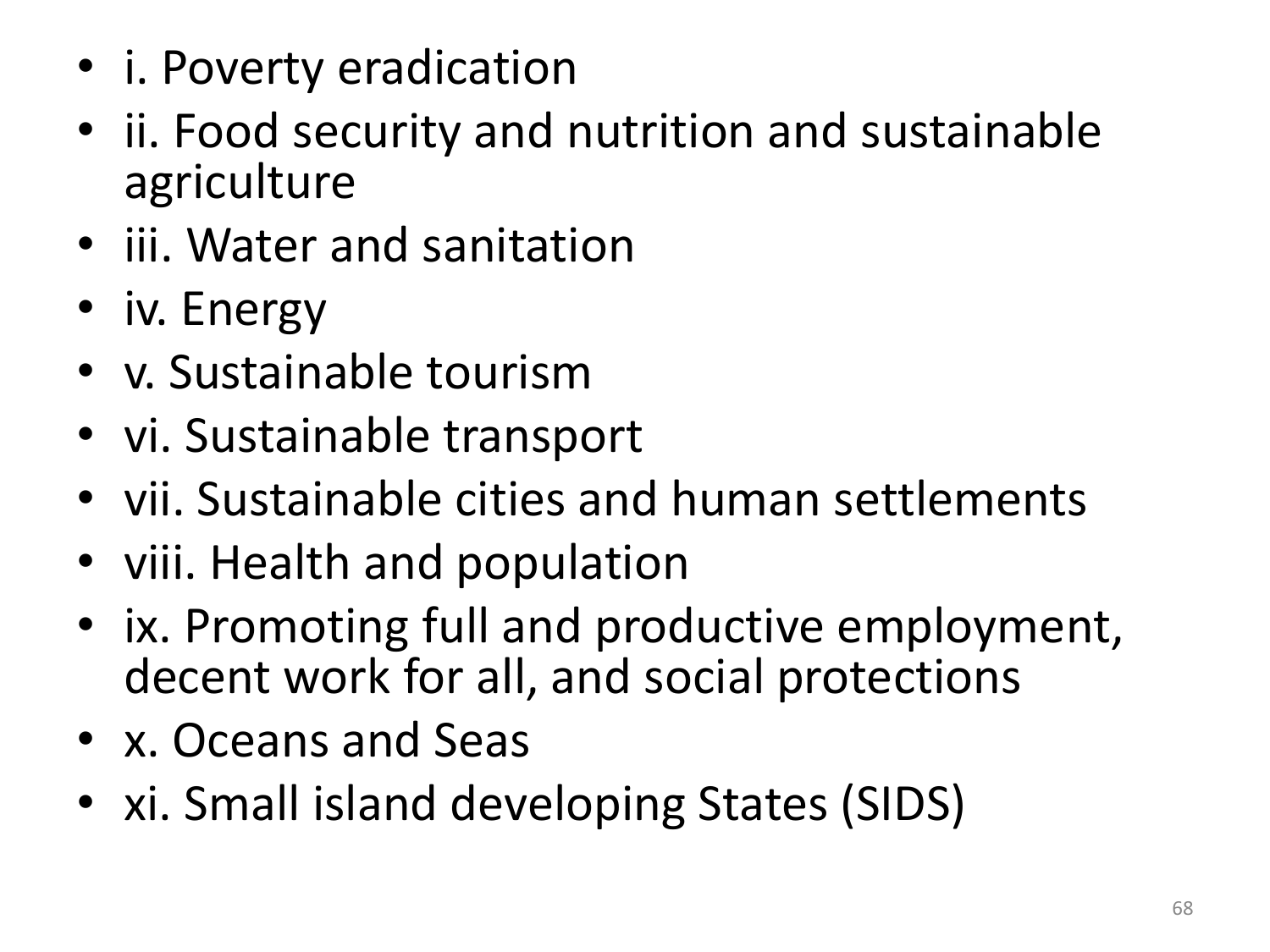- i. Poverty eradication
- ii. Food security and nutrition and sustainable agriculture
- iii. Water and sanitation
- iv. Energy
- v. Sustainable tourism
- vi. Sustainable transport
- vii. Sustainable cities and human settlements
- viii. Health and population
- ix. Promoting full and productive employment, decent work for all, and social protections
- x. Oceans and Seas
- xi. Small island developing States (SIDS)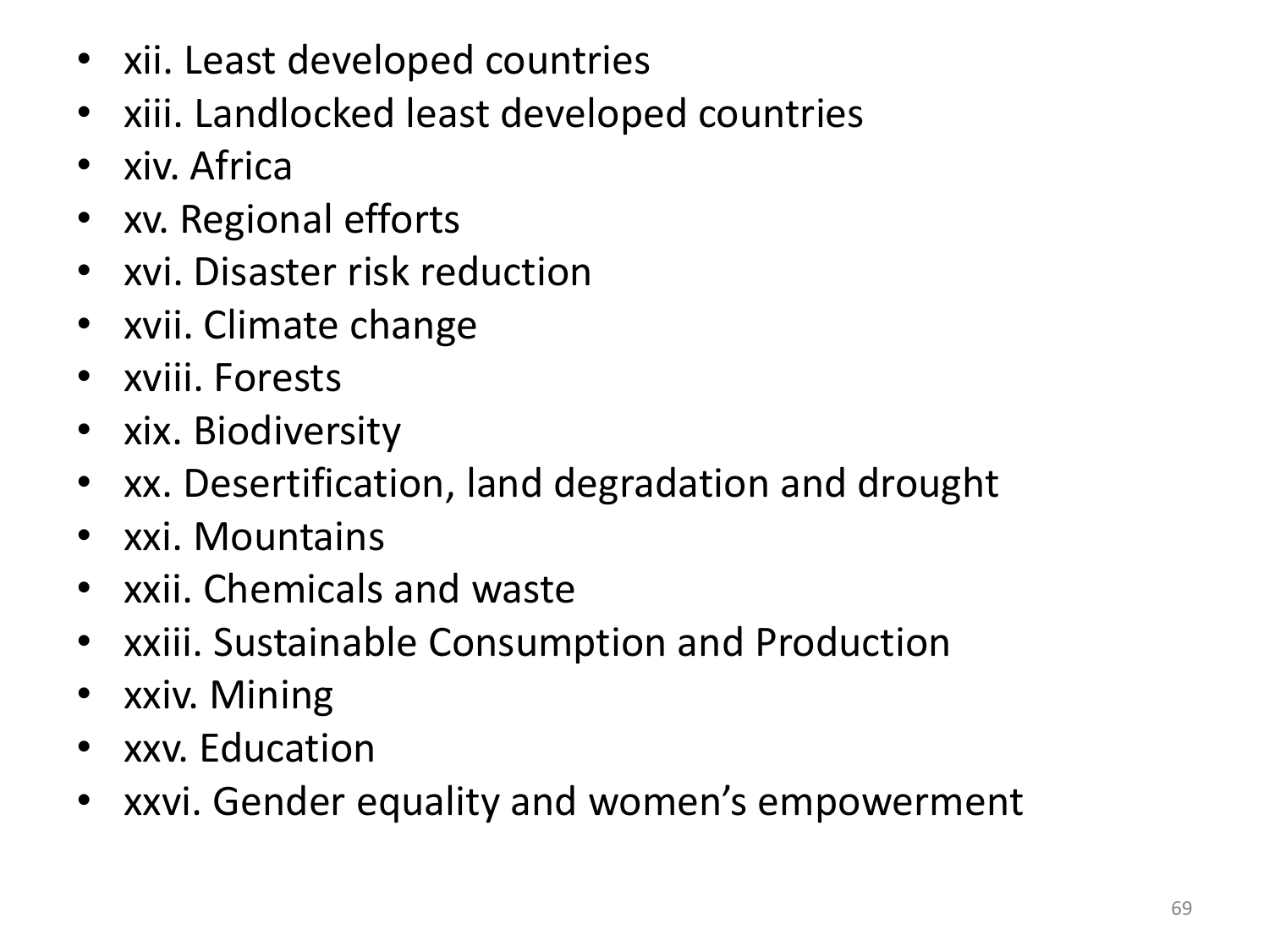- xii. Least developed countries
- xiii. Landlocked least developed countries
- xiv. Africa
- xv. Regional efforts
- xvi. Disaster risk reduction
- xvii. Climate change
- xviii. Forests
- xix. Biodiversity
- xx. Desertification, land degradation and drought
- xxi. Mountains
- xxii. Chemicals and waste
- xxiii. Sustainable Consumption and Production
- xxiv. Mining
- xxv. Education
- xxvi. Gender equality and women's empowerment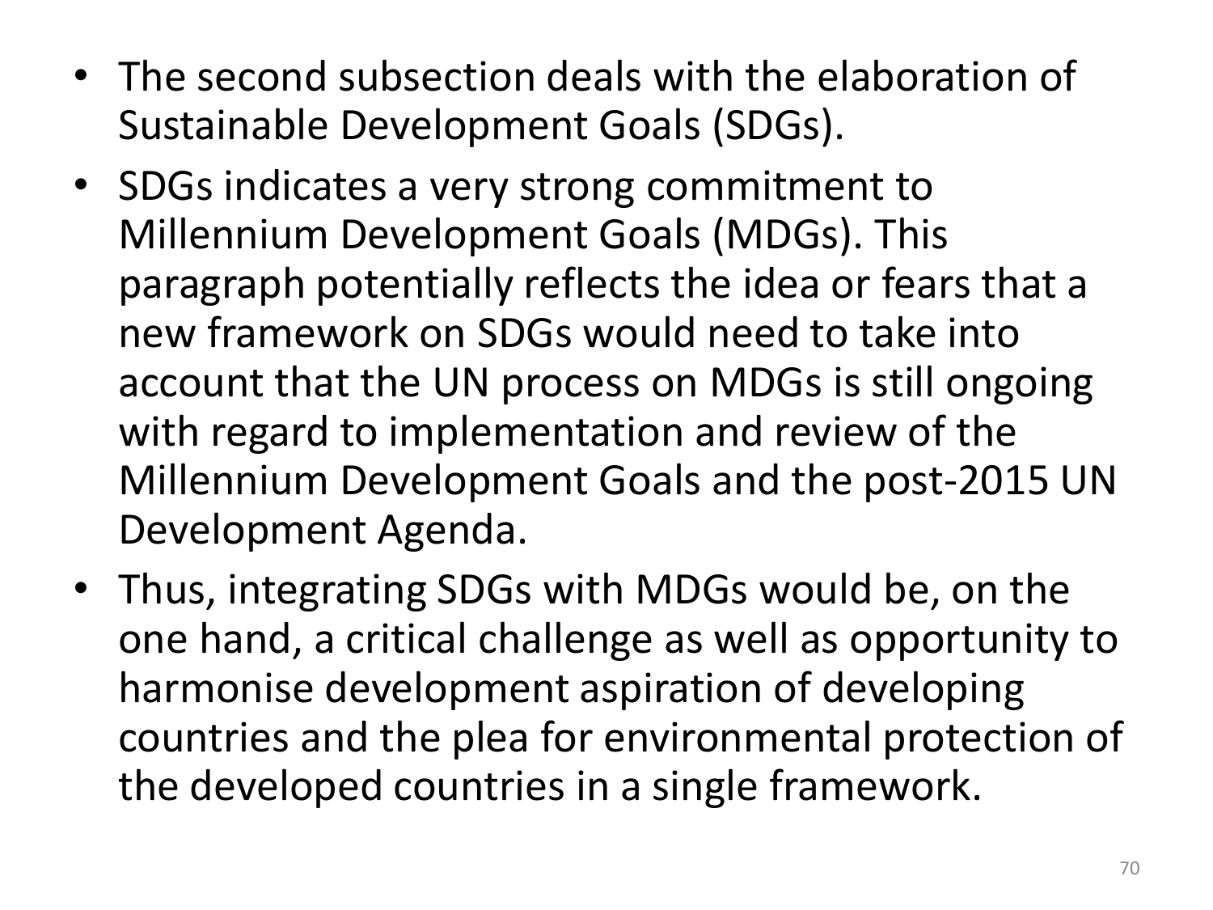- The second subsection deals with the elaboration of Sustainable Development Goals (SDGs).
- SDGs indicates a very strong commitment to Millennium Development Goals (MDGs). This paragraph potentially reflects the idea or fears that a new framework on SDGs would need to take into account that the UN process on MDGs is still ongoing with regard to implementation and review of the Millennium Development Goals and the post-2015 UN Development Agenda.
- Thus, integrating SDGs with MDGs would be, on the one hand, a critical challenge as well as opportunity to harmonise development aspiration of developing countries and the plea for environmental protection of the developed countries in a single framework.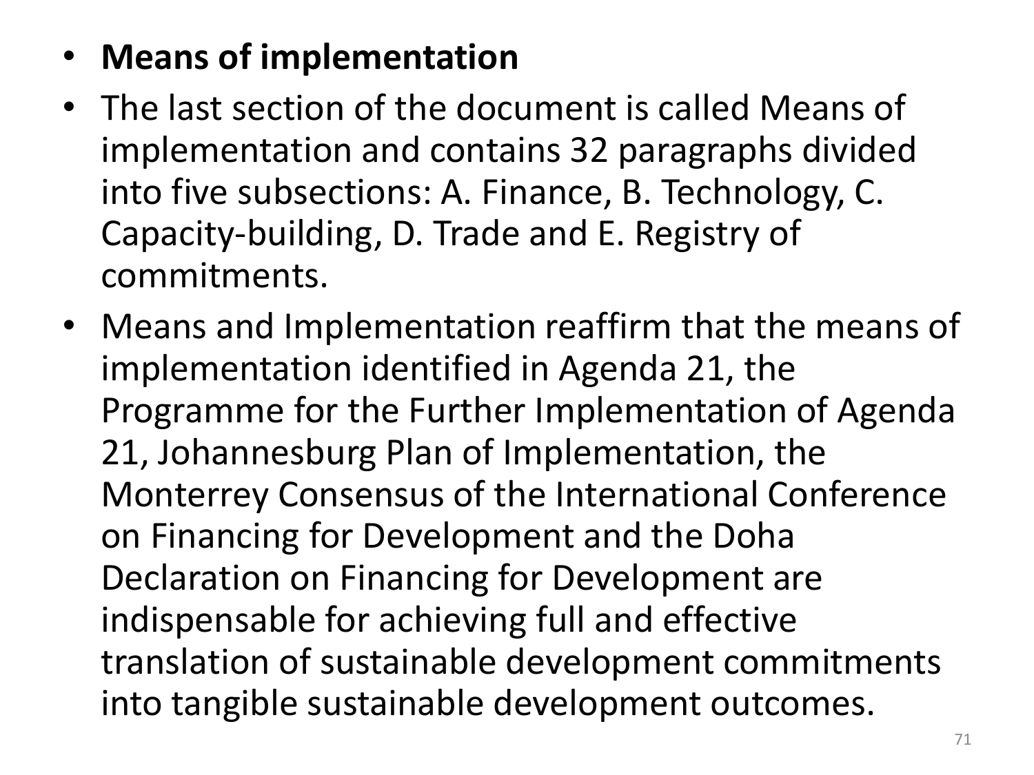- **Means of implementation**
- The last section of the document is called Means of implementation and contains 32 paragraphs divided into five subsections: A. Finance, B. Technology, C. Capacity-building, D. Trade and E. Registry of commitments.
- Means and Implementation reaffirm that the means of implementation identified in Agenda 21, the Programme for the Further Implementation of Agenda 21, Johannesburg Plan of Implementation, the Monterrey Consensus of the International Conference on Financing for Development and the Doha Declaration on Financing for Development are indispensable for achieving full and effective translation of sustainable development commitments into tangible sustainable development outcomes.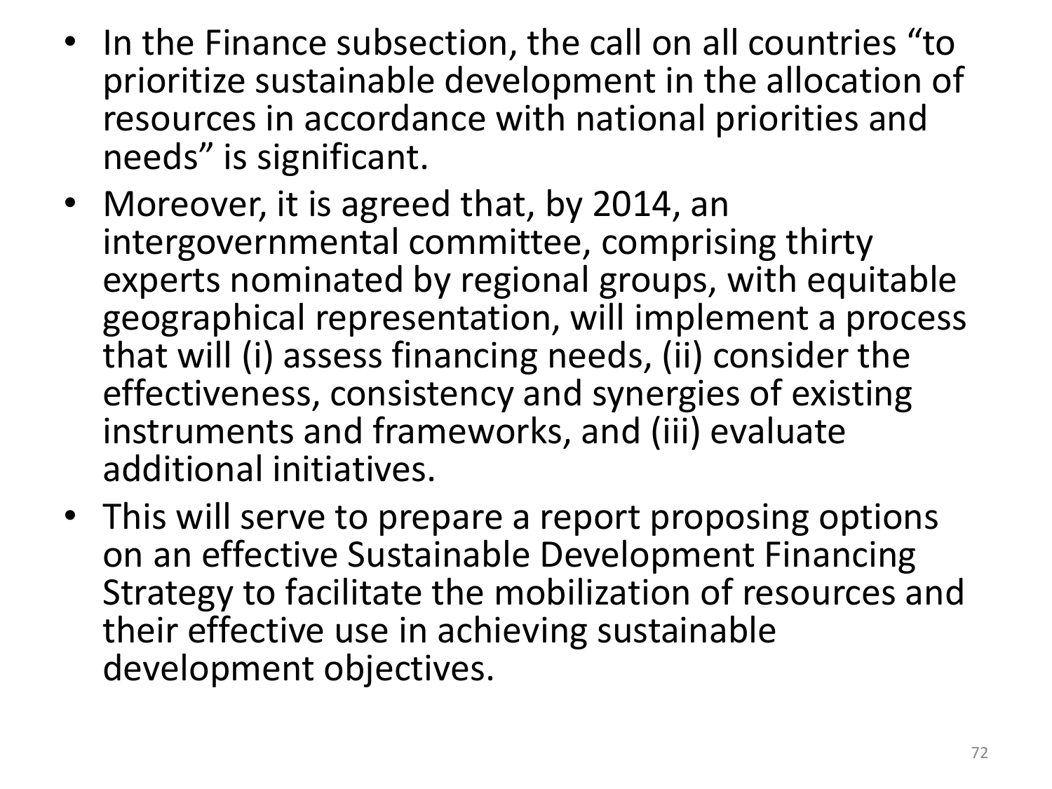- In the Finance subsection, the call on all countries “to prioritize sustainable development in the allocation of resources in accordance with national priorities and needs” is significant.
- Moreover, it is agreed that, by 2014, an intergovernmental committee, comprising thirty experts nominated by regional groups, with equitable geographical representation, will implement a process that will (i) assess financing needs, (ii) consider the effectiveness, consistency and synergies of existing instruments and frameworks, and (iii) evaluate additional initiatives.
- This will serve to prepare a report proposing options on an effective Sustainable Development Financing Strategy to facilitate the mobilization of resources and their effective use in achieving sustainable development objectives.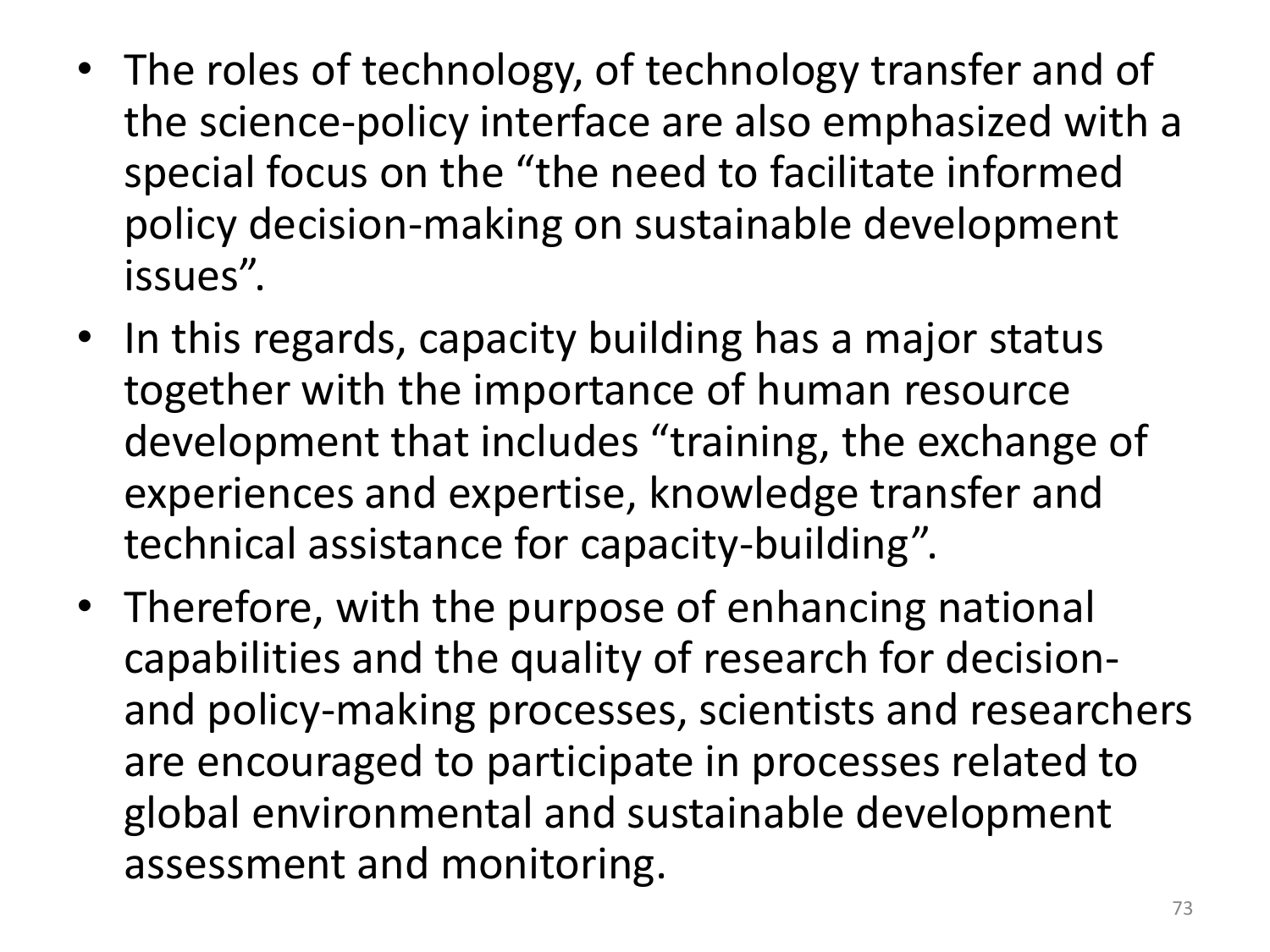- The roles of technology, of technology transfer and of the science-policy interface are also emphasized with a special focus on the “the need to facilitate informed policy decision-making on sustainable development issues”.
- In this regards, capacity building has a major status together with the importance of human resource development that includes “training, the exchange of experiences and expertise, knowledge transfer and technical assistance for capacity-building”.
- Therefore, with the purpose of enhancing national capabilities and the quality of research for decision- and policy-making processes, scientists and researchers are encouraged to participate in processes related to global environmental and sustainable development assessment and monitoring.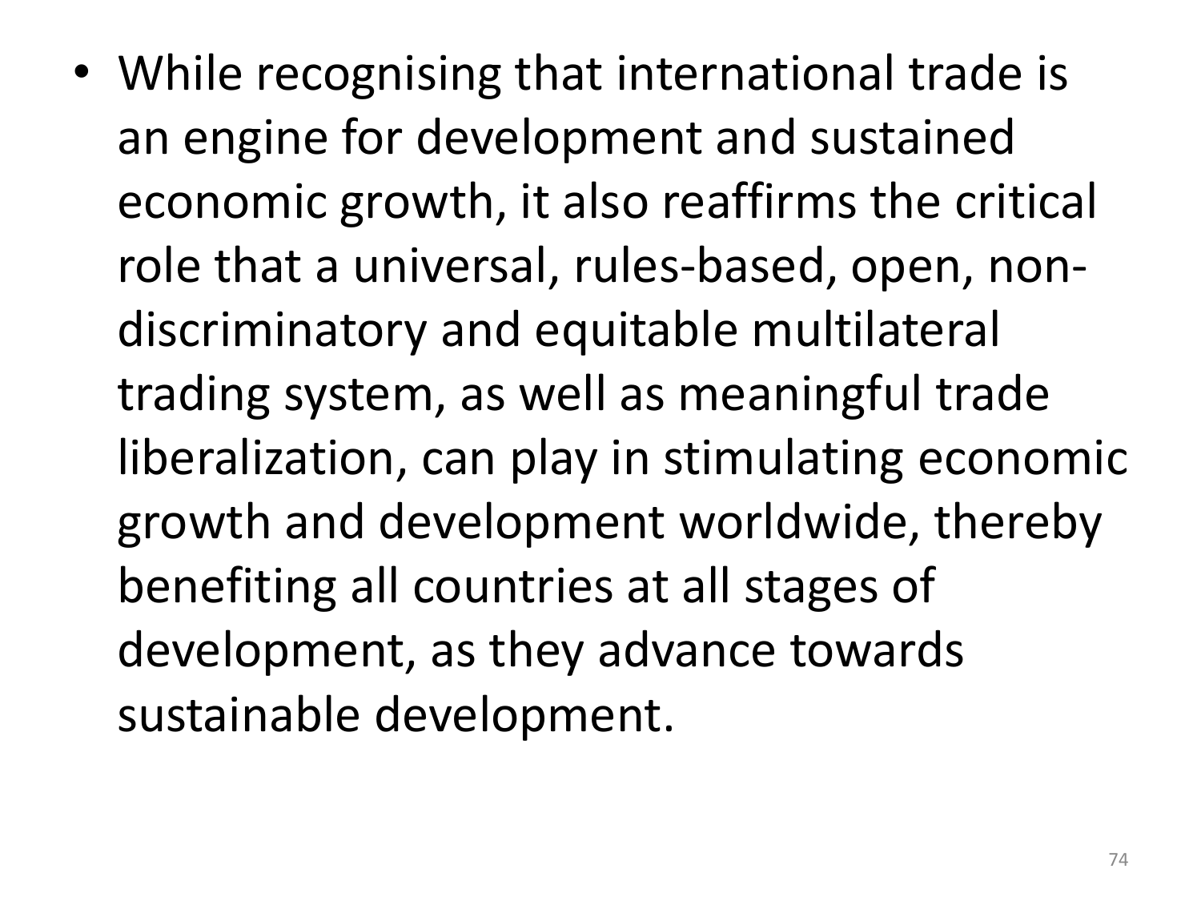- While recognising that international trade is an engine for development and sustained economic growth, it also reaffirms the critical role that a universal, rules-based, open, non-discriminatory and equitable multilateral trading system, as well as meaningful trade liberalization, can play in stimulating economic growth and development worldwide, thereby benefiting all countries at all stages of development, as they advance towards sustainable development.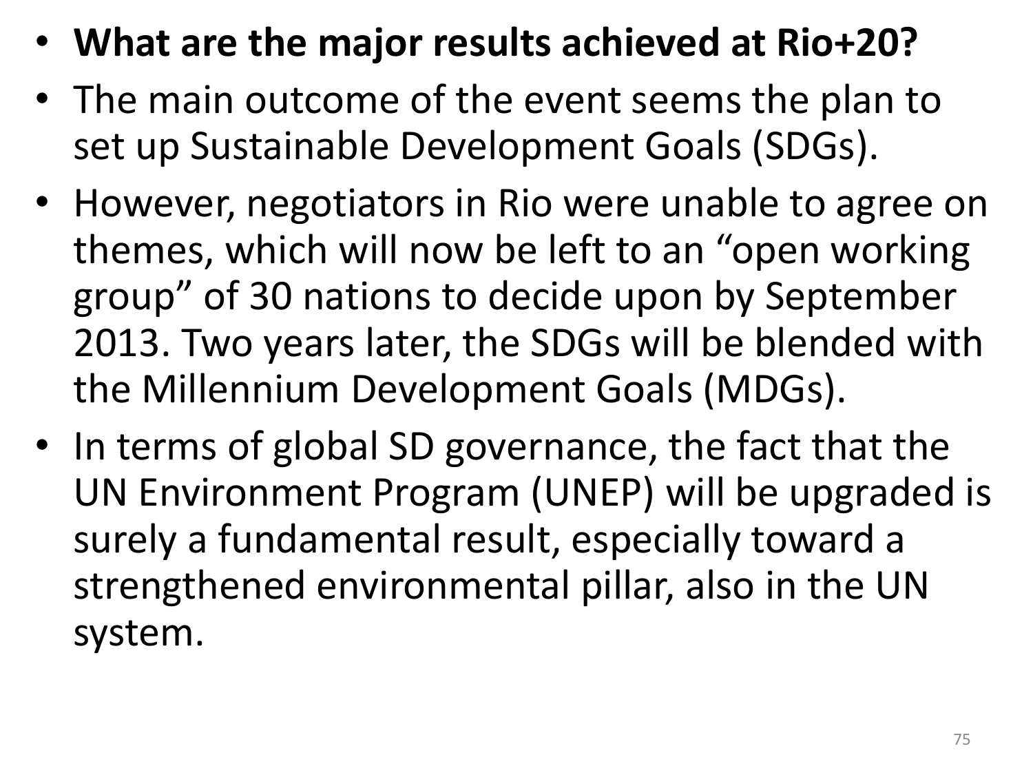- **What are the major results achieved at Rio+20?**
- The main outcome of the event seems the plan to set up Sustainable Development Goals (SDGs).
- However, negotiators in Rio were unable to agree on themes, which will now be left to an “open working group” of 30 nations to decide upon by September 2013. Two years later, the SDGs will be blended with the Millennium Development Goals (MDGs).
- In terms of global SD governance, the fact that the UN Environment Program (UNEP) will be upgraded is surely a fundamental result, especially toward a strengthened environmental pillar, also in the UN system.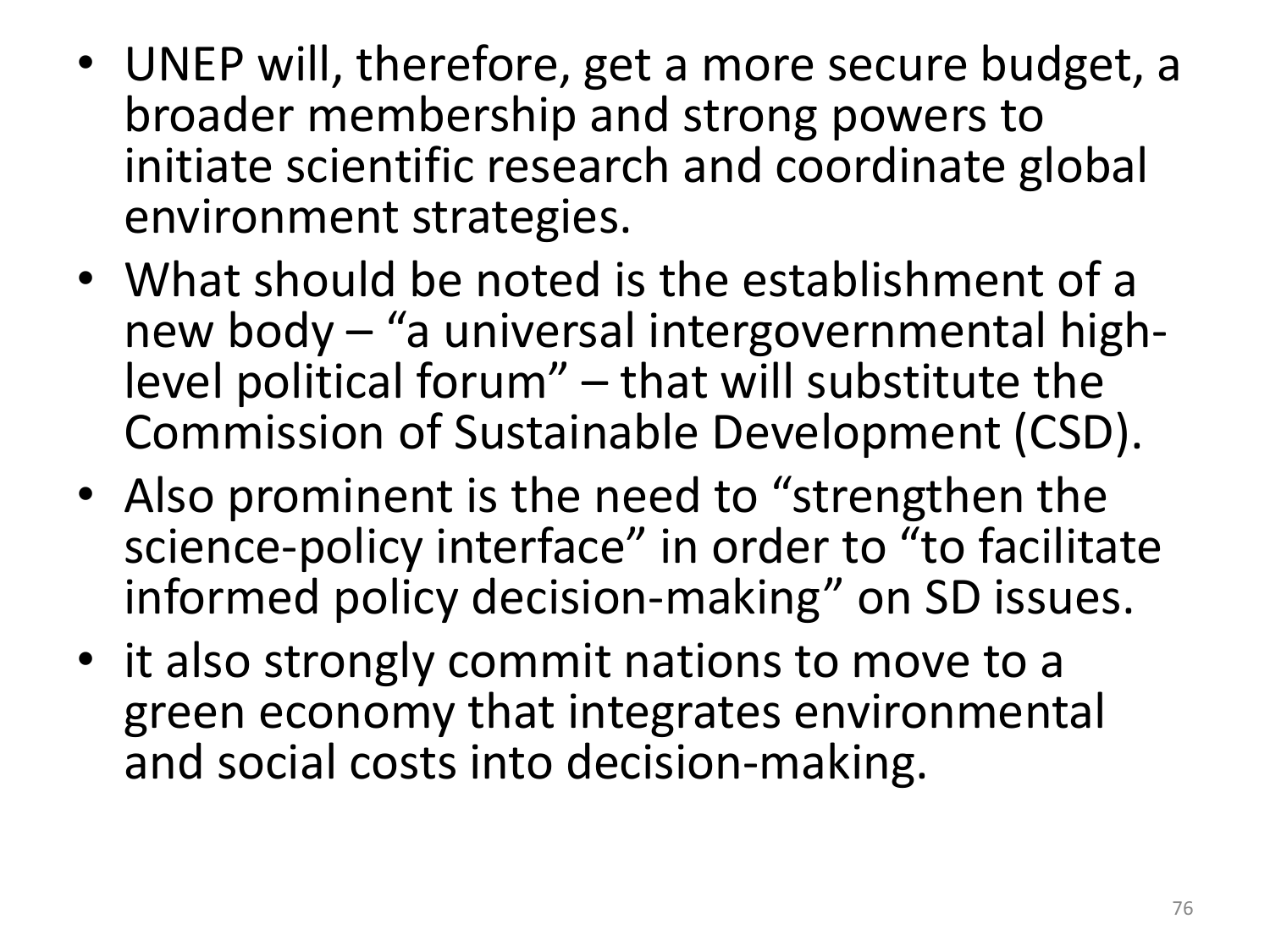- UNEP will, therefore, get a more secure budget, a broader membership and strong powers to initiate scientific research and coordinate global environment strategies.
- What should be noted is the establishment of a new body – “a universal intergovernmental high-level political forum” – that will substitute the Commission of Sustainable Development (CSD).
- Also prominent is the need to “strengthen the science-policy interface” in order to “to facilitate informed policy decision-making” on SD issues.
- it also strongly commit nations to move to a green economy that integrates environmental and social costs into decision-making.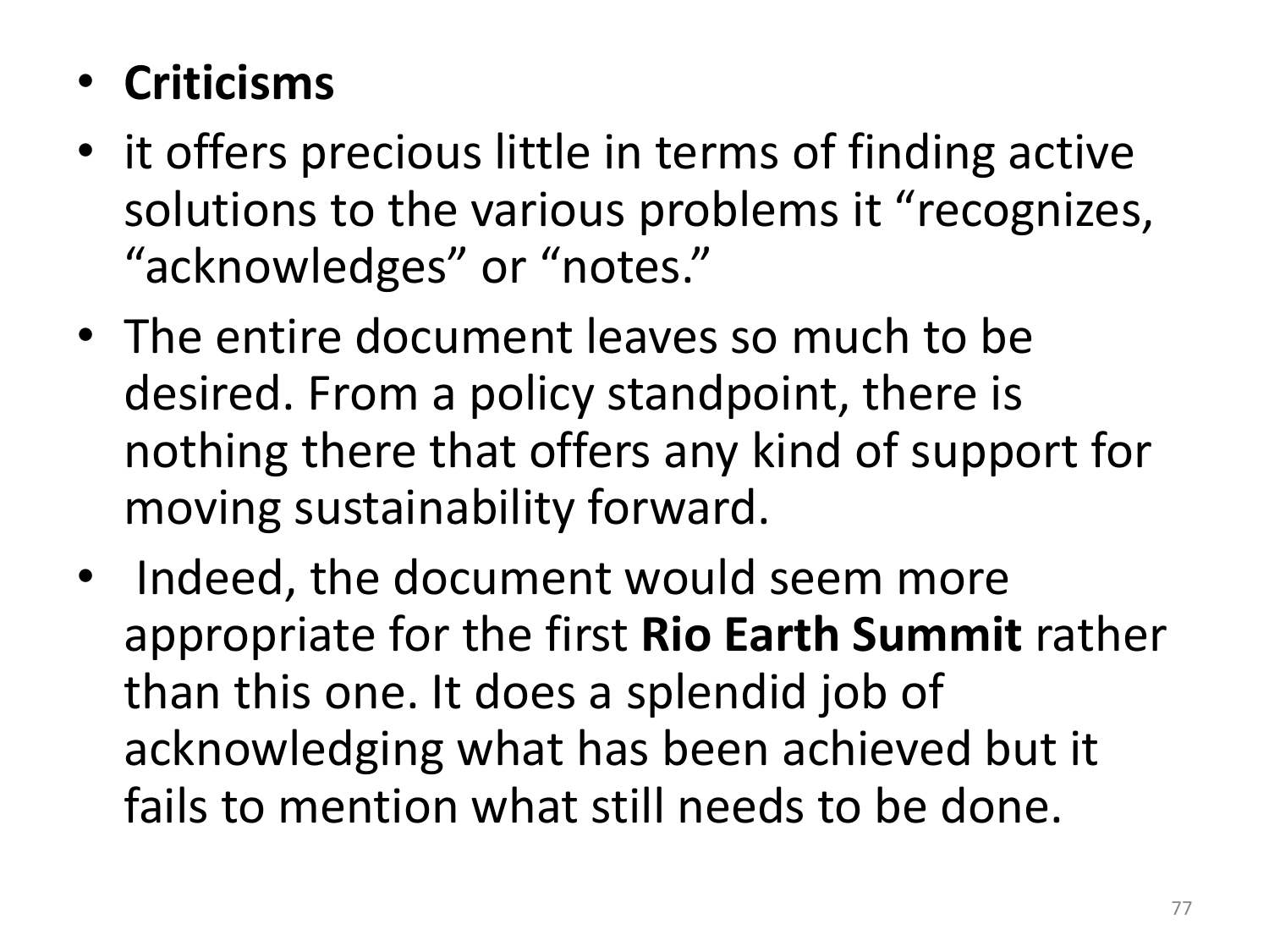- **Criticisms**
- it offers precious little in terms of finding active solutions to the various problems it “recognizes, “acknowledges” or “notes.”
- The entire document leaves so much to be desired. From a policy standpoint, there is nothing there that offers any kind of support for moving sustainability forward.
- Indeed, the document would seem more appropriate for the first **Rio Earth Summit** rather than this one. It does a splendid job of acknowledging what has been achieved but it fails to mention what still needs to be done.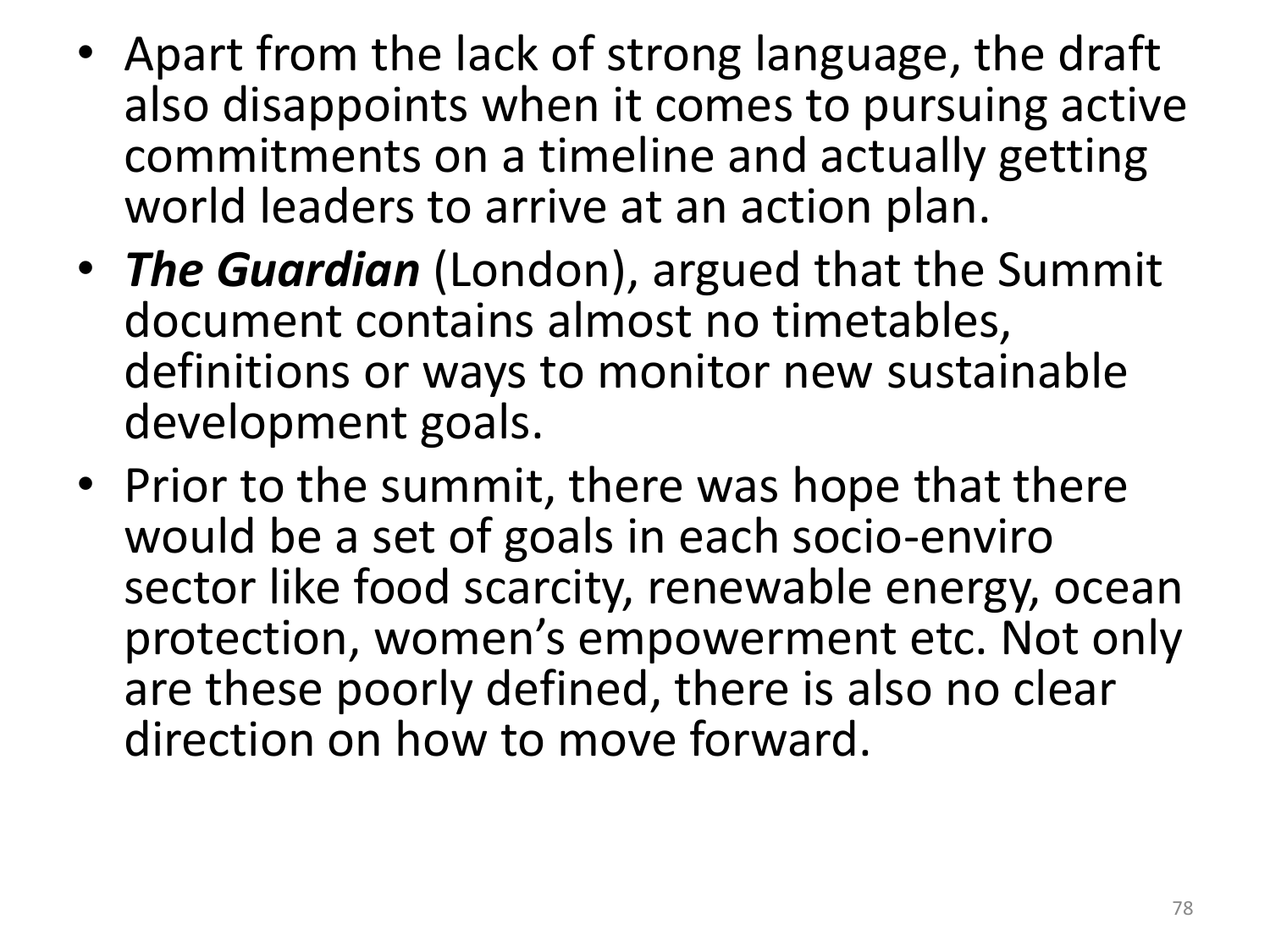- Apart from the lack of strong language, the draft also disappoints when it comes to pursuing active commitments on a timeline and actually getting world leaders to arrive at an action plan.
- ***The Guardian*** (London), argued that the Summit document contains almost no timetables, definitions or ways to monitor new sustainable development goals.
- Prior to the summit, there was hope that there would be a set of goals in each socio-enviro sector like food scarcity, renewable energy, ocean protection, women's empowerment etc. Not only are these poorly defined, there is also no clear direction on how to move forward.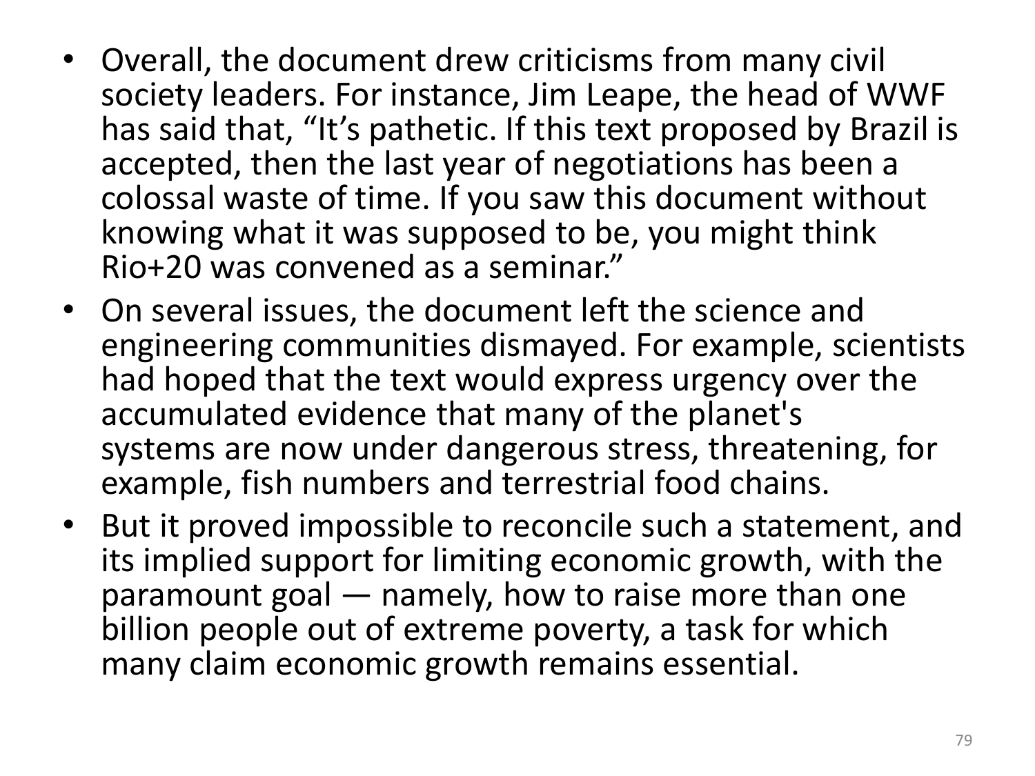- Overall, the document drew criticisms from many civil society leaders. For instance, Jim Leape, the head of WWF has said that, “It’s pathetic. If this text proposed by Brazil is accepted, then the last year of negotiations has been a colossal waste of time. If you saw this document without knowing what it was supposed to be, you might think Rio+20 was convened as a seminar.”
- On several issues, the document left the science and engineering communities dismayed. For example, scientists had hoped that the text would express urgency over the accumulated evidence that many of the planet's systems are now under dangerous stress, threatening, for example, fish numbers and terrestrial food chains.
- But it proved impossible to reconcile such a statement, and its implied support for limiting economic growth, with the paramount goal — namely, how to raise more than one billion people out of extreme poverty, a task for which many claim economic growth remains essential.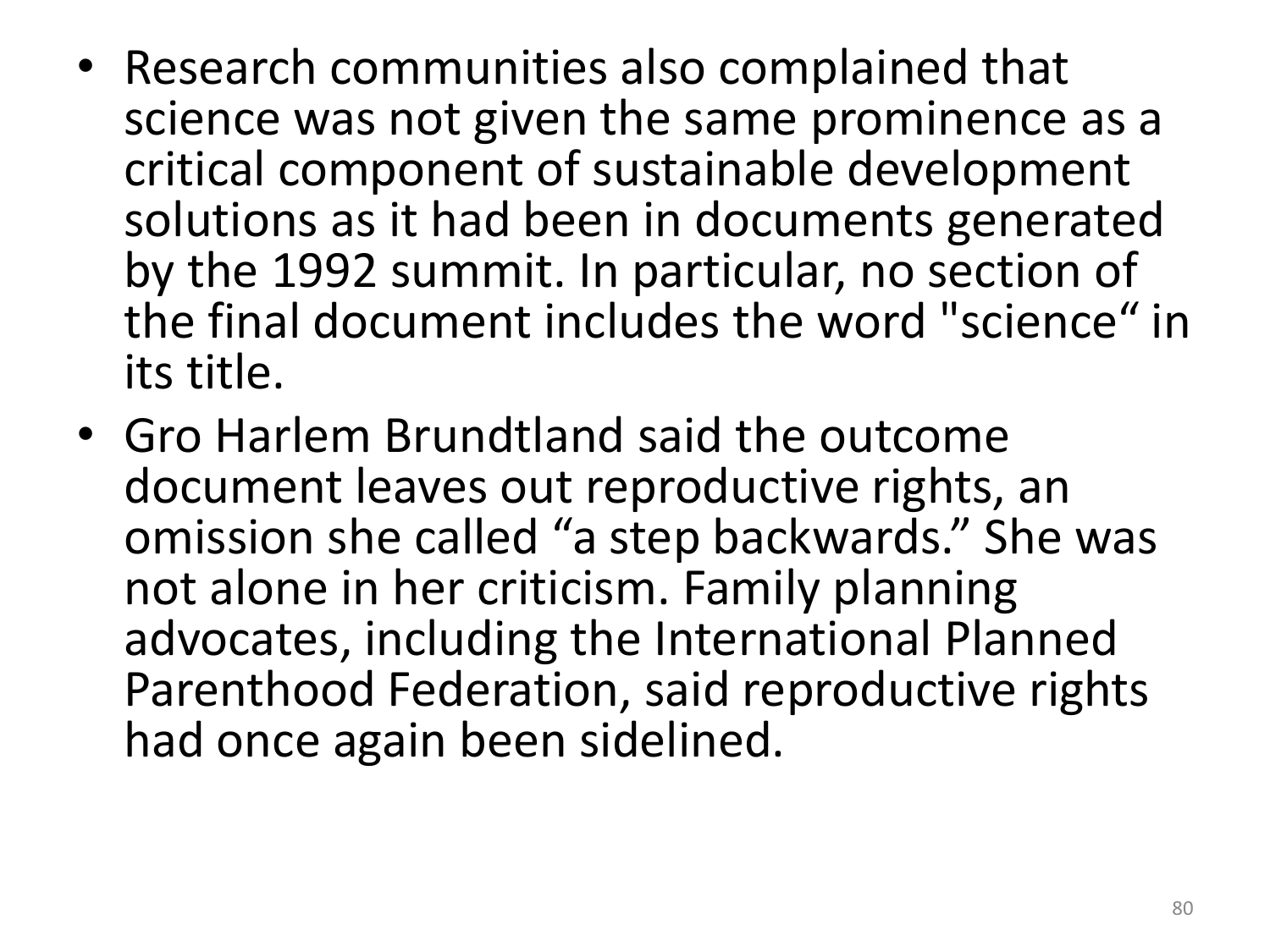- Research communities also complained that science was not given the same prominence as a critical component of sustainable development solutions as it had been in documents generated by the 1992 summit. In particular, no section of the final document includes the word "science“ in its title.
- Gro Harlem Brundtland said the outcome document leaves out reproductive rights, an omission she called “a step backwards.” She was not alone in her criticism. Family planning advocates, including the International Planned Parenthood Federation, said reproductive rights had once again been sidelined.